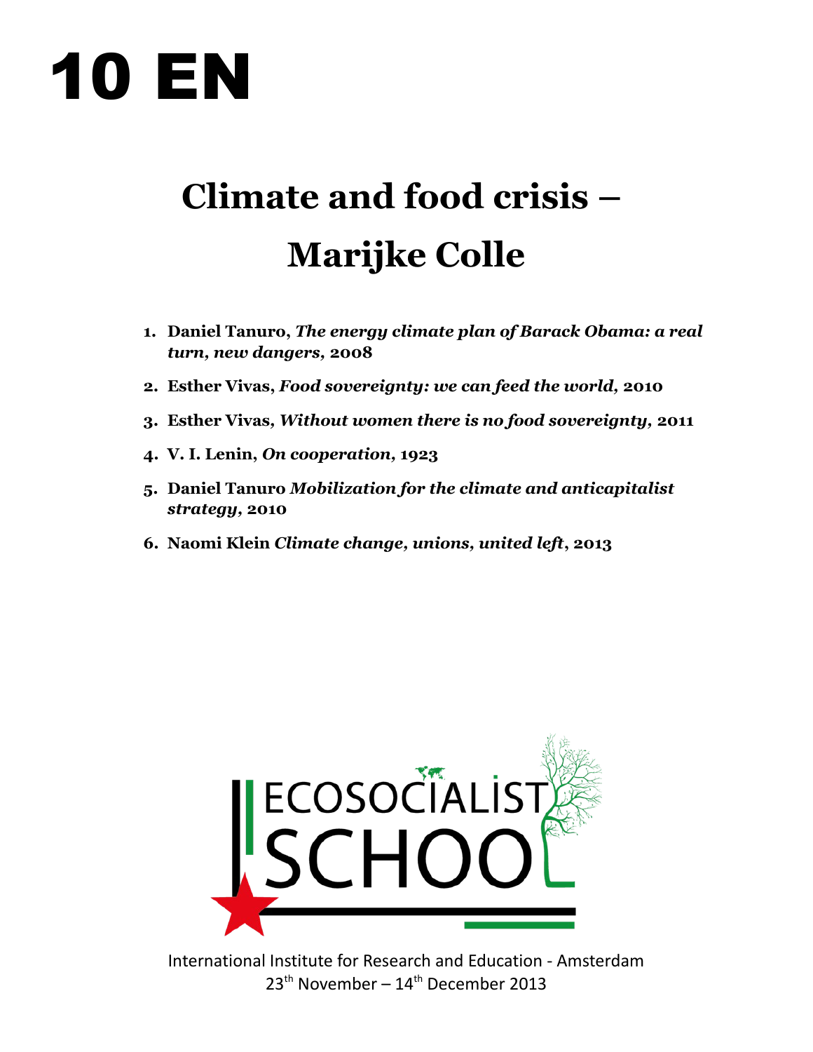# 10 EN

## Climate and food crisis – Marijke Colle

1. **Daniel Tanuro, *The energy climate plan of Barack Obama: a real turn, new dangers*, 2008**
2. **Esther Vivas, *Food sovereignty: we can feed the world*, 2010**
3. **Esther Vivas*, Without women there is no food sovereignty*, 2011**
4. **V. I. Lenin, *On cooperation*, 1923**
5. **Daniel Tanuro *Mobilization for the climate and anticapitalist strategy*, 2010**
6. **Naomi Klein *Climate change, unions, united left*, 2013**

ECOSOCIALIST SCHOOL

International Institute for Research and Education - Amsterdam
23th November – 14th December 2013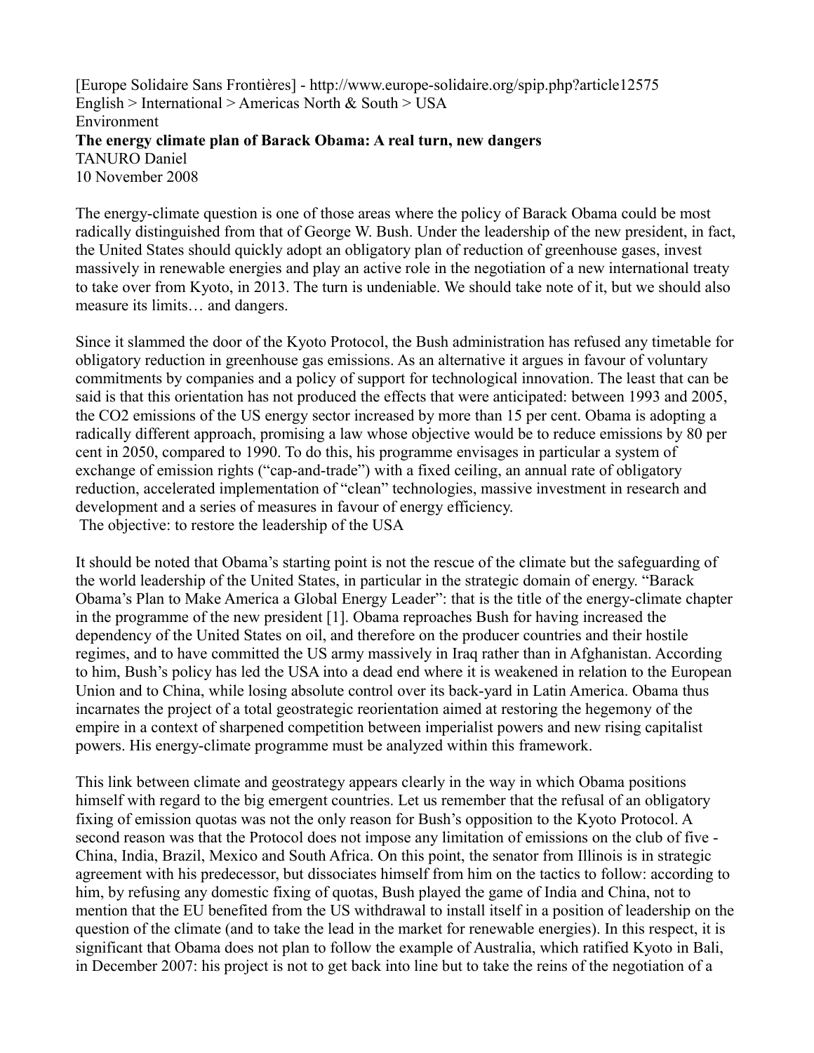[Europe Solidaire Sans Frontières] - http://www.europe-solidaire.org/spip.php?article12575
English > International > Americas North & South > USA
Environment

# The energy climate plan of Barack Obama: A real turn, new dangers

TANURO Daniel
10 November 2008

The energy-climate question is one of those areas where the policy of Barack Obama could be most radically distinguished from that of George W. Bush. Under the leadership of the new president, in fact, the United States should quickly adopt an obligatory plan of reduction of greenhouse gases, invest massively in renewable energies and play an active role in the negotiation of a new international treaty to take over from Kyoto, in 2013. The turn is undeniable. We should take note of it, but we should also measure its limits… and dangers.

Since it slammed the door of the Kyoto Protocol, the Bush administration has refused any timetable for obligatory reduction in greenhouse gas emissions. As an alternative it argues in favour of voluntary commitments by companies and a policy of support for technological innovation. The least that can be said is that this orientation has not produced the effects that were anticipated: between 1993 and 2005, the $CO_2$ emissions of the US energy sector increased by more than 15 per cent. Obama is adopting a radically different approach, promising a law whose objective would be to reduce emissions by 80 per cent in 2050, compared to 1990. To do this, his programme envisages in particular a system of exchange of emission rights ("cap-and-trade") with a fixed ceiling, an annual rate of obligatory reduction, accelerated implementation of "clean" technologies, massive investment in research and development and a series of measures in favour of energy efficiency.

## The objective: to restore the leadership of the USA

It should be noted that Obama's starting point is not the rescue of the climate but the safeguarding of the world leadership of the United States, in particular in the strategic domain of energy. "Barack Obama's Plan to Make America a Global Energy Leader": that is the title of the energy-climate chapter in the programme of the new president [1]. Obama reproaches Bush for having increased the dependency of the United States on oil, and therefore on the producer countries and their hostile regimes, and to have committed the US army massively in Iraq rather than in Afghanistan. According to him, Bush's policy has led the USA into a dead end where it is weakened in relation to the European Union and to China, while losing absolute control over its back-yard in Latin America. Obama thus incarnates the project of a total geostrategic reorientation aimed at restoring the hegemony of the empire in a context of sharpened competition between imperialist powers and new rising capitalist powers. His energy-climate programme must be analyzed within this framework.

This link between climate and geostrategy appears clearly in the way in which Obama positions himself with regard to the big emergent countries. Let us remember that the refusal of an obligatory fixing of emission quotas was not the only reason for Bush's opposition to the Kyoto Protocol. A second reason was that the Protocol does not impose any limitation of emissions on the club of five - China, India, Brazil, Mexico and South Africa. On this point, the senator from Illinois is in strategic agreement with his predecessor, but dissociates himself from him on the tactics to follow: according to him, by refusing any domestic fixing of quotas, Bush played the game of India and China, not to mention that the EU benefited from the US withdrawal to install itself in a position of leadership on the question of the climate (and to take the lead in the market for renewable energies). In this respect, it is significant that Obama does not plan to follow the example of Australia, which ratified Kyoto in Bali, in December 2007: his project is not to get back into line but to take the reins of the negotiation of a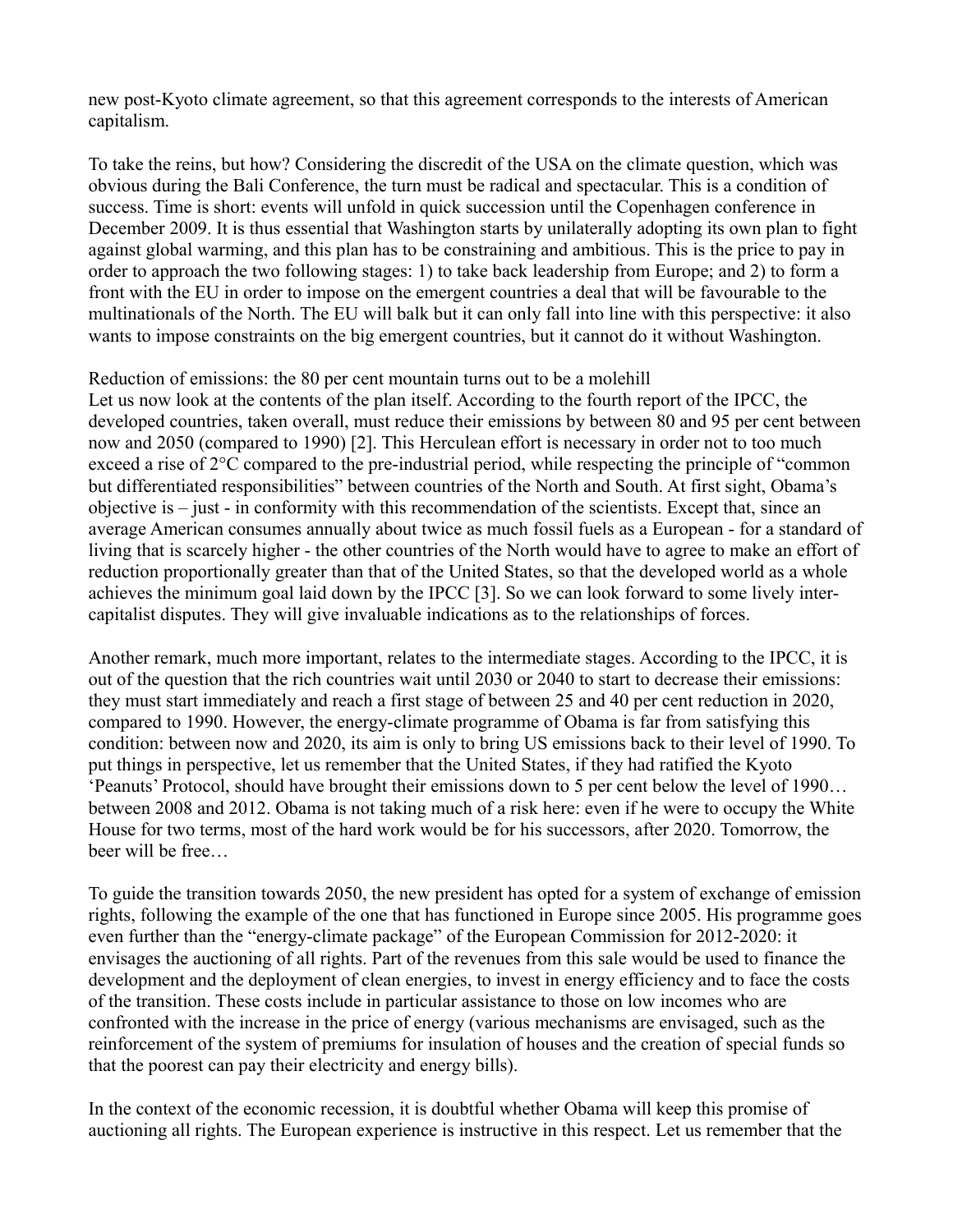new post-Kyoto climate agreement, so that this agreement corresponds to the interests of American capitalism.

To take the reins, but how? Considering the discredit of the USA on the climate question, which was obvious during the Bali Conference, the turn must be radical and spectacular. This is a condition of success. Time is short: events will unfold in quick succession until the Copenhagen conference in December 2009. It is thus essential that Washington starts by unilaterally adopting its own plan to fight against global warming, and this plan has to be constraining and ambitious. This is the price to pay in order to approach the two following stages: 1) to take back leadership from Europe; and 2) to form a front with the EU in order to impose on the emergent countries a deal that will be favourable to the multinationals of the North. The EU will balk but it can only fall into line with this perspective: it also wants to impose constraints on the big emergent countries, but it cannot do it without Washington.

## Reduction of emissions: the 80 per cent mountain turns out to be a molehill

Let us now look at the contents of the plan itself. According to the fourth report of the IPCC, the developed countries, taken overall, must reduce their emissions by between 80 and 95 per cent between now and 2050 (compared to 1990) [2]. This Herculean effort is necessary in order not to too much exceed a rise of 2°C compared to the pre-industrial period, while respecting the principle of "common but differentiated responsibilities" between countries of the North and South. At first sight, Obama's objective is – just - in conformity with this recommendation of the scientists. Except that, since an average American consumes annually about twice as much fossil fuels as a European - for a standard of living that is scarcely higher - the other countries of the North would have to agree to make an effort of reduction proportionally greater than that of the United States, so that the developed world as a whole achieves the minimum goal laid down by the IPCC [3]. So we can look forward to some lively inter-capitalist disputes. They will give invaluable indications as to the relationships of forces.

Another remark, much more important, relates to the intermediate stages. According to the IPCC, it is out of the question that the rich countries wait until 2030 or 2040 to start to decrease their emissions: they must start immediately and reach a first stage of between 25 and 40 per cent reduction in 2020, compared to 1990. However, the energy-climate programme of Obama is far from satisfying this condition: between now and 2020, its aim is only to bring US emissions back to their level of 1990. To put things in perspective, let us remember that the United States, if they had ratified the Kyoto 'Peanuts' Protocol, should have brought their emissions down to 5 per cent below the level of 1990… between 2008 and 2012. Obama is not taking much of a risk here: even if he were to occupy the White House for two terms, most of the hard work would be for his successors, after 2020. Tomorrow, the beer will be free…

To guide the transition towards 2050, the new president has opted for a system of exchange of emission rights, following the example of the one that has functioned in Europe since 2005. His programme goes even further than the "energy-climate package" of the European Commission for 2012-2020: it envisages the auctioning of all rights. Part of the revenues from this sale would be used to finance the development and the deployment of clean energies, to invest in energy efficiency and to face the costs of the transition. These costs include in particular assistance to those on low incomes who are confronted with the increase in the price of energy (various mechanisms are envisaged, such as the reinforcement of the system of premiums for insulation of houses and the creation of special funds so that the poorest can pay their electricity and energy bills).

In the context of the economic recession, it is doubtful whether Obama will keep this promise of auctioning all rights. The European experience is instructive in this respect. Let us remember that the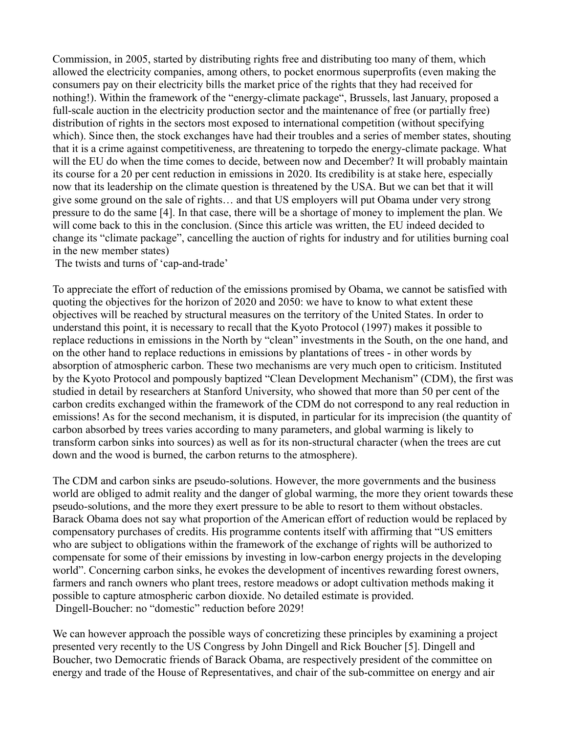Commission, in 2005, started by distributing rights free and distributing too many of them, which allowed the electricity companies, among others, to pocket enormous superprofits (even making the consumers pay on their electricity bills the market price of the rights that they had received for nothing!). Within the framework of the "energy-climate package", Brussels, last January, proposed a full-scale auction in the electricity production sector and the maintenance of free (or partially free) distribution of rights in the sectors most exposed to international competition (without specifying which). Since then, the stock exchanges have had their troubles and a series of member states, shouting that it is a crime against competitiveness, are threatening to torpedo the energy-climate package. What will the EU do when the time comes to decide, between now and December? It will probably maintain its course for a 20 per cent reduction in emissions in 2020. Its credibility is at stake here, especially now that its leadership on the climate question is threatened by the USA. But we can bet that it will give some ground on the sale of rights… and that US employers will put Obama under very strong pressure to do the same [4]. In that case, there will be a shortage of money to implement the plan. We will come back to this in the conclusion. (Since this article was written, the EU indeed decided to change its "climate package", cancelling the auction of rights for industry and for utilities burning coal in the new member states)

## The twists and turns of 'cap-and-trade'

To appreciate the effort of reduction of the emissions promised by Obama, we cannot be satisfied with quoting the objectives for the horizon of 2020 and 2050: we have to know to what extent these objectives will be reached by structural measures on the territory of the United States. In order to understand this point, it is necessary to recall that the Kyoto Protocol (1997) makes it possible to replace reductions in emissions in the North by "clean" investments in the South, on the one hand, and on the other hand to replace reductions in emissions by plantations of trees - in other words by absorption of atmospheric carbon. These two mechanisms are very much open to criticism. Instituted by the Kyoto Protocol and pompously baptized "Clean Development Mechanism" (CDM), the first was studied in detail by researchers at Stanford University, who showed that more than 50 per cent of the carbon credits exchanged within the framework of the CDM do not correspond to any real reduction in emissions! As for the second mechanism, it is disputed, in particular for its imprecision (the quantity of carbon absorbed by trees varies according to many parameters, and global warming is likely to transform carbon sinks into sources) as well as for its non-structural character (when the trees are cut down and the wood is burned, the carbon returns to the atmosphere).

The CDM and carbon sinks are pseudo-solutions. However, the more governments and the business world are obliged to admit reality and the danger of global warming, the more they orient towards these pseudo-solutions, and the more they exert pressure to be able to resort to them without obstacles. Barack Obama does not say what proportion of the American effort of reduction would be replaced by compensatory purchases of credits. His programme contents itself with affirming that "US emitters who are subject to obligations within the framework of the exchange of rights will be authorized to compensate for some of their emissions by investing in low-carbon energy projects in the developing world". Concerning carbon sinks, he evokes the development of incentives rewarding forest owners, farmers and ranch owners who plant trees, restore meadows or adopt cultivation methods making it possible to capture atmospheric carbon dioxide. No detailed estimate is provided.

## Dingell-Boucher: no "domestic" reduction before 2029!

We can however approach the possible ways of concretizing these principles by examining a project presented very recently to the US Congress by John Dingell and Rick Boucher [5]. Dingell and Boucher, two Democratic friends of Barack Obama, are respectively president of the committee on energy and trade of the House of Representatives, and chair of the sub-committee on energy and air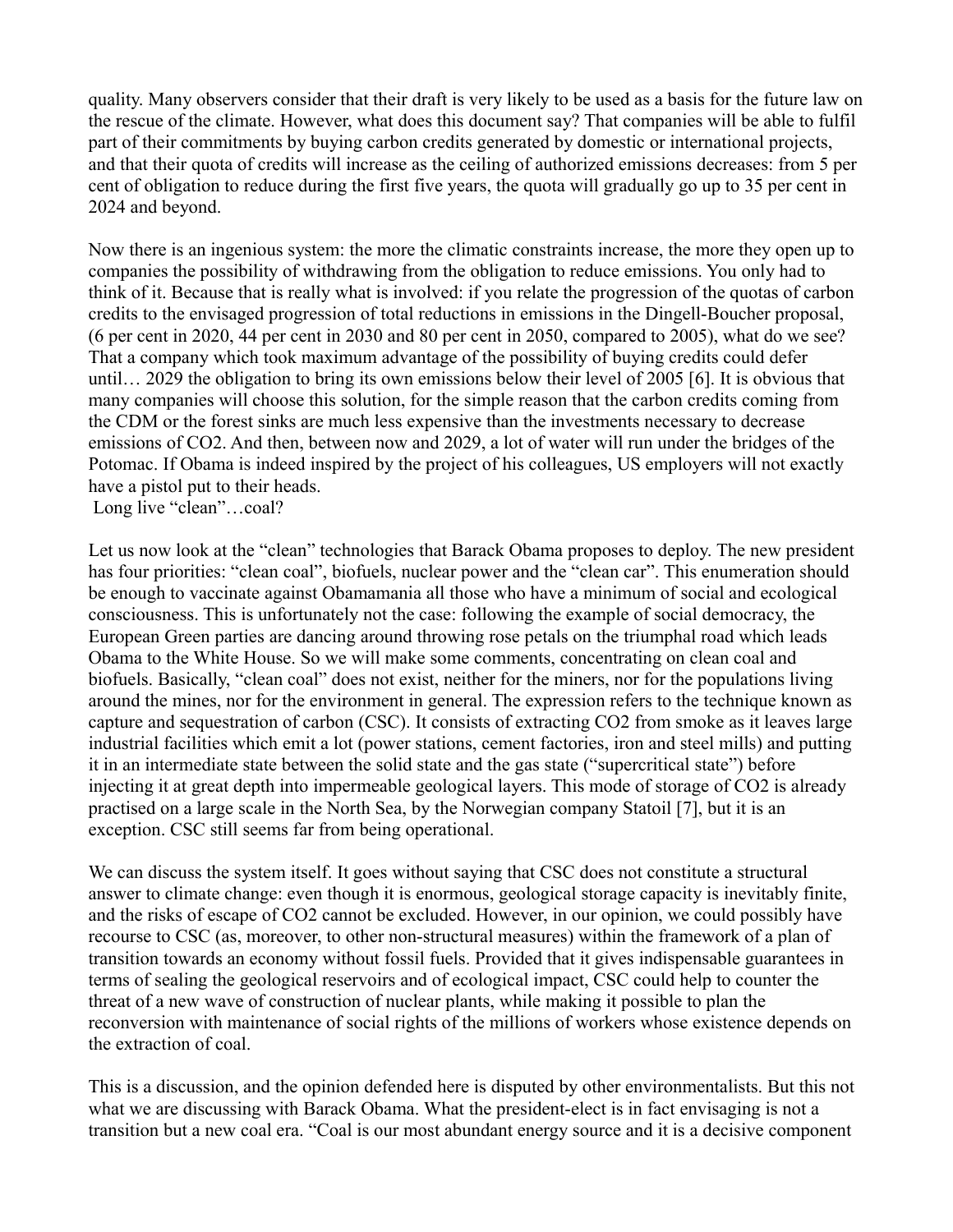quality. Many observers consider that their draft is very likely to be used as a basis for the future law on the rescue of the climate. However, what does this document say? That companies will be able to fulfil part of their commitments by buying carbon credits generated by domestic or international projects, and that their quota of credits will increase as the ceiling of authorized emissions decreases: from 5 per cent of obligation to reduce during the first five years, the quota will gradually go up to 35 per cent in 2024 and beyond.

Now there is an ingenious system: the more the climatic constraints increase, the more they open up to companies the possibility of withdrawing from the obligation to reduce emissions. You only had to think of it. Because that is really what is involved: if you relate the progression of the quotas of carbon credits to the envisaged progression of total reductions in emissions in the Dingell-Boucher proposal, (6 per cent in 2020, 44 per cent in 2030 and 80 per cent in 2050, compared to 2005), what do we see? That a company which took maximum advantage of the possibility of buying credits could defer until… 2029 the obligation to bring its own emissions below their level of 2005 [6]. It is obvious that many companies will choose this solution, for the simple reason that the carbon credits coming from the CDM or the forest sinks are much less expensive than the investments necessary to decrease emissions of $CO_2$. And then, between now and 2029, a lot of water will run under the bridges of the Potomac. If Obama is indeed inspired by the project of his colleagues, US employers will not exactly have a pistol put to their heads.

## Long live "clean"…coal?

Let us now look at the "clean" technologies that Barack Obama proposes to deploy. The new president has four priorities: "clean coal", biofuels, nuclear power and the "clean car". This enumeration should be enough to vaccinate against Obamamania all those who have a minimum of social and ecological consciousness. This is unfortunately not the case: following the example of social democracy, the European Green parties are dancing around throwing rose petals on the triumphal road which leads Obama to the White House. So we will make some comments, concentrating on clean coal and biofuels. Basically, "clean coal" does not exist, neither for the miners, nor for the populations living around the mines, nor for the environment in general. The expression refers to the technique known as capture and sequestration of carbon (CSC). It consists of extracting $CO_2$ from smoke as it leaves large industrial facilities which emit a lot (power stations, cement factories, iron and steel mills) and putting it in an intermediate state between the solid state and the gas state ("supercritical state") before injecting it at great depth into impermeable geological layers. This mode of storage of $CO_2$ is already practised on a large scale in the North Sea, by the Norwegian company Statoil [7], but it is an exception. CSC still seems far from being operational.

We can discuss the system itself. It goes without saying that CSC does not constitute a structural answer to climate change: even though it is enormous, geological storage capacity is inevitably finite, and the risks of escape of $CO_2$ cannot be excluded. However, in our opinion, we could possibly have recourse to CSC (as, moreover, to other non-structural measures) within the framework of a plan of transition towards an economy without fossil fuels. Provided that it gives indispensable guarantees in terms of sealing the geological reservoirs and of ecological impact, CSC could help to counter the threat of a new wave of construction of nuclear plants, while making it possible to plan the reconversion with maintenance of social rights of the millions of workers whose existence depends on the extraction of coal.

This is a discussion, and the opinion defended here is disputed by other environmentalists. But this not what we are discussing with Barack Obama. What the president-elect is in fact envisaging is not a transition but a new coal era. "Coal is our most abundant energy source and it is a decisive component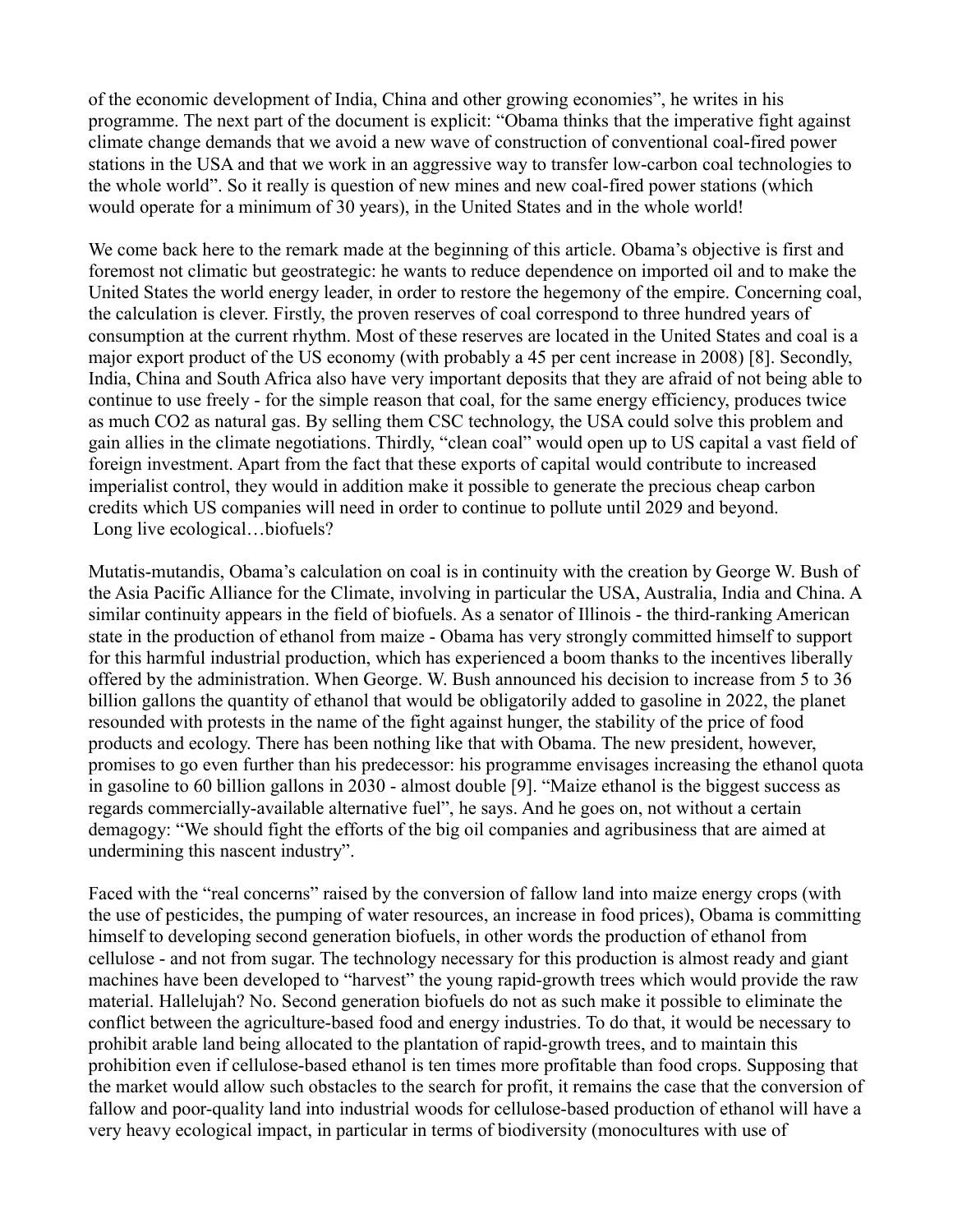of the economic development of India, China and other growing economies", he writes in his programme. The next part of the document is explicit: "Obama thinks that the imperative fight against climate change demands that we avoid a new wave of construction of conventional coal-fired power stations in the USA and that we work in an aggressive way to transfer low-carbon coal technologies to the whole world". So it really is question of new mines and new coal-fired power stations (which would operate for a minimum of 30 years), in the United States and in the whole world!

We come back here to the remark made at the beginning of this article. Obama's objective is first and foremost not climatic but geostrategic: he wants to reduce dependence on imported oil and to make the United States the world energy leader, in order to restore the hegemony of the empire. Concerning coal, the calculation is clever. Firstly, the proven reserves of coal correspond to three hundred years of consumption at the current rhythm. Most of these reserves are located in the United States and coal is a major export product of the US economy (with probably a 45 per cent increase in 2008) [8]. Secondly, India, China and South Africa also have very important deposits that they are afraid of not being able to continue to use freely - for the simple reason that coal, for the same energy efficiency, produces twice as much $CO_2$ as natural gas. By selling them CSC technology, the USA could solve this problem and gain allies in the climate negotiations. Thirdly, "clean coal" would open up to US capital a vast field of foreign investment. Apart from the fact that these exports of capital would contribute to increased imperialist control, they would in addition make it possible to generate the precious cheap carbon credits which US companies will need in order to continue to pollute until 2029 and beyond.

Long live ecological…biofuels?

Mutatis-mutandis, Obama's calculation on coal is in continuity with the creation by George W. Bush of the Asia Pacific Alliance for the Climate, involving in particular the USA, Australia, India and China. A similar continuity appears in the field of biofuels. As a senator of Illinois - the third-ranking American state in the production of ethanol from maize - Obama has very strongly committed himself to support for this harmful industrial production, which has experienced a boom thanks to the incentives liberally offered by the administration. When George. W. Bush announced his decision to increase from 5 to 36 billion gallons the quantity of ethanol that would be obligatorily added to gasoline in 2022, the planet resounded with protests in the name of the fight against hunger, the stability of the price of food products and ecology. There has been nothing like that with Obama. The new president, however, promises to go even further than his predecessor: his programme envisages increasing the ethanol quota in gasoline to 60 billion gallons in 2030 - almost double [9]. "Maize ethanol is the biggest success as regards commercially-available alternative fuel", he says. And he goes on, not without a certain demagogy: "We should fight the efforts of the big oil companies and agribusiness that are aimed at undermining this nascent industry".

Faced with the "real concerns" raised by the conversion of fallow land into maize energy crops (with the use of pesticides, the pumping of water resources, an increase in food prices), Obama is committing himself to developing second generation biofuels, in other words the production of ethanol from cellulose - and not from sugar. The technology necessary for this production is almost ready and giant machines have been developed to "harvest" the young rapid-growth trees which would provide the raw material. Hallelujah? No. Second generation biofuels do not as such make it possible to eliminate the conflict between the agriculture-based food and energy industries. To do that, it would be necessary to prohibit arable land being allocated to the plantation of rapid-growth trees, and to maintain this prohibition even if cellulose-based ethanol is ten times more profitable than food crops. Supposing that the market would allow such obstacles to the search for profit, it remains the case that the conversion of fallow and poor-quality land into industrial woods for cellulose-based production of ethanol will have a very heavy ecological impact, in particular in terms of biodiversity (monocultures with use of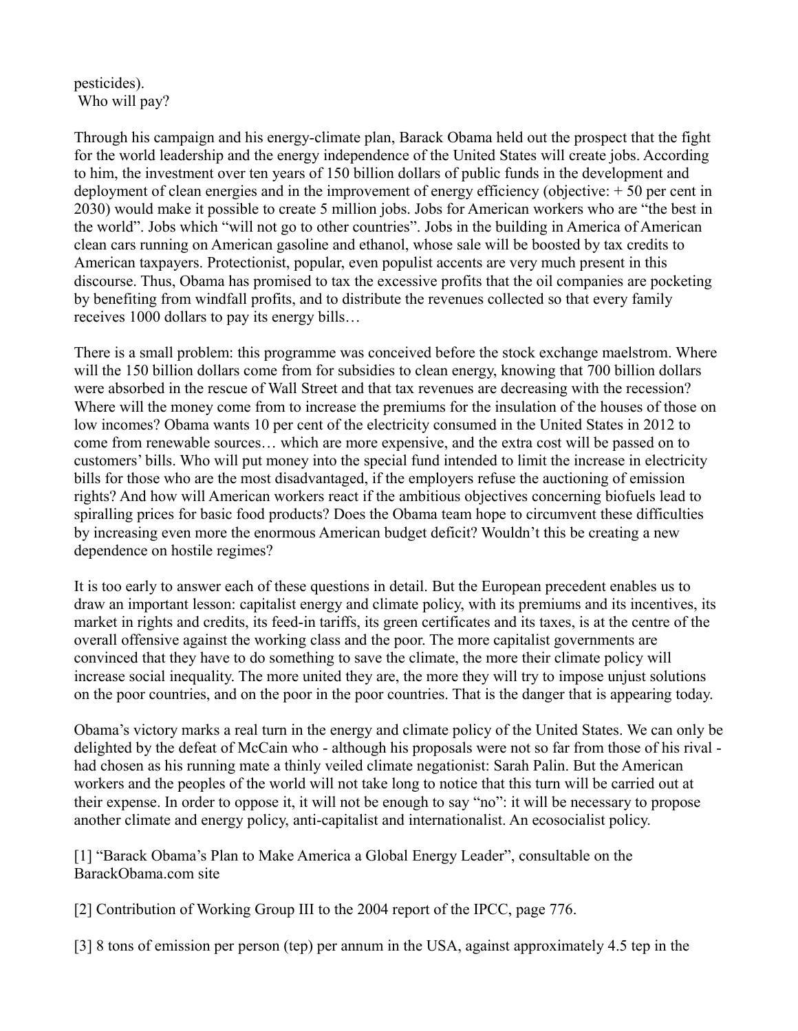pesticides).

Who will pay?

Through his campaign and his energy-climate plan, Barack Obama held out the prospect that the fight for the world leadership and the energy independence of the United States will create jobs. According to him, the investment over ten years of 150 billion dollars of public funds in the development and deployment of clean energies and in the improvement of energy efficiency (objective: + 50 per cent in 2030) would make it possible to create 5 million jobs. Jobs for American workers who are "the best in the world". Jobs which "will not go to other countries". Jobs in the building in America of American clean cars running on American gasoline and ethanol, whose sale will be boosted by tax credits to American taxpayers. Protectionist, popular, even populist accents are very much present in this discourse. Thus, Obama has promised to tax the excessive profits that the oil companies are pocketing by benefiting from windfall profits, and to distribute the revenues collected so that every family receives 1000 dollars to pay its energy bills…

There is a small problem: this programme was conceived before the stock exchange maelstrom. Where will the 150 billion dollars come from for subsidies to clean energy, knowing that 700 billion dollars were absorbed in the rescue of Wall Street and that tax revenues are decreasing with the recession? Where will the money come from to increase the premiums for the insulation of the houses of those on low incomes? Obama wants 10 per cent of the electricity consumed in the United States in 2012 to come from renewable sources… which are more expensive, and the extra cost will be passed on to customers' bills. Who will put money into the special fund intended to limit the increase in electricity bills for those who are the most disadvantaged, if the employers refuse the auctioning of emission rights? And how will American workers react if the ambitious objectives concerning biofuels lead to spiralling prices for basic food products? Does the Obama team hope to circumvent these difficulties by increasing even more the enormous American budget deficit? Wouldn't this be creating a new dependence on hostile regimes?

It is too early to answer each of these questions in detail. But the European precedent enables us to draw an important lesson: capitalist energy and climate policy, with its premiums and its incentives, its market in rights and credits, its feed-in tariffs, its green certificates and its taxes, is at the centre of the overall offensive against the working class and the poor. The more capitalist governments are convinced that they have to do something to save the climate, the more their climate policy will increase social inequality. The more united they are, the more they will try to impose unjust solutions on the poor countries, and on the poor in the poor countries. That is the danger that is appearing today.

Obama's victory marks a real turn in the energy and climate policy of the United States. We can only be delighted by the defeat of McCain who - although his proposals were not so far from those of his rival - had chosen as his running mate a thinly veiled climate negationist: Sarah Palin. But the American workers and the peoples of the world will not take long to notice that this turn will be carried out at their expense. In order to oppose it, it will not be enough to say "no": it will be necessary to propose another climate and energy policy, anti-capitalist and internationalist. An ecosocialist policy.

[1] "Barack Obama's Plan to Make America a Global Energy Leader", consultable on the BarackObama.com site

[2] Contribution of Working Group III to the 2004 report of the IPCC, page 776.

[3] 8 tons of emission per person (tep) per annum in the USA, against approximately 4.5 tep in the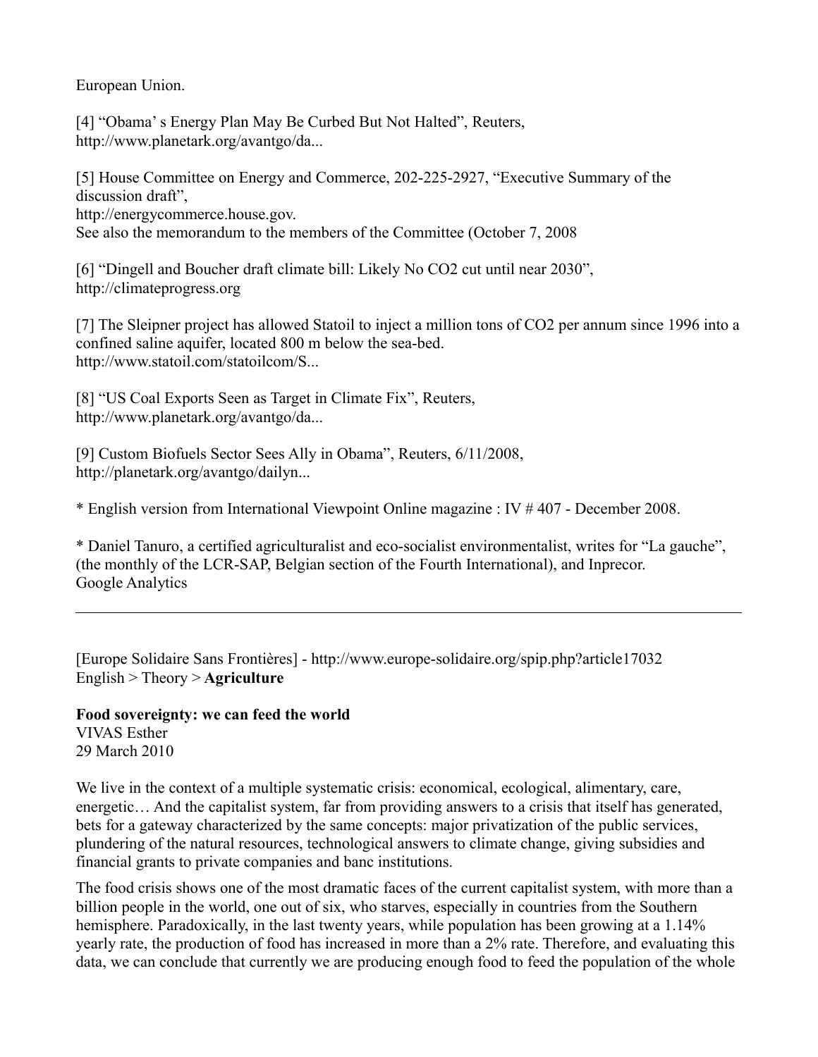European Union.

[4] “Obama’ s Energy Plan May Be Curbed But Not Halted”, Reuters, http://www.planetark.org/avantgo/da...

[5] House Committee on Energy and Commerce, 202-225-2927, “Executive Summary of the discussion draft”,
http://energycommerce.house.gov.
See also the memorandum to the members of the Committee (October 7, 2008

[6] “Dingell and Boucher draft climate bill: Likely No CO2 cut until near 2030”, http://climateprogress.org

[7] The Sleipner project has allowed Statoil to inject a million tons of CO2 per annum since 1996 into a confined saline aquifer, located 800 m below the sea-bed.
http://www.statoil.com/statoilcom/S...

[8] “US Coal Exports Seen as Target in Climate Fix”, Reuters, http://www.planetark.org/avantgo/da...

[9] Custom Biofuels Sector Sees Ally in Obama”, Reuters, 6/11/2008, http://planetark.org/avantgo/dailyn...

\* English version from International Viewpoint Online magazine : IV # 407 - December 2008.

\* Daniel Tanuro, a certified agriculturalist and eco-socialist environmentalist, writes for “La gauche”, (the monthly of the LCR-SAP, Belgian section of the Fourth International), and Inprecor.
Google Analytics

---

[Europe Solidaire Sans Frontières] - http://www.europe-solidaire.org/spip.php?article17032
English > Theory > **Agriculture**

**Food sovereignty: we can feed the world**
VIVAS Esther
29 March 2010

We live in the context of a multiple systematic crisis: economical, ecological, alimentary, care, energetic… And the capitalist system, far from providing answers to a crisis that itself has generated, bets for a gateway characterized by the same concepts: major privatization of the public services, plundering of the natural resources, technological answers to climate change, giving subsidies and financial grants to private companies and banc institutions.

The food crisis shows one of the most dramatic faces of the current capitalist system, with more than a billion people in the world, one out of six, who starves, especially in countries from the Southern hemisphere. Paradoxically, in the last twenty years, while population has been growing at a 1.14% yearly rate, the production of food has increased in more than a 2% rate. Therefore, and evaluating this data, we can conclude that currently we are producing enough food to feed the population of the whole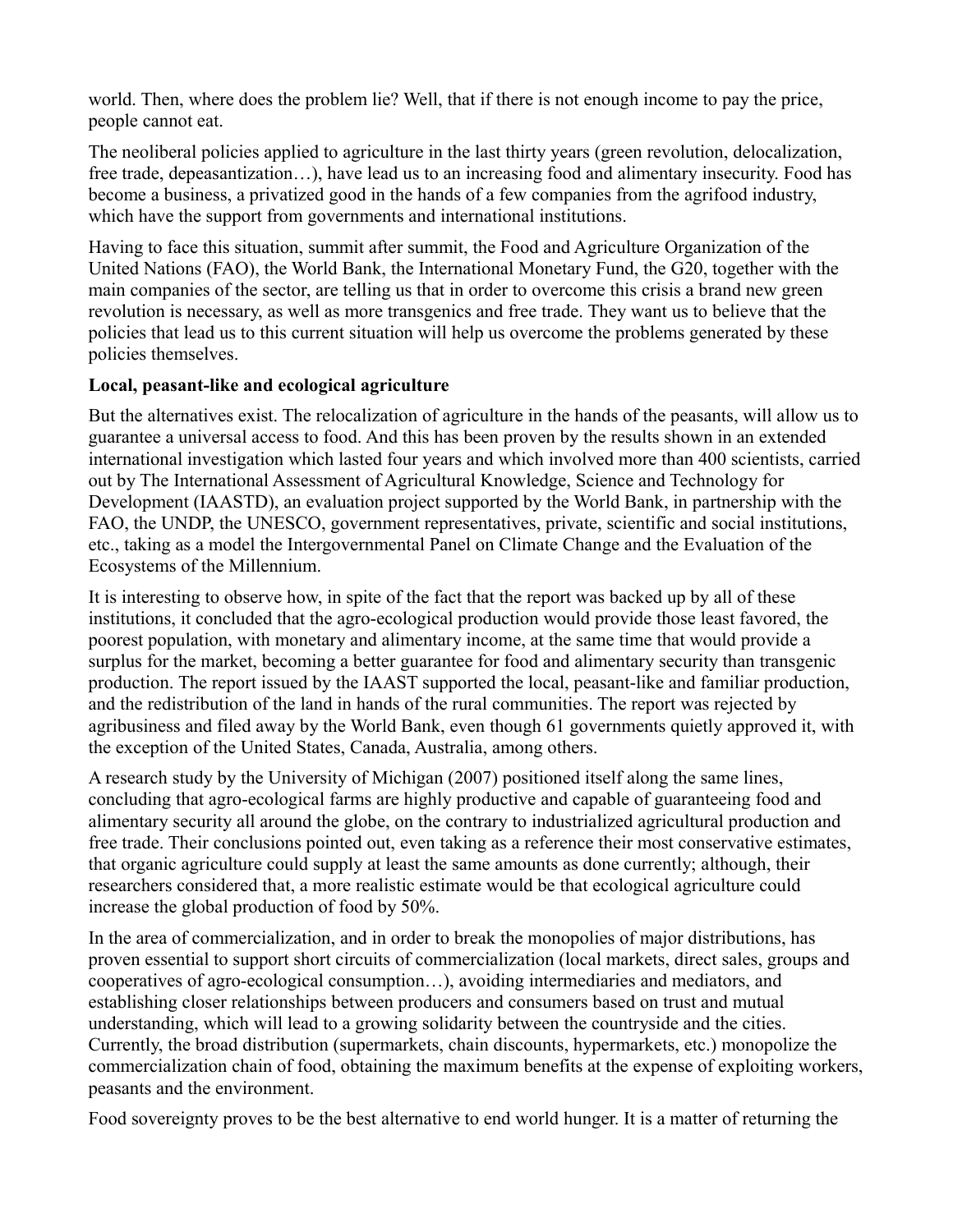world. Then, where does the problem lie? Well, that if there is not enough income to pay the price, people cannot eat.

The neoliberal policies applied to agriculture in the last thirty years (green revolution, delocalization, free trade, depeasantization…), have lead us to an increasing food and alimentary insecurity. Food has become a business, a privatized good in the hands of a few companies from the agrifood industry, which have the support from governments and international institutions.

Having to face this situation, summit after summit, the Food and Agriculture Organization of the United Nations (FAO), the World Bank, the International Monetary Fund, the G20, together with the main companies of the sector, are telling us that in order to overcome this crisis a brand new green revolution is necessary, as well as more transgenics and free trade. They want us to believe that the policies that lead us to this current situation will help us overcome the problems generated by these policies themselves.

**Local, peasant-like and ecological agriculture**

But the alternatives exist. The relocalization of agriculture in the hands of the peasants, will allow us to guarantee a universal access to food. And this has been proven by the results shown in an extended international investigation which lasted four years and which involved more than 400 scientists, carried out by The International Assessment of Agricultural Knowledge, Science and Technology for Development (IAASTD), an evaluation project supported by the World Bank, in partnership with the FAO, the UNDP, the UNESCO, government representatives, private, scientific and social institutions, etc., taking as a model the Intergovernmental Panel on Climate Change and the Evaluation of the Ecosystems of the Millennium.

It is interesting to observe how, in spite of the fact that the report was backed up by all of these institutions, it concluded that the agro-ecological production would provide those least favored, the poorest population, with monetary and alimentary income, at the same time that would provide a surplus for the market, becoming a better guarantee for food and alimentary security than transgenic production. The report issued by the IAAST supported the local, peasant-like and familiar production, and the redistribution of the land in hands of the rural communities. The report was rejected by agribusiness and filed away by the World Bank, even though 61 governments quietly approved it, with the exception of the United States, Canada, Australia, among others.

A research study by the University of Michigan (2007) positioned itself along the same lines, concluding that agro-ecological farms are highly productive and capable of guaranteeing food and alimentary security all around the globe, on the contrary to industrialized agricultural production and free trade. Their conclusions pointed out, even taking as a reference their most conservative estimates, that organic agriculture could supply at least the same amounts as done currently; although, their researchers considered that, a more realistic estimate would be that ecological agriculture could increase the global production of food by 50%.

In the area of commercialization, and in order to break the monopolies of major distributions, has proven essential to support short circuits of commercialization (local markets, direct sales, groups and cooperatives of agro-ecological consumption…), avoiding intermediaries and mediators, and establishing closer relationships between producers and consumers based on trust and mutual understanding, which will lead to a growing solidarity between the countryside and the cities. Currently, the broad distribution (supermarkets, chain discounts, hypermarkets, etc.) monopolize the commercialization chain of food, obtaining the maximum benefits at the expense of exploiting workers, peasants and the environment.

Food sovereignty proves to be the best alternative to end world hunger. It is a matter of returning the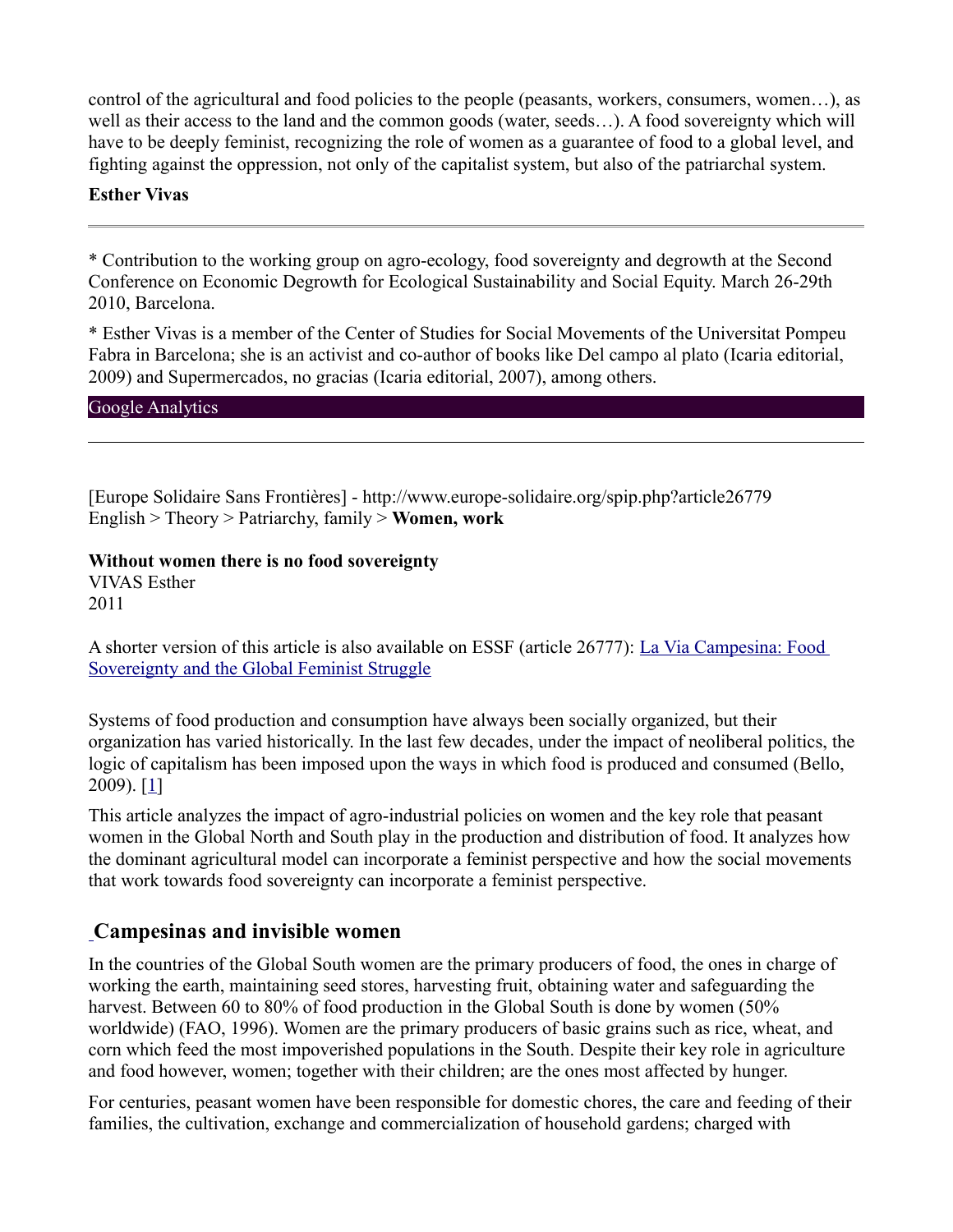control of the agricultural and food policies to the people (peasants, workers, consumers, women…), as well as their access to the land and the common goods (water, seeds…). A food sovereignty which will have to be deeply feminist, recognizing the role of women as a guarantee of food to a global level, and fighting against the oppression, not only of the capitalist system, but also of the patriarchal system.

**Esther Vivas**

---

* Contribution to the working group on agro-ecology, food sovereignty and degrowth at the Second Conference on Economic Degrowth for Ecological Sustainability and Social Equity. March 26-29th 2010, Barcelona.

* Esther Vivas is a member of the Center of Studies for Social Movements of the Universitat Pompeu Fabra in Barcelona; she is an activist and co-author of books like Del campo al plato (Icaria editorial, 2009) and Supermercados, no gracias (Icaria editorial, 2007), among others.

Google Analytics

---

[Europe Solidaire Sans Frontières] - http://www.europe-solidaire.org/spip.php?article26779
English > Theory > Patriarchy, family > **Women, work**

**Without women there is no food sovereignty**
VIVAS Esther
2011

A shorter version of this article is also available on ESSF (article 26777): La Via Campesina: Food Sovereignty and the Global Feminist Struggle

Systems of food production and consumption have always been socially organized, but their organization has varied historically. In the last few decades, under the impact of neoliberal politics, the logic of capitalism has been imposed upon the ways in which food is produced and consumed (Bello, 2009). [1]

This article analyzes the impact of agro-industrial policies on women and the key role that peasant women in the Global North and South play in the production and distribution of food. It analyzes how the dominant agricultural model can incorporate a feminist perspective and how the social movements that work towards food sovereignty can incorporate a feminist perspective.

## Campesinas and invisible women

In the countries of the Global South women are the primary producers of food, the ones in charge of working the earth, maintaining seed stores, harvesting fruit, obtaining water and safeguarding the harvest. Between 60 to 80% of food production in the Global South is done by women (50% worldwide) (FAO, 1996). Women are the primary producers of basic grains such as rice, wheat, and corn which feed the most impoverished populations in the South. Despite their key role in agriculture and food however, women; together with their children; are the ones most affected by hunger.

For centuries, peasant women have been responsible for domestic chores, the care and feeding of their families, the cultivation, exchange and commercialization of household gardens; charged with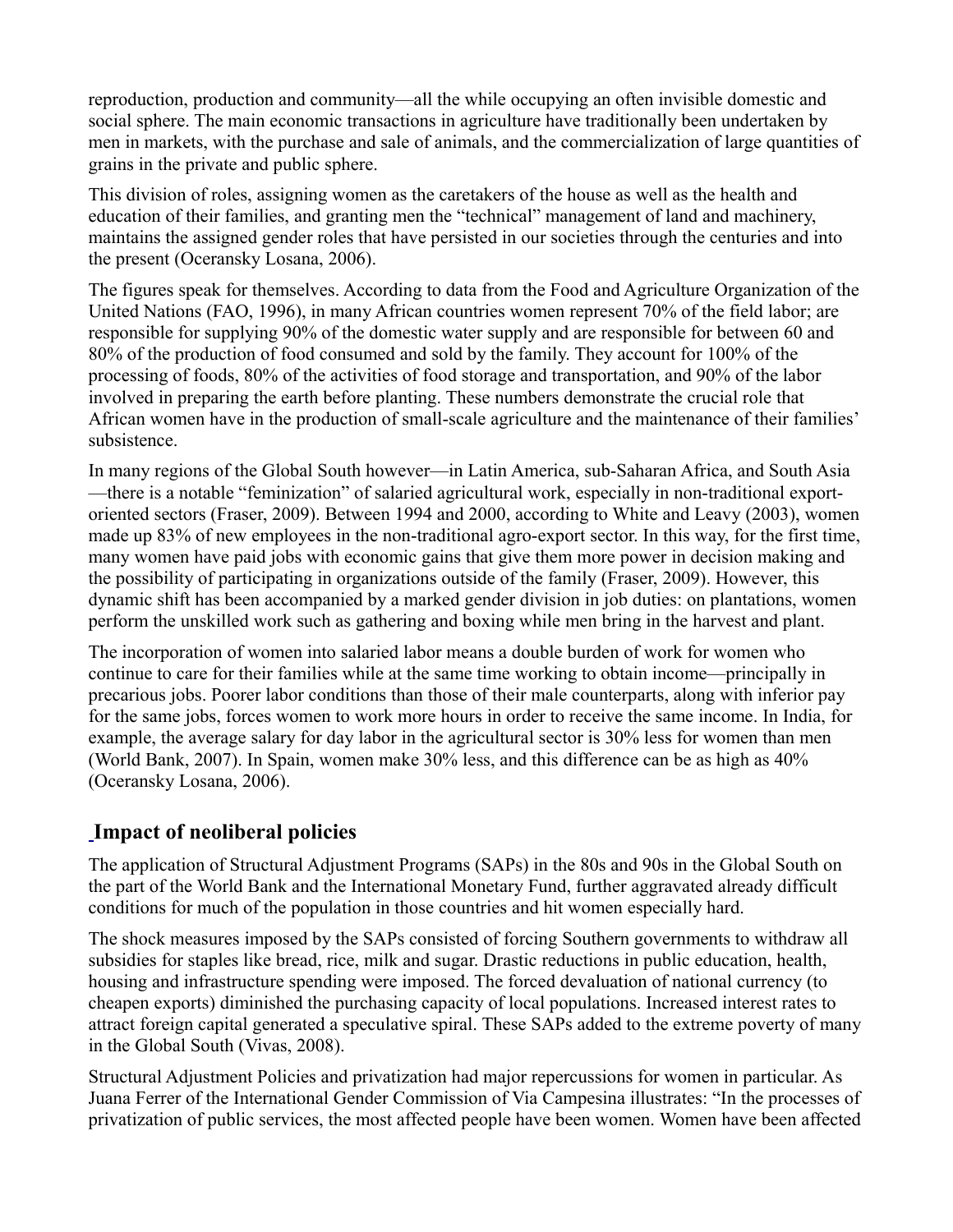reproduction, production and community—all the while occupying an often invisible domestic and social sphere. The main economic transactions in agriculture have traditionally been undertaken by men in markets, with the purchase and sale of animals, and the commercialization of large quantities of grains in the private and public sphere.

This division of roles, assigning women as the caretakers of the house as well as the health and education of their families, and granting men the "technical" management of land and machinery, maintains the assigned gender roles that have persisted in our societies through the centuries and into the present (Oceransky Losana, 2006).

The figures speak for themselves. According to data from the Food and Agriculture Organization of the United Nations (FAO, 1996), in many African countries women represent 70% of the field labor; are responsible for supplying 90% of the domestic water supply and are responsible for between 60 and 80% of the production of food consumed and sold by the family. They account for 100% of the processing of foods, 80% of the activities of food storage and transportation, and 90% of the labor involved in preparing the earth before planting. These numbers demonstrate the crucial role that African women have in the production of small-scale agriculture and the maintenance of their families' subsistence.

In many regions of the Global South however—in Latin America, sub-Saharan Africa, and South Asia—there is a notable "feminization" of salaried agricultural work, especially in non-traditional export-oriented sectors (Fraser, 2009). Between 1994 and 2000, according to White and Leavy (2003), women made up 83% of new employees in the non-traditional agro-export sector. In this way, for the first time, many women have paid jobs with economic gains that give them more power in decision making and the possibility of participating in organizations outside of the family (Fraser, 2009). However, this dynamic shift has been accompanied by a marked gender division in job duties: on plantations, women perform the unskilled work such as gathering and boxing while men bring in the harvest and plant.

The incorporation of women into salaried labor means a double burden of work for women who continue to care for their families while at the same time working to obtain income—principally in precarious jobs. Poorer labor conditions than those of their male counterparts, along with inferior pay for the same jobs, forces women to work more hours in order to receive the same income. In India, for example, the average salary for day labor in the agricultural sector is 30% less for women than men (World Bank, 2007). In Spain, women make 30% less, and this difference can be as high as 40% (Oceransky Losana, 2006).

## Impact of neoliberal policies

The application of Structural Adjustment Programs (SAPs) in the 80s and 90s in the Global South on the part of the World Bank and the International Monetary Fund, further aggravated already difficult conditions for much of the population in those countries and hit women especially hard.

The shock measures imposed by the SAPs consisted of forcing Southern governments to withdraw all subsidies for staples like bread, rice, milk and sugar. Drastic reductions in public education, health, housing and infrastructure spending were imposed. The forced devaluation of national currency (to cheapen exports) diminished the purchasing capacity of local populations. Increased interest rates to attract foreign capital generated a speculative spiral. These SAPs added to the extreme poverty of many in the Global South (Vivas, 2008).

Structural Adjustment Policies and privatization had major repercussions for women in particular. As Juana Ferrer of the International Gender Commission of Via Campesina illustrates: "In the processes of privatization of public services, the most affected people have been women. Women have been affected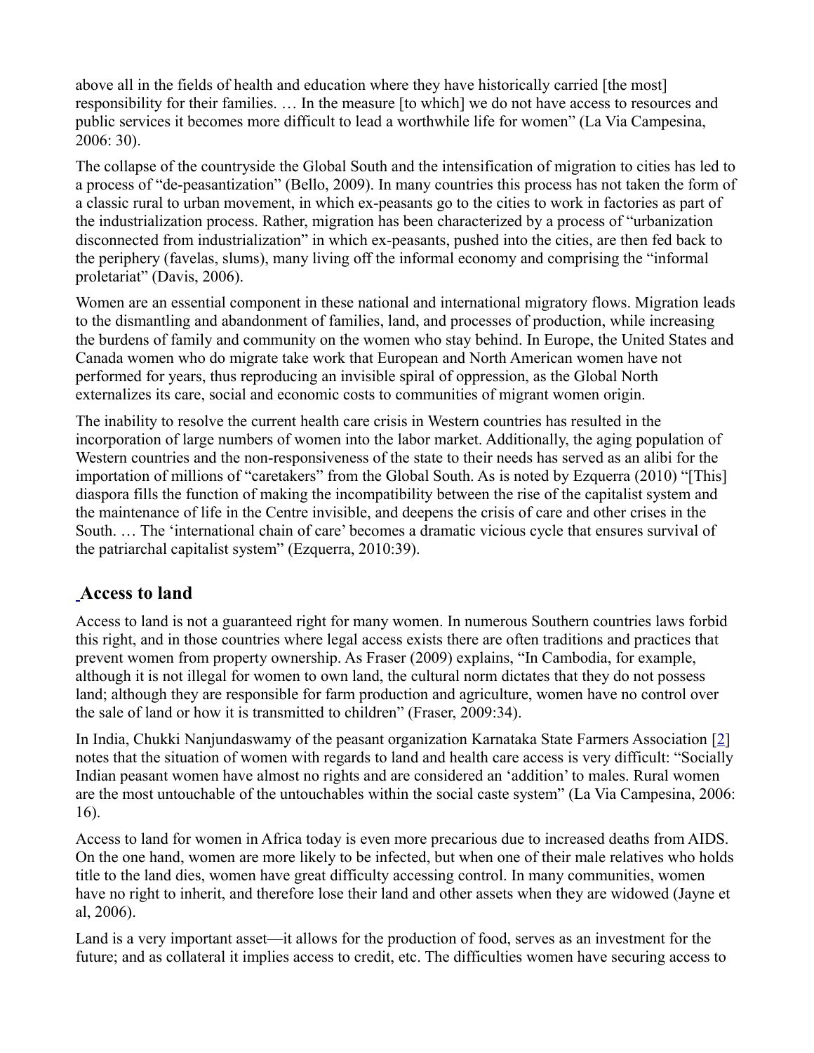above all in the fields of health and education where they have historically carried [the most] responsibility for their families. … In the measure [to which] we do not have access to resources and public services it becomes more difficult to lead a worthwhile life for women" (La Via Campesina, 2006: 30).

The collapse of the countryside the Global South and the intensification of migration to cities has led to a process of "de-peasantization" (Bello, 2009). In many countries this process has not taken the form of a classic rural to urban movement, in which ex-peasants go to the cities to work in factories as part of the industrialization process. Rather, migration has been characterized by a process of "urbanization disconnected from industrialization" in which ex-peasants, pushed into the cities, are then fed back to the periphery (favelas, slums), many living off the informal economy and comprising the "informal proletariat" (Davis, 2006).

Women are an essential component in these national and international migratory flows. Migration leads to the dismantling and abandonment of families, land, and processes of production, while increasing the burdens of family and community on the women who stay behind. In Europe, the United States and Canada women who do migrate take work that European and North American women have not performed for years, thus reproducing an invisible spiral of oppression, as the Global North externalizes its care, social and economic costs to communities of migrant women origin.

The inability to resolve the current health care crisis in Western countries has resulted in the incorporation of large numbers of women into the labor market. Additionally, the aging population of Western countries and the non-responsiveness of the state to their needs has served as an alibi for the importation of millions of "caretakers" from the Global South. As is noted by Ezquerra (2010) "[This] diaspora fills the function of making the incompatibility between the rise of the capitalist system and the maintenance of life in the Centre invisible, and deepens the crisis of care and other crises in the South. … The 'international chain of care' becomes a dramatic vicious cycle that ensures survival of the patriarchal capitalist system" (Ezquerra, 2010:39).

## Access to land

Access to land is not a guaranteed right for many women. In numerous Southern countries laws forbid this right, and in those countries where legal access exists there are often traditions and practices that prevent women from property ownership. As Fraser (2009) explains, "In Cambodia, for example, although it is not illegal for women to own land, the cultural norm dictates that they do not possess land; although they are responsible for farm production and agriculture, women have no control over the sale of land or how it is transmitted to children" (Fraser, 2009:34).

In India, Chukki Nanjundaswamy of the peasant organization Karnataka State Farmers Association [2] notes that the situation of women with regards to land and health care access is very difficult: "Socially Indian peasant women have almost no rights and are considered an 'addition' to males. Rural women are the most untouchable of the untouchables within the social caste system" (La Via Campesina, 2006: 16).

Access to land for women in Africa today is even more precarious due to increased deaths from AIDS. On the one hand, women are more likely to be infected, but when one of their male relatives who holds title to the land dies, women have great difficulty accessing control. In many communities, women have no right to inherit, and therefore lose their land and other assets when they are widowed (Jayne et al, 2006).

Land is a very important asset—it allows for the production of food, serves as an investment for the future; and as collateral it implies access to credit, etc. The difficulties women have securing access to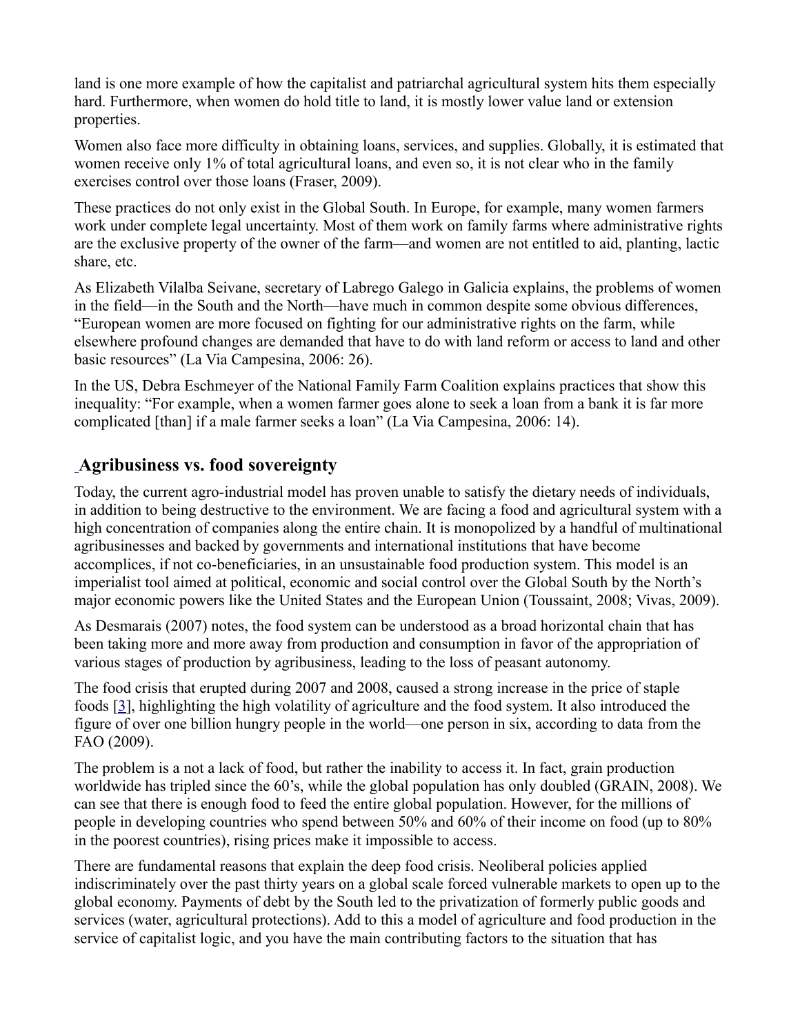land is one more example of how the capitalist and patriarchal agricultural system hits them especially hard. Furthermore, when women do hold title to land, it is mostly lower value land or extension properties.

Women also face more difficulty in obtaining loans, services, and supplies. Globally, it is estimated that women receive only 1% of total agricultural loans, and even so, it is not clear who in the family exercises control over those loans (Fraser, 2009).

These practices do not only exist in the Global South. In Europe, for example, many women farmers work under complete legal uncertainty. Most of them work on family farms where administrative rights are the exclusive property of the owner of the farm—and women are not entitled to aid, planting, lactic share, etc.

As Elizabeth Vilalba Seivane, secretary of Labrego Galego in Galicia explains, the problems of women in the field—in the South and the North—have much in common despite some obvious differences, "European women are more focused on fighting for our administrative rights on the farm, while elsewhere profound changes are demanded that have to do with land reform or access to land and other basic resources" (La Via Campesina, 2006: 26).

In the US, Debra Eschmeyer of the National Family Farm Coalition explains practices that show this inequality: "For example, when a women farmer goes alone to seek a loan from a bank it is far more complicated [than] if a male farmer seeks a loan" (La Via Campesina, 2006: 14).

## Agribusiness vs. food sovereignty

Today, the current agro-industrial model has proven unable to satisfy the dietary needs of individuals, in addition to being destructive to the environment. We are facing a food and agricultural system with a high concentration of companies along the entire chain. It is monopolized by a handful of multinational agribusinesses and backed by governments and international institutions that have become accomplices, if not co-beneficiaries, in an unsustainable food production system. This model is an imperialist tool aimed at political, economic and social control over the Global South by the North's major economic powers like the United States and the European Union (Toussaint, 2008; Vivas, 2009).

As Desmarais (2007) notes, the food system can be understood as a broad horizontal chain that has been taking more and more away from production and consumption in favor of the appropriation of various stages of production by agribusiness, leading to the loss of peasant autonomy.

The food crisis that erupted during 2007 and 2008, caused a strong increase in the price of staple foods [3], highlighting the high volatility of agriculture and the food system. It also introduced the figure of over one billion hungry people in the world—one person in six, according to data from the FAO (2009).

The problem is a not a lack of food, but rather the inability to access it. In fact, grain production worldwide has tripled since the 60's, while the global population has only doubled (GRAIN, 2008). We can see that there is enough food to feed the entire global population. However, for the millions of people in developing countries who spend between 50% and 60% of their income on food (up to 80% in the poorest countries), rising prices make it impossible to access.

There are fundamental reasons that explain the deep food crisis. Neoliberal policies applied indiscriminately over the past thirty years on a global scale forced vulnerable markets to open up to the global economy. Payments of debt by the South led to the privatization of formerly public goods and services (water, agricultural protections). Add to this a model of agriculture and food production in the service of capitalist logic, and you have the main contributing factors to the situation that has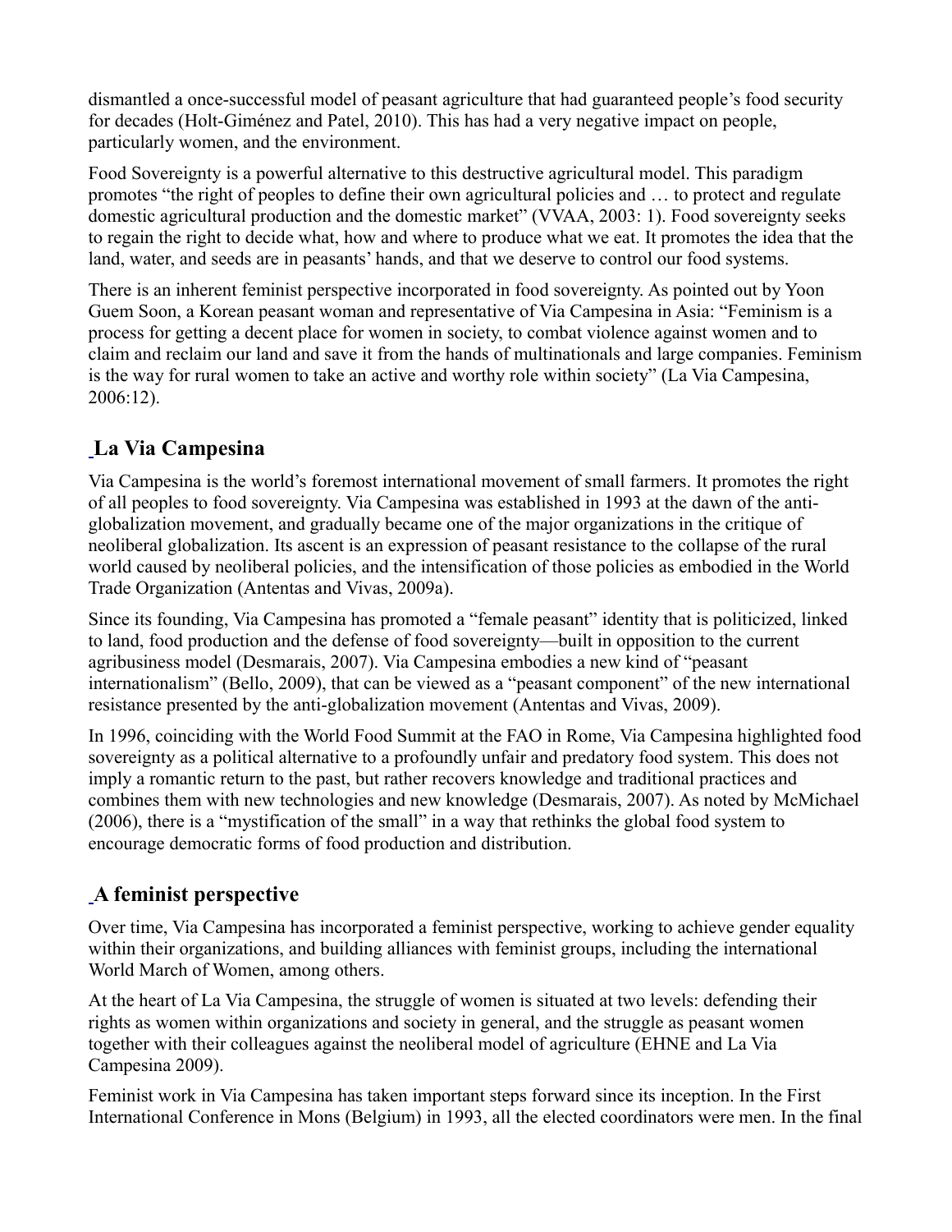dismantled a once-successful model of peasant agriculture that had guaranteed people's food security for decades (Holt-Giménez and Patel, 2010). This has had a very negative impact on people, particularly women, and the environment.

Food Sovereignty is a powerful alternative to this destructive agricultural model. This paradigm promotes "the right of peoples to define their own agricultural policies and … to protect and regulate domestic agricultural production and the domestic market" (VVAA, 2003: 1). Food sovereignty seeks to regain the right to decide what, how and where to produce what we eat. It promotes the idea that the land, water, and seeds are in peasants' hands, and that we deserve to control our food systems.

There is an inherent feminist perspective incorporated in food sovereignty. As pointed out by Yoon Guem Soon, a Korean peasant woman and representative of Via Campesina in Asia: "Feminism is a process for getting a decent place for women in society, to combat violence against women and to claim and reclaim our land and save it from the hands of multinationals and large companies. Feminism is the way for rural women to take an active and worthy role within society" (La Via Campesina, 2006:12).

## La Via Campesina

Via Campesina is the world's foremost international movement of small farmers. It promotes the right of all peoples to food sovereignty. Via Campesina was established in 1993 at the dawn of the anti-globalization movement, and gradually became one of the major organizations in the critique of neoliberal globalization. Its ascent is an expression of peasant resistance to the collapse of the rural world caused by neoliberal policies, and the intensification of those policies as embodied in the World Trade Organization (Antentas and Vivas, 2009a).

Since its founding, Via Campesina has promoted a "female peasant" identity that is politicized, linked to land, food production and the defense of food sovereignty—built in opposition to the current agribusiness model (Desmarais, 2007). Via Campesina embodies a new kind of "peasant internationalism" (Bello, 2009), that can be viewed as a "peasant component" of the new international resistance presented by the anti-globalization movement (Antentas and Vivas, 2009).

In 1996, coinciding with the World Food Summit at the FAO in Rome, Via Campesina highlighted food sovereignty as a political alternative to a profoundly unfair and predatory food system. This does not imply a romantic return to the past, but rather recovers knowledge and traditional practices and combines them with new technologies and new knowledge (Desmarais, 2007). As noted by McMichael (2006), there is a "mystification of the small" in a way that rethinks the global food system to encourage democratic forms of food production and distribution.

## A feminist perspective

Over time, Via Campesina has incorporated a feminist perspective, working to achieve gender equality within their organizations, and building alliances with feminist groups, including the international World March of Women, among others.

At the heart of La Via Campesina, the struggle of women is situated at two levels: defending their rights as women within organizations and society in general, and the struggle as peasant women together with their colleagues against the neoliberal model of agriculture (EHNE and La Via Campesina 2009).

Feminist work in Via Campesina has taken important steps forward since its inception. In the First International Conference in Mons (Belgium) in 1993, all the elected coordinators were men. In the final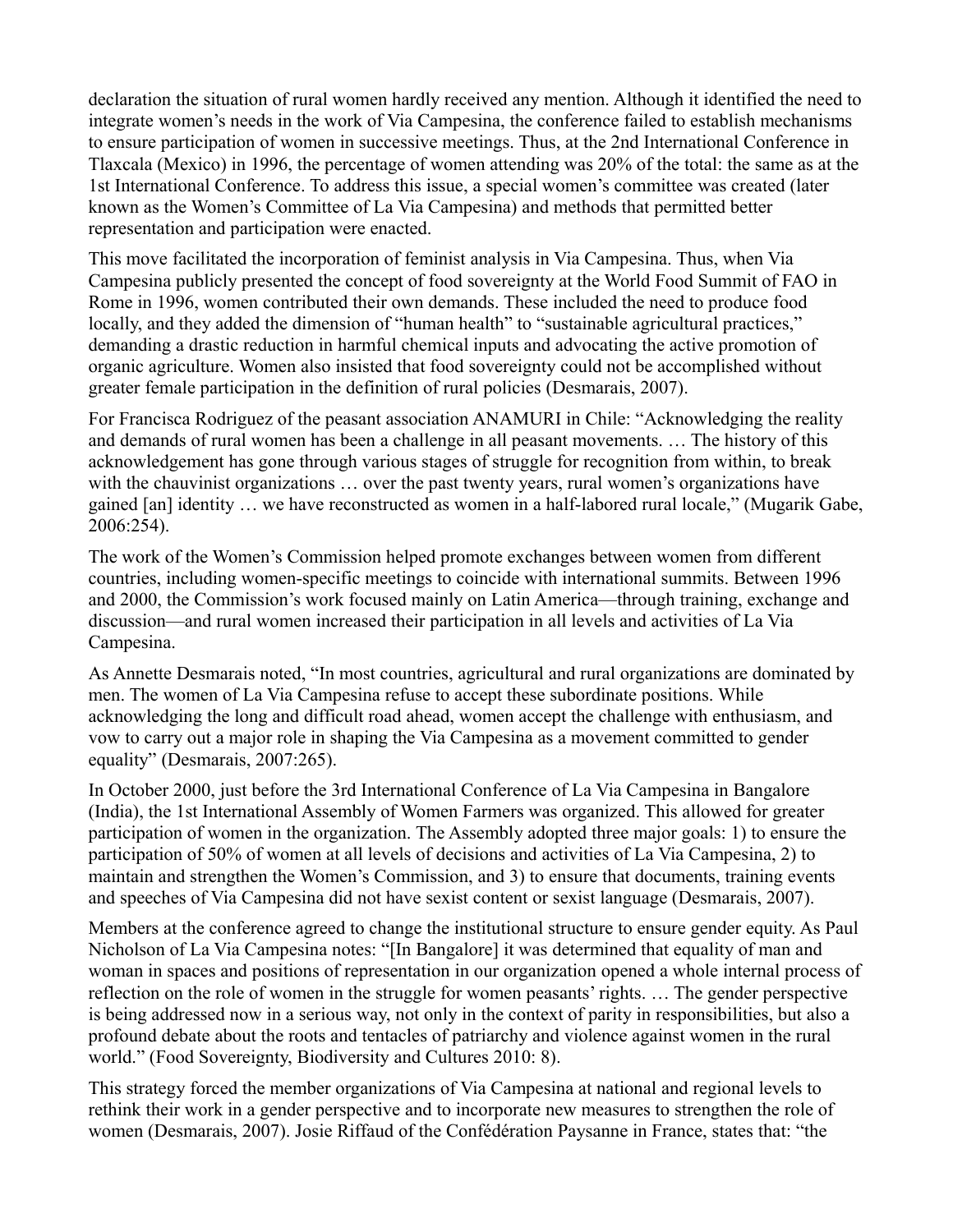declaration the situation of rural women hardly received any mention. Although it identified the need to integrate women's needs in the work of Via Campesina, the conference failed to establish mechanisms to ensure participation of women in successive meetings. Thus, at the 2nd International Conference in Tlaxcala (Mexico) in 1996, the percentage of women attending was 20% of the total: the same as at the 1st International Conference. To address this issue, a special women's committee was created (later known as the Women's Committee of La Via Campesina) and methods that permitted better representation and participation were enacted.

This move facilitated the incorporation of feminist analysis in Via Campesina. Thus, when Via Campesina publicly presented the concept of food sovereignty at the World Food Summit of FAO in Rome in 1996, women contributed their own demands. These included the need to produce food locally, and they added the dimension of "human health" to "sustainable agricultural practices," demanding a drastic reduction in harmful chemical inputs and advocating the active promotion of organic agriculture. Women also insisted that food sovereignty could not be accomplished without greater female participation in the definition of rural policies (Desmarais, 2007).

For Francisca Rodriguez of the peasant association ANAMURI in Chile: "Acknowledging the reality and demands of rural women has been a challenge in all peasant movements. … The history of this acknowledgement has gone through various stages of struggle for recognition from within, to break with the chauvinist organizations … over the past twenty years, rural women's organizations have gained [an] identity … we have reconstructed as women in a half-labored rural locale," (Mugarik Gabe, 2006:254).

The work of the Women's Commission helped promote exchanges between women from different countries, including women-specific meetings to coincide with international summits. Between 1996 and 2000, the Commission's work focused mainly on Latin America—through training, exchange and discussion—and rural women increased their participation in all levels and activities of La Via Campesina.

As Annette Desmarais noted, "In most countries, agricultural and rural organizations are dominated by men. The women of La Via Campesina refuse to accept these subordinate positions. While acknowledging the long and difficult road ahead, women accept the challenge with enthusiasm, and vow to carry out a major role in shaping the Via Campesina as a movement committed to gender equality" (Desmarais, 2007:265).

In October 2000, just before the 3rd International Conference of La Via Campesina in Bangalore (India), the 1st International Assembly of Women Farmers was organized. This allowed for greater participation of women in the organization. The Assembly adopted three major goals: 1) to ensure the participation of 50% of women at all levels of decisions and activities of La Via Campesina, 2) to maintain and strengthen the Women's Commission, and 3) to ensure that documents, training events and speeches of Via Campesina did not have sexist content or sexist language (Desmarais, 2007).

Members at the conference agreed to change the institutional structure to ensure gender equity. As Paul Nicholson of La Via Campesina notes: "[In Bangalore] it was determined that equality of man and woman in spaces and positions of representation in our organization opened a whole internal process of reflection on the role of women in the struggle for women peasants' rights. … The gender perspective is being addressed now in a serious way, not only in the context of parity in responsibilities, but also a profound debate about the roots and tentacles of patriarchy and violence against women in the rural world." (Food Sovereignty, Biodiversity and Cultures 2010: 8).

This strategy forced the member organizations of Via Campesina at national and regional levels to rethink their work in a gender perspective and to incorporate new measures to strengthen the role of women (Desmarais, 2007). Josie Riffaud of the Confédération Paysanne in France, states that: "the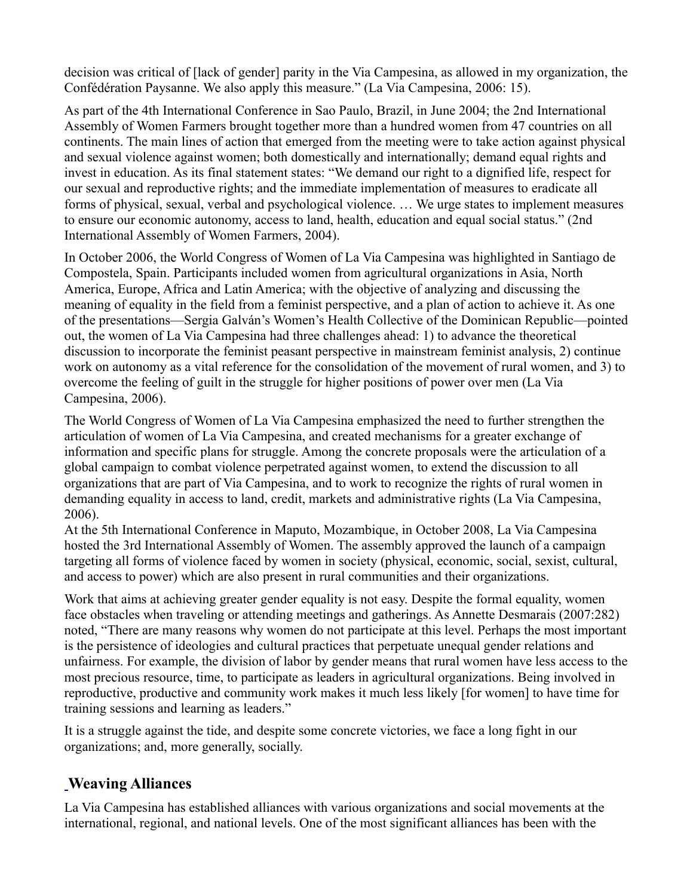decision was critical of [lack of gender] parity in the Via Campesina, as allowed in my organization, the Confédération Paysanne. We also apply this measure." (La Via Campesina, 2006: 15).

As part of the 4th International Conference in Sao Paulo, Brazil, in June 2004; the 2nd International Assembly of Women Farmers brought together more than a hundred women from 47 countries on all continents. The main lines of action that emerged from the meeting were to take action against physical and sexual violence against women; both domestically and internationally; demand equal rights and invest in education. As its final statement states: "We demand our right to a dignified life, respect for our sexual and reproductive rights; and the immediate implementation of measures to eradicate all forms of physical, sexual, verbal and psychological violence. … We urge states to implement measures to ensure our economic autonomy, access to land, health, education and equal social status." (2nd International Assembly of Women Farmers, 2004).

In October 2006, the World Congress of Women of La Via Campesina was highlighted in Santiago de Compostela, Spain. Participants included women from agricultural organizations in Asia, North America, Europe, Africa and Latin America; with the objective of analyzing and discussing the meaning of equality in the field from a feminist perspective, and a plan of action to achieve it. As one of the presentations—Sergia Galván's Women's Health Collective of the Dominican Republic—pointed out, the women of La Via Campesina had three challenges ahead: 1) to advance the theoretical discussion to incorporate the feminist peasant perspective in mainstream feminist analysis, 2) continue work on autonomy as a vital reference for the consolidation of the movement of rural women, and 3) to overcome the feeling of guilt in the struggle for higher positions of power over men (La Via Campesina, 2006).

The World Congress of Women of La Via Campesina emphasized the need to further strengthen the articulation of women of La Via Campesina, and created mechanisms for a greater exchange of information and specific plans for struggle. Among the concrete proposals were the articulation of a global campaign to combat violence perpetrated against women, to extend the discussion to all organizations that are part of Via Campesina, and to work to recognize the rights of rural women in demanding equality in access to land, credit, markets and administrative rights (La Via Campesina, 2006).

At the 5th International Conference in Maputo, Mozambique, in October 2008, La Via Campesina hosted the 3rd International Assembly of Women. The assembly approved the launch of a campaign targeting all forms of violence faced by women in society (physical, economic, social, sexist, cultural, and access to power) which are also present in rural communities and their organizations.

Work that aims at achieving greater gender equality is not easy. Despite the formal equality, women face obstacles when traveling or attending meetings and gatherings. As Annette Desmarais (2007:282) noted, "There are many reasons why women do not participate at this level. Perhaps the most important is the persistence of ideologies and cultural practices that perpetuate unequal gender relations and unfairness. For example, the division of labor by gender means that rural women have less access to the most precious resource, time, to participate as leaders in agricultural organizations. Being involved in reproductive, productive and community work makes it much less likely [for women] to have time for training sessions and learning as leaders."

It is a struggle against the tide, and despite some concrete victories, we face a long fight in our organizations; and, more generally, socially.

## Weaving Alliances

La Via Campesina has established alliances with various organizations and social movements at the international, regional, and national levels. One of the most significant alliances has been with the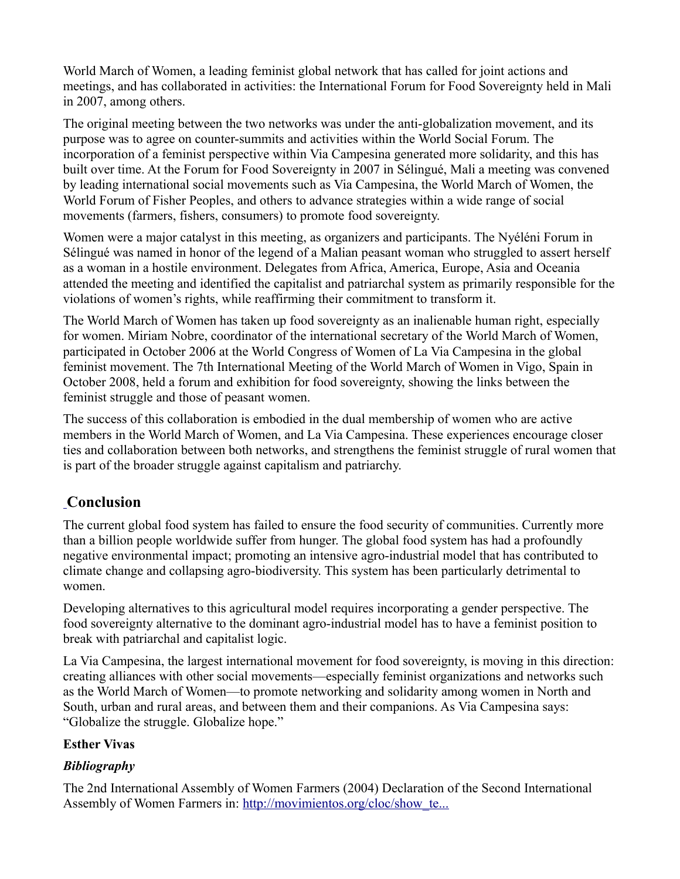World March of Women, a leading feminist global network that has called for joint actions and meetings, and has collaborated in activities: the International Forum for Food Sovereignty held in Mali in 2007, among others.

The original meeting between the two networks was under the anti-globalization movement, and its purpose was to agree on counter-summits and activities within the World Social Forum. The incorporation of a feminist perspective within Via Campesina generated more solidarity, and this has built over time. At the Forum for Food Sovereignty in 2007 in Sélingué, Mali a meeting was convened by leading international social movements such as Via Campesina, the World March of Women, the World Forum of Fisher Peoples, and others to advance strategies within a wide range of social movements (farmers, fishers, consumers) to promote food sovereignty.

Women were a major catalyst in this meeting, as organizers and participants. The Nyéléni Forum in Sélingué was named in honor of the legend of a Malian peasant woman who struggled to assert herself as a woman in a hostile environment. Delegates from Africa, America, Europe, Asia and Oceania attended the meeting and identified the capitalist and patriarchal system as primarily responsible for the violations of women's rights, while reaffirming their commitment to transform it.

The World March of Women has taken up food sovereignty as an inalienable human right, especially for women. Miriam Nobre, coordinator of the international secretary of the World March of Women, participated in October 2006 at the World Congress of Women of La Via Campesina in the global feminist movement. The 7th International Meeting of the World March of Women in Vigo, Spain in October 2008, held a forum and exhibition for food sovereignty, showing the links between the feminist struggle and those of peasant women.

The success of this collaboration is embodied in the dual membership of women who are active members in the World March of Women, and La Via Campesina. These experiences encourage closer ties and collaboration between both networks, and strengthens the feminist struggle of rural women that is part of the broader struggle against capitalism and patriarchy.

## Conclusion

The current global food system has failed to ensure the food security of communities. Currently more than a billion people worldwide suffer from hunger. The global food system has had a profoundly negative environmental impact; promoting an intensive agro-industrial model that has contributed to climate change and collapsing agro-biodiversity. This system has been particularly detrimental to women.

Developing alternatives to this agricultural model requires incorporating a gender perspective. The food sovereignty alternative to the dominant agro-industrial model has to have a feminist position to break with patriarchal and capitalist logic.

La Via Campesina, the largest international movement for food sovereignty, is moving in this direction: creating alliances with other social movements—especially feminist organizations and networks such as the World March of Women—to promote networking and solidarity among women in North and South, urban and rural areas, and between them and their companions. As Via Campesina says: "Globalize the struggle. Globalize hope."

**Esther Vivas**

***Bibliography***

The 2nd International Assembly of Women Farmers (2004) Declaration of the Second International Assembly of Women Farmers in: http://movimientos.org/cloc/show_te...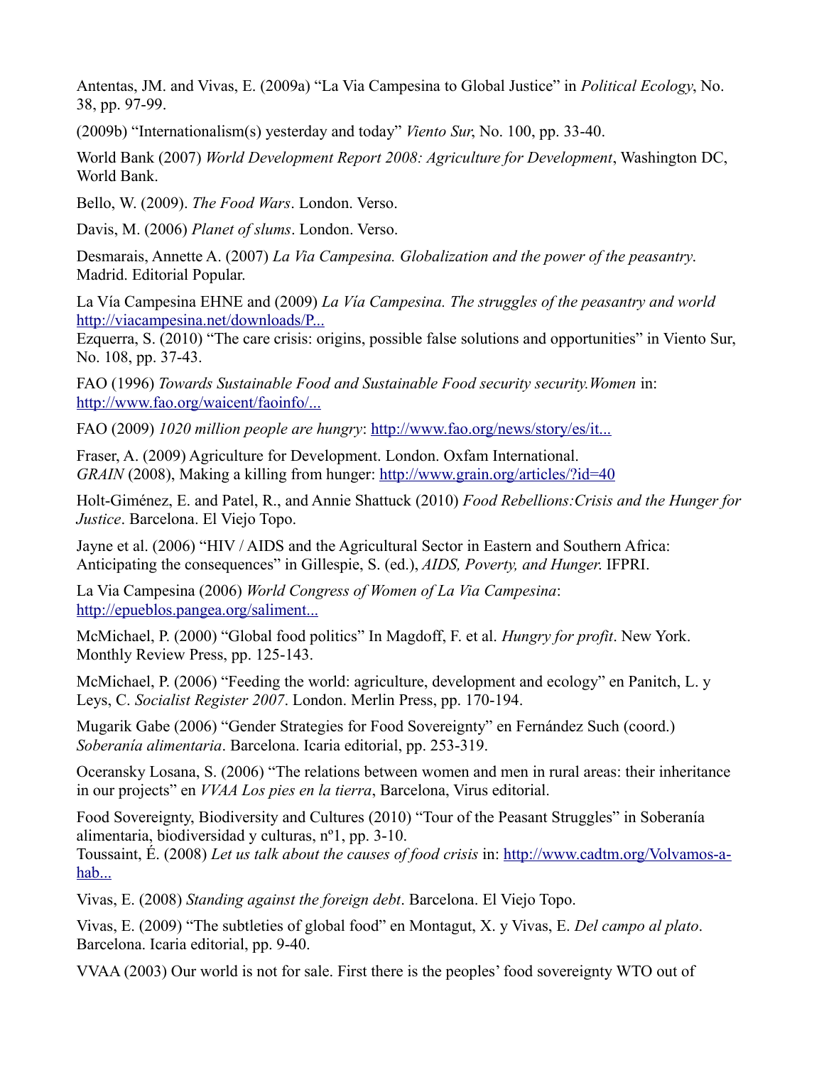Antentas, JM. and Vivas, E. (2009a) "La Via Campesina to Global Justice" in *Political Ecology*, No. 38, pp. 97-99.

(2009b) "Internationalism(s) yesterday and today" *Viento Sur*, No. 100, pp. 33-40.

World Bank (2007) *World Development Report 2008: Agriculture for Development*, Washington DC, World Bank.

Bello, W. (2009). *The Food Wars*. London. Verso.

Davis, M. (2006) *Planet of slums*. London. Verso.

Desmarais, Annette A. (2007) *La Via Campesina. Globalization and the power of the peasantry*. Madrid. Editorial Popular.

La Vía Campesina EHNE and (2009) *La Vía Campesina. The struggles of the peasantry and world* [http://viacampesina.net/downloads/P...](http://viacampesina.net/downloads/P...)

Ezquerra, S. (2010) "The care crisis: origins, possible false solutions and opportunities" in Viento Sur, No. 108, pp. 37-43.

FAO (1996) *Towards Sustainable Food and Sustainable Food security security.Women* in: [http://www.fao.org/waicent/faoinfo/...](http://www.fao.org/waicent/faoinfo/...)

FAO (2009) *1020 million people are hungry*: [http://www.fao.org/news/story/es/it...](http://www.fao.org/news/story/es/it...)

Fraser, A. (2009) Agriculture for Development. London. Oxfam International.

*GRAIN* (2008), Making a killing from hunger: [http://www.grain.org/articles/?id=40](http://www.grain.org/articles/?id=40)

Holt-Giménez, E. and Patel, R., and Annie Shattuck (2010) *Food Rebellions:Crisis and the Hunger for Justice*. Barcelona. El Viejo Topo.

Jayne et al. (2006) "HIV / AIDS and the Agricultural Sector in Eastern and Southern Africa: Anticipating the consequences" in Gillespie, S. (ed.), *AIDS, Poverty, and Hunger.* IFPRI.

La Via Campesina (2006) *World Congress of Women of La Via Campesina*: [http://epueblos.pangea.org/saliment...](http://epueblos.pangea.org/saliment...)

McMichael, P. (2000) "Global food politics" In Magdoff, F. et al. *Hungry for profit*. New York. Monthly Review Press, pp. 125-143.

McMichael, P. (2006) "Feeding the world: agriculture, development and ecology" en Panitch, L. y Leys, C. *Socialist Register 2007*. London. Merlin Press, pp. 170-194.

Mugarik Gabe (2006) "Gender Strategies for Food Sovereignty" en Fernández Such (coord.) *Soberanía alimentaria*. Barcelona. Icaria editorial, pp. 253-319.

Oceransky Losana, S. (2006) "The relations between women and men in rural areas: their inheritance in our projects" en *VVAA Los pies en la tierra*, Barcelona, Virus editorial.

Food Sovereignty, Biodiversity and Cultures (2010) "Tour of the Peasant Struggles" in Soberanía alimentaria, biodiversidad y culturas, nº1, pp. 3-10.

Toussaint, É. (2008) *Let us talk about the causes of food crisis* in: [http://www.cadtm.org/Volvamos-a-hab...](http://www.cadtm.org/Volvamos-a-hab...)

Vivas, E. (2008) *Standing against the foreign debt*. Barcelona. El Viejo Topo.

Vivas, E. (2009) "The subtleties of global food" en Montagut, X. y Vivas, E. *Del campo al plato*. Barcelona. Icaria editorial, pp. 9-40.

VVAA (2003) Our world is not for sale. First there is the peoples' food sovereignty WTO out of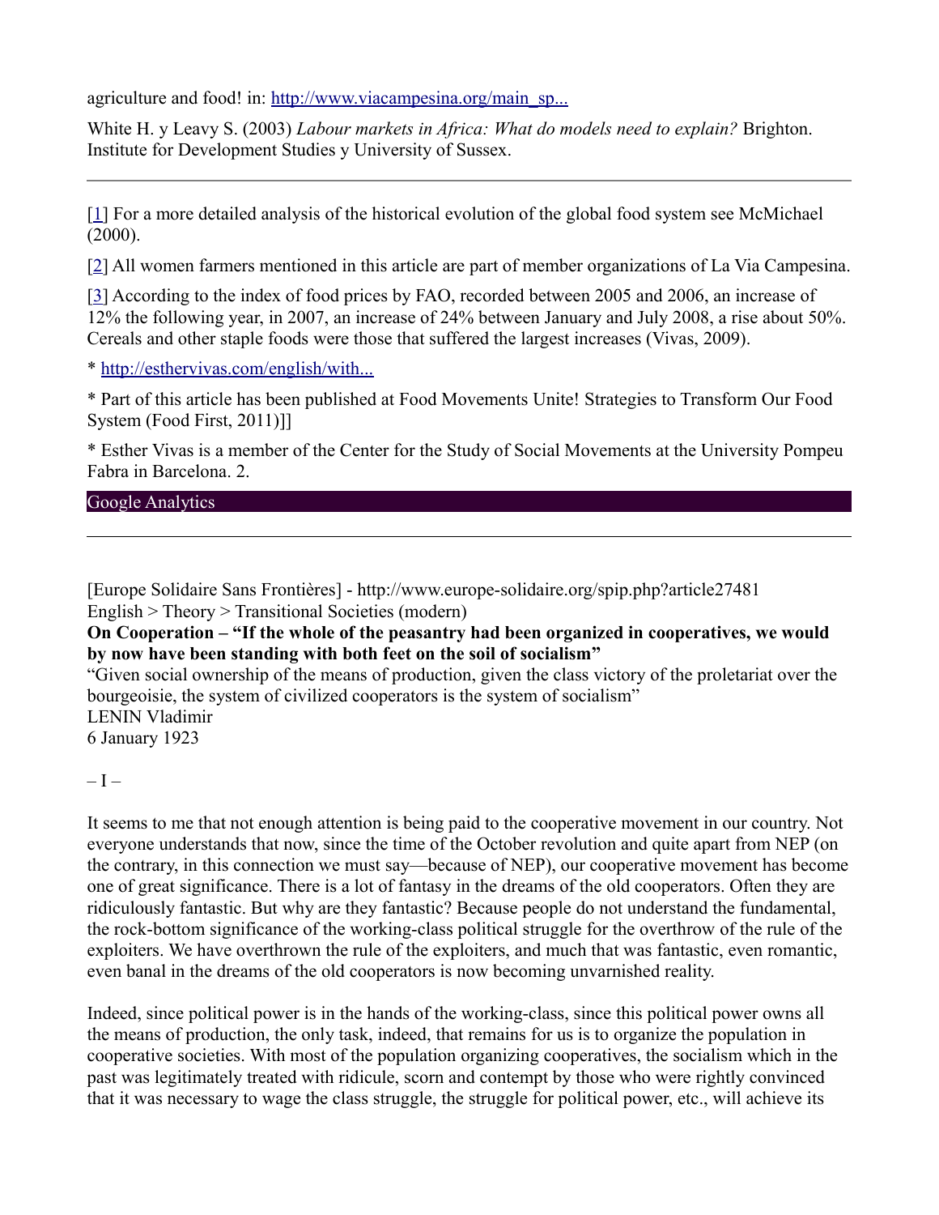agriculture and food! in: [http://www.viacampesina.org/main_sp...](http://www.viacampesina.org/main_sp...)

White H. y Leavy S. (2003) *Labour markets in Africa: What do models need to explain?* Brighton. Institute for Development Studies y University of Sussex.

---

[1] For a more detailed analysis of the historical evolution of the global food system see McMichael (2000).

[2] All women farmers mentioned in this article are part of member organizations of La Via Campesina.

[3] According to the index of food prices by FAO, recorded between 2005 and 2006, an increase of 12% the following year, in 2007, an increase of 24% between January and July 2008, a rise about 50%. Cereals and other staple foods were those that suffered the largest increases (Vivas, 2009).

* [http://esthervivas.com/english/with...](http://esthervivas.com/english/with...)

* Part of this article has been published at Food Movements Unite! Strategies to Transform Our Food System (Food First, 2011)]]

* Esther Vivas is a member of the Center for the Study of Social Movements at the University Pompeu Fabra in Barcelona. 2.

Google Analytics

---

[Europe Solidaire Sans Frontières] - http://www.europe-solidaire.org/spip.php?article27481
English > Theory > Transitional Societies (modern)

**On Cooperation – "If the whole of the peasantry had been organized in cooperatives, we would by now have been standing with both feet on the soil of socialism"**

"Given social ownership of the means of production, given the class victory of the proletariat over the bourgeoisie, the system of civilized cooperators is the system of socialism"
LENIN Vladimir
6 January 1923

– I –

It seems to me that not enough attention is being paid to the cooperative movement in our country. Not everyone understands that now, since the time of the October revolution and quite apart from NEP (on the contrary, in this connection we must say—because of NEP), our cooperative movement has become one of great significance. There is a lot of fantasy in the dreams of the old cooperators. Often they are ridiculously fantastic. But why are they fantastic? Because people do not understand the fundamental, the rock-bottom significance of the working-class political struggle for the overthrow of the rule of the exploiters. We have overthrown the rule of the exploiters, and much that was fantastic, even romantic, even banal in the dreams of the old cooperators is now becoming unvarnished reality.

Indeed, since political power is in the hands of the working-class, since this political power owns all the means of production, the only task, indeed, that remains for us is to organize the population in cooperative societies. With most of the population organizing cooperatives, the socialism which in the past was legitimately treated with ridicule, scorn and contempt by those who were rightly convinced that it was necessary to wage the class struggle, the struggle for political power, etc., will achieve its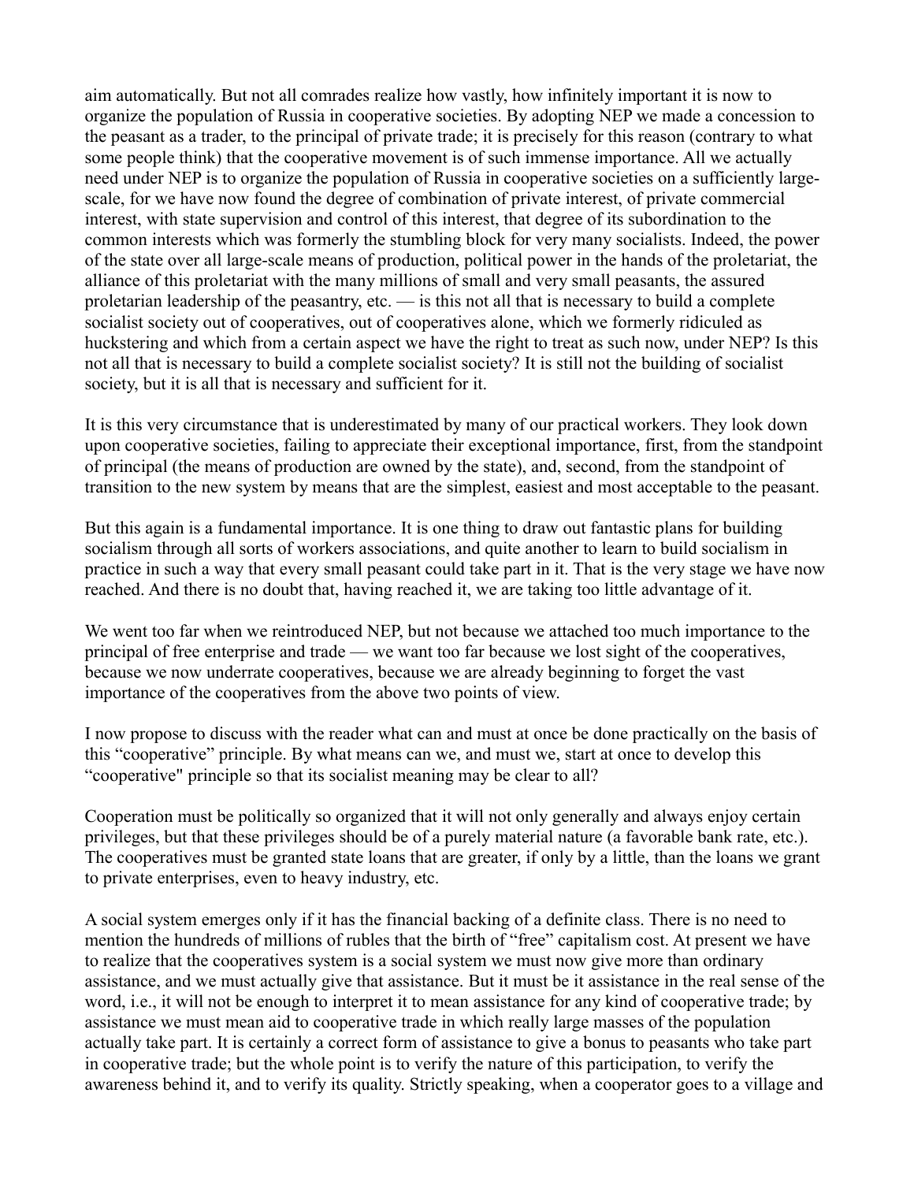aim automatically. But not all comrades realize how vastly, how infinitely important it is now to organize the population of Russia in cooperative societies. By adopting NEP we made a concession to the peasant as a trader, to the principal of private trade; it is precisely for this reason (contrary to what some people think) that the cooperative movement is of such immense importance. All we actually need under NEP is to organize the population of Russia in cooperative societies on a sufficiently large-scale, for we have now found the degree of combination of private interest, of private commercial interest, with state supervision and control of this interest, that degree of its subordination to the common interests which was formerly the stumbling block for very many socialists. Indeed, the power of the state over all large-scale means of production, political power in the hands of the proletariat, the alliance of this proletariat with the many millions of small and very small peasants, the assured proletarian leadership of the peasantry, etc. — is this not all that is necessary to build a complete socialist society out of cooperatives, out of cooperatives alone, which we formerly ridiculed as huckstering and which from a certain aspect we have the right to treat as such now, under NEP? Is this not all that is necessary to build a complete socialist society? It is still not the building of socialist society, but it is all that is necessary and sufficient for it.

It is this very circumstance that is underestimated by many of our practical workers. They look down upon cooperative societies, failing to appreciate their exceptional importance, first, from the standpoint of principal (the means of production are owned by the state), and, second, from the standpoint of transition to the new system by means that are the simplest, easiest and most acceptable to the peasant.

But this again is a fundamental importance. It is one thing to draw out fantastic plans for building socialism through all sorts of workers associations, and quite another to learn to build socialism in practice in such a way that every small peasant could take part in it. That is the very stage we have now reached. And there is no doubt that, having reached it, we are taking too little advantage of it.

We went too far when we reintroduced NEP, but not because we attached too much importance to the principal of free enterprise and trade — we want too far because we lost sight of the cooperatives, because we now underrate cooperatives, because we are already beginning to forget the vast importance of the cooperatives from the above two points of view.

I now propose to discuss with the reader what can and must at once be done practically on the basis of this "cooperative" principle. By what means can we, and must we, start at once to develop this "cooperative" principle so that its socialist meaning may be clear to all?

Cooperation must be politically so organized that it will not only generally and always enjoy certain privileges, but that these privileges should be of a purely material nature (a favorable bank rate, etc.). The cooperatives must be granted state loans that are greater, if only by a little, than the loans we grant to private enterprises, even to heavy industry, etc.

A social system emerges only if it has the financial backing of a definite class. There is no need to mention the hundreds of millions of rubles that the birth of "free" capitalism cost. At present we have to realize that the cooperatives system is a social system we must now give more than ordinary assistance, and we must actually give that assistance. But it must be it assistance in the real sense of the word, i.e., it will not be enough to interpret it to mean assistance for any kind of cooperative trade; by assistance we must mean aid to cooperative trade in which really large masses of the population actually take part. It is certainly a correct form of assistance to give a bonus to peasants who take part in cooperative trade; but the whole point is to verify the nature of this participation, to verify the awareness behind it, and to verify its quality. Strictly speaking, when a cooperator goes to a village and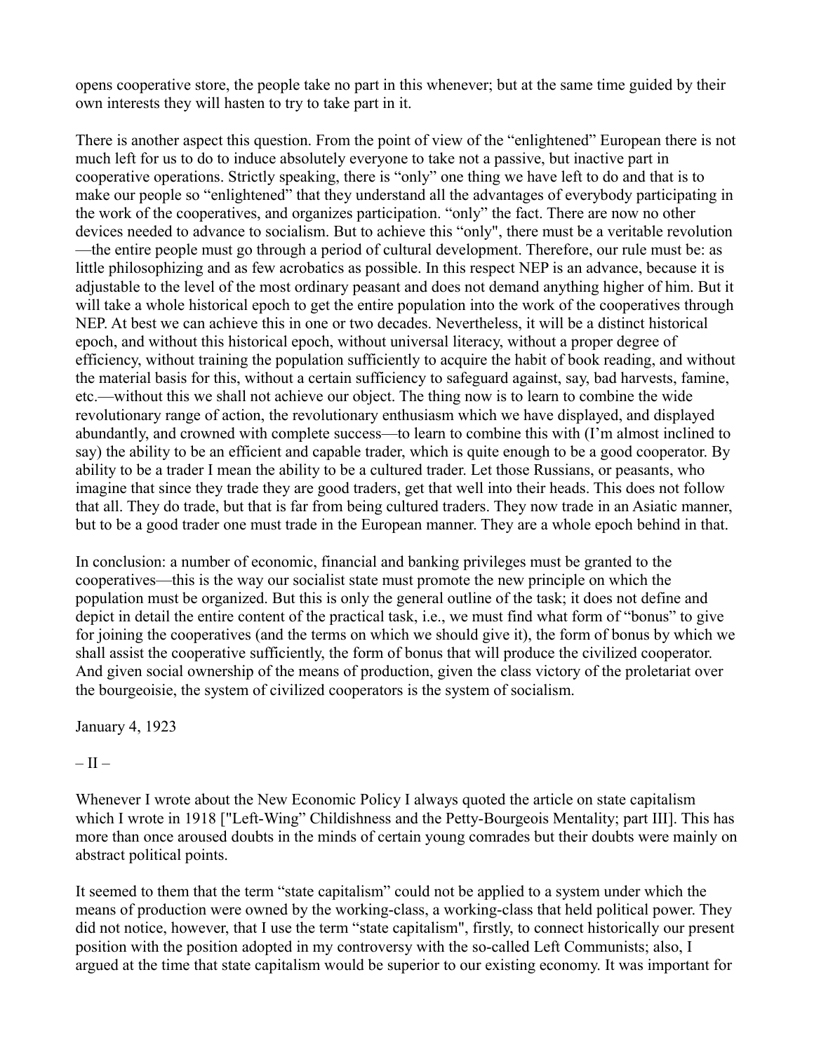opens cooperative store, the people take no part in this whenever; but at the same time guided by their own interests they will hasten to try to take part in it.

There is another aspect this question. From the point of view of the "enlightened" European there is not much left for us to do to induce absolutely everyone to take not a passive, but inactive part in cooperative operations. Strictly speaking, there is "only" one thing we have left to do and that is to make our people so "enlightened" that they understand all the advantages of everybody participating in the work of the cooperatives, and organizes participation. "only" the fact. There are now no other devices needed to advance to socialism. But to achieve this "only", there must be a veritable revolution—the entire people must go through a period of cultural development. Therefore, our rule must be: as little philosophizing and as few acrobatics as possible. In this respect NEP is an advance, because it is adjustable to the level of the most ordinary peasant and does not demand anything higher of him. But it will take a whole historical epoch to get the entire population into the work of the cooperatives through NEP. At best we can achieve this in one or two decades. Nevertheless, it will be a distinct historical epoch, and without this historical epoch, without universal literacy, without a proper degree of efficiency, without training the population sufficiently to acquire the habit of book reading, and without the material basis for this, without a certain sufficiency to safeguard against, say, bad harvests, famine, etc.—without this we shall not achieve our object. The thing now is to learn to combine the wide revolutionary range of action, the revolutionary enthusiasm which we have displayed, and displayed abundantly, and crowned with complete success—to learn to combine this with (I'm almost inclined to say) the ability to be an efficient and capable trader, which is quite enough to be a good cooperator. By ability to be a trader I mean the ability to be a cultured trader. Let those Russians, or peasants, who imagine that since they trade they are good traders, get that well into their heads. This does not follow that all. They do trade, but that is far from being cultured traders. They now trade in an Asiatic manner, but to be a good trader one must trade in the European manner. They are a whole epoch behind in that.

In conclusion: a number of economic, financial and banking privileges must be granted to the cooperatives—this is the way our socialist state must promote the new principle on which the population must be organized. But this is only the general outline of the task; it does not define and depict in detail the entire content of the practical task, i.e., we must find what form of "bonus" to give for joining the cooperatives (and the terms on which we should give it), the form of bonus by which we shall assist the cooperative sufficiently, the form of bonus that will produce the civilized cooperator. And given social ownership of the means of production, given the class victory of the proletariat over the bourgeoisie, the system of civilized cooperators is the system of socialism.

January 4, 1923

– II –

Whenever I wrote about the New Economic Policy I always quoted the article on state capitalism which I wrote in 1918 ["Left-Wing" Childishness and the Petty-Bourgeois Mentality; part III]. This has more than once aroused doubts in the minds of certain young comrades but their doubts were mainly on abstract political points.

It seemed to them that the term "state capitalism" could not be applied to a system under which the means of production were owned by the working-class, a working-class that held political power. They did not notice, however, that I use the term "state capitalism", firstly, to connect historically our present position with the position adopted in my controversy with the so-called Left Communists; also, I argued at the time that state capitalism would be superior to our existing economy. It was important for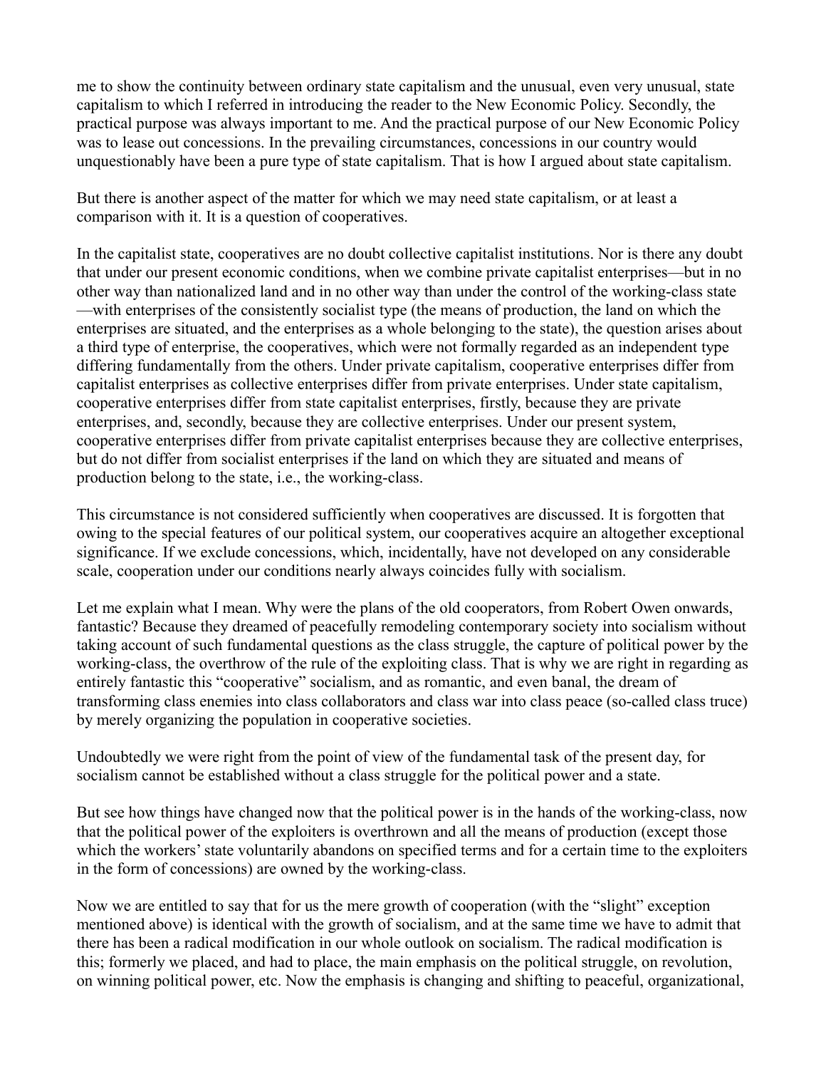me to show the continuity between ordinary state capitalism and the unusual, even very unusual, state capitalism to which I referred in introducing the reader to the New Economic Policy. Secondly, the practical purpose was always important to me. And the practical purpose of our New Economic Policy was to lease out concessions. In the prevailing circumstances, concessions in our country would unquestionably have been a pure type of state capitalism. That is how I argued about state capitalism.

But there is another aspect of the matter for which we may need state capitalism, or at least a comparison with it. It is a question of cooperatives.

In the capitalist state, cooperatives are no doubt collective capitalist institutions. Nor is there any doubt that under our present economic conditions, when we combine private capitalist enterprises—but in no other way than nationalized land and in no other way than under the control of the working-class state—with enterprises of the consistently socialist type (the means of production, the land on which the enterprises are situated, and the enterprises as a whole belonging to the state), the question arises about a third type of enterprise, the cooperatives, which were not formally regarded as an independent type differing fundamentally from the others. Under private capitalism, cooperative enterprises differ from capitalist enterprises as collective enterprises differ from private enterprises. Under state capitalism, cooperative enterprises differ from state capitalist enterprises, firstly, because they are private enterprises, and, secondly, because they are collective enterprises. Under our present system, cooperative enterprises differ from private capitalist enterprises because they are collective enterprises, but do not differ from socialist enterprises if the land on which they are situated and means of production belong to the state, i.e., the working-class.

This circumstance is not considered sufficiently when cooperatives are discussed. It is forgotten that owing to the special features of our political system, our cooperatives acquire an altogether exceptional significance. If we exclude concessions, which, incidentally, have not developed on any considerable scale, cooperation under our conditions nearly always coincides fully with socialism.

Let me explain what I mean. Why were the plans of the old cooperators, from Robert Owen onwards, fantastic? Because they dreamed of peacefully remodeling contemporary society into socialism without taking account of such fundamental questions as the class struggle, the capture of political power by the working-class, the overthrow of the rule of the exploiting class. That is why we are right in regarding as entirely fantastic this "cooperative" socialism, and as romantic, and even banal, the dream of transforming class enemies into class collaborators and class war into class peace (so-called class truce) by merely organizing the population in cooperative societies.

Undoubtedly we were right from the point of view of the fundamental task of the present day, for socialism cannot be established without a class struggle for the political power and a state.

But see how things have changed now that the political power is in the hands of the working-class, now that the political power of the exploiters is overthrown and all the means of production (except those which the workers' state voluntarily abandons on specified terms and for a certain time to the exploiters in the form of concessions) are owned by the working-class.

Now we are entitled to say that for us the mere growth of cooperation (with the "slight" exception mentioned above) is identical with the growth of socialism, and at the same time we have to admit that there has been a radical modification in our whole outlook on socialism. The radical modification is this; formerly we placed, and had to place, the main emphasis on the political struggle, on revolution, on winning political power, etc. Now the emphasis is changing and shifting to peaceful, organizational,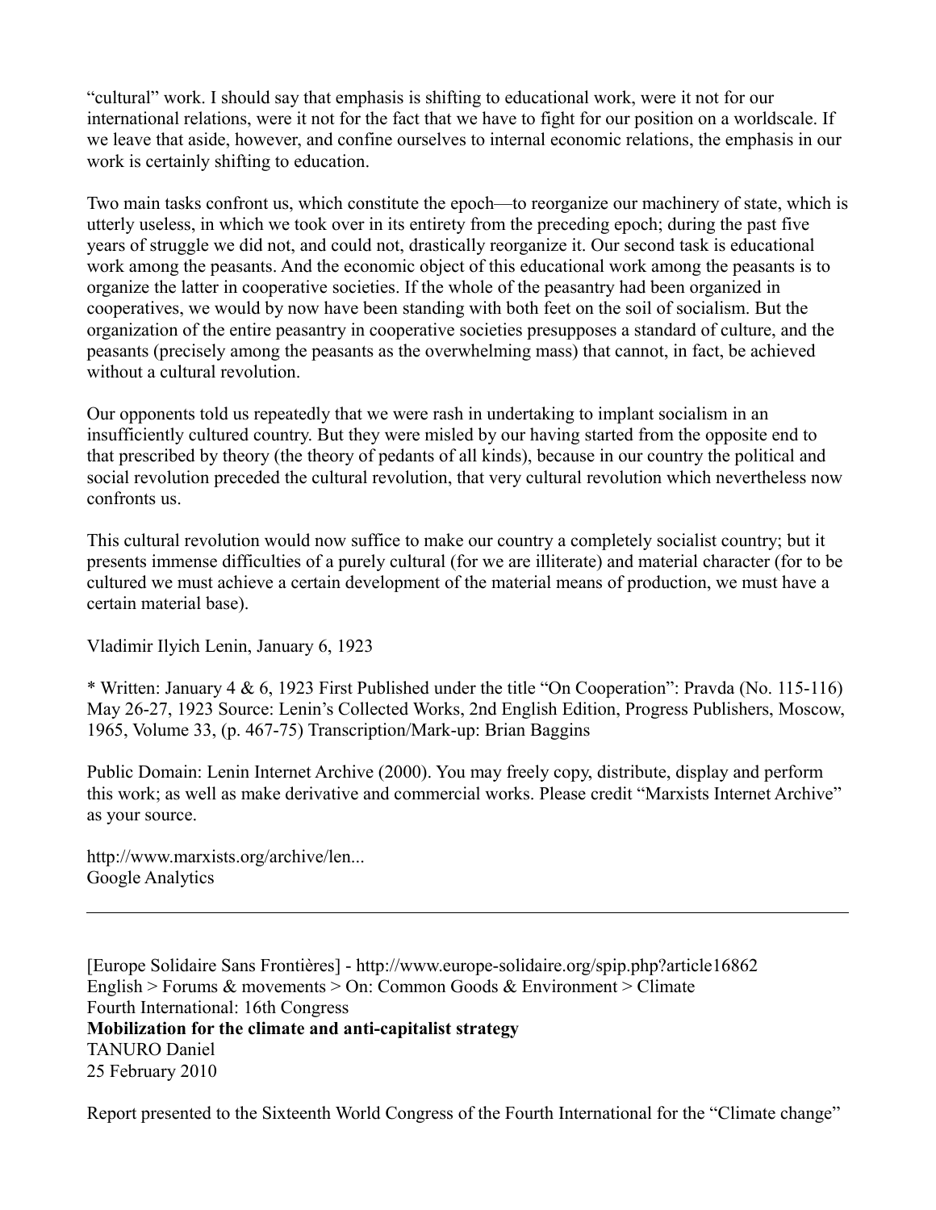"cultural" work. I should say that emphasis is shifting to educational work, were it not for our international relations, were it not for the fact that we have to fight for our position on a worldscale. If we leave that aside, however, and confine ourselves to internal economic relations, the emphasis in our work is certainly shifting to education.

Two main tasks confront us, which constitute the epoch—to reorganize our machinery of state, which is utterly useless, in which we took over in its entirety from the preceding epoch; during the past five years of struggle we did not, and could not, drastically reorganize it. Our second task is educational work among the peasants. And the economic object of this educational work among the peasants is to organize the latter in cooperative societies. If the whole of the peasantry had been organized in cooperatives, we would by now have been standing with both feet on the soil of socialism. But the organization of the entire peasantry in cooperative societies presupposes a standard of culture, and the peasants (precisely among the peasants as the overwhelming mass) that cannot, in fact, be achieved without a cultural revolution.

Our opponents told us repeatedly that we were rash in undertaking to implant socialism in an insufficiently cultured country. But they were misled by our having started from the opposite end to that prescribed by theory (the theory of pedants of all kinds), because in our country the political and social revolution preceded the cultural revolution, that very cultural revolution which nevertheless now confronts us.

This cultural revolution would now suffice to make our country a completely socialist country; but it presents immense difficulties of a purely cultural (for we are illiterate) and material character (for to be cultured we must achieve a certain development of the material means of production, we must have a certain material base).

Vladimir Ilyich Lenin, January 6, 1923

* Written: January 4 & 6, 1923 First Published under the title "On Cooperation": Pravda (No. 115-116) May 26-27, 1923 Source: Lenin's Collected Works, 2nd English Edition, Progress Publishers, Moscow, 1965, Volume 33, (p. 467-75) Transcription/Mark-up: Brian Baggins

Public Domain: Lenin Internet Archive (2000). You may freely copy, distribute, display and perform this work; as well as make derivative and commercial works. Please credit "Marxists Internet Archive" as your source.

http://www.marxists.org/archive/len...
Google Analytics

---

[Europe Solidaire Sans Frontières] - http://www.europe-solidaire.org/spip.php?article16862
English > Forums & movements > On: Common Goods & Environment > Climate
Fourth International: 16th Congress
**Mobilization for the climate and anti-capitalist strategy**
TANURO Daniel
25 February 2010

Report presented to the Sixteenth World Congress of the Fourth International for the "Climate change"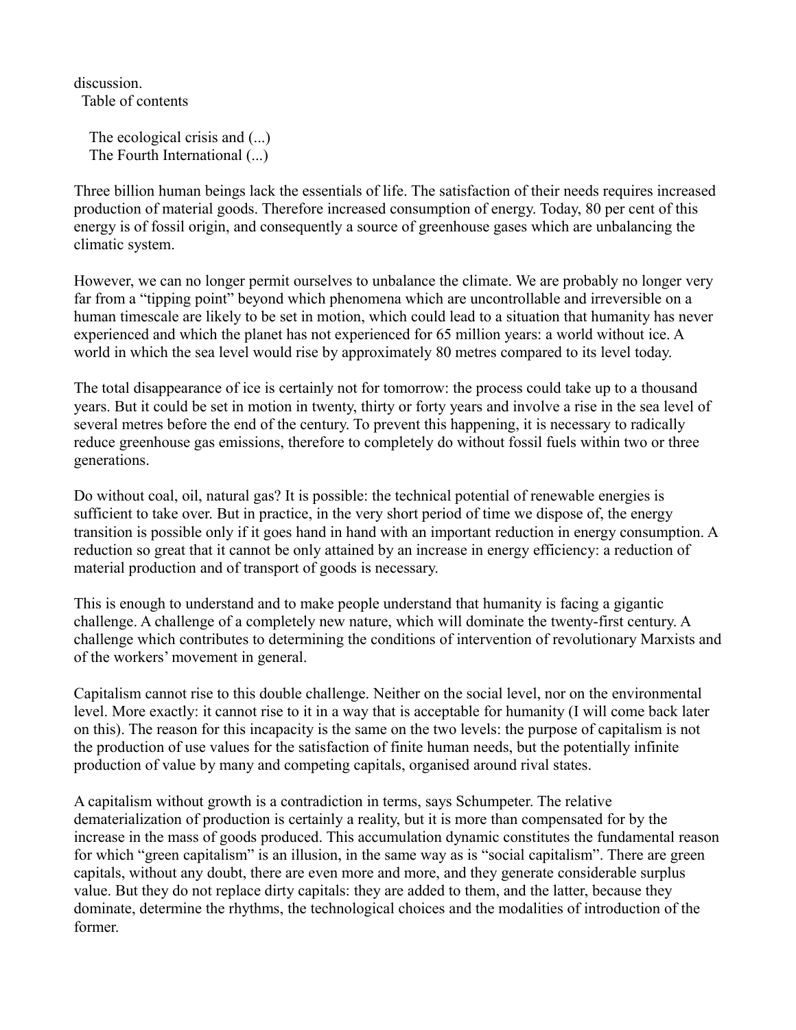discussion.

Table of contents

- The ecological crisis and (...)
- The Fourth International (...)

Three billion human beings lack the essentials of life. The satisfaction of their needs requires increased production of material goods. Therefore increased consumption of energy. Today, 80 per cent of this energy is of fossil origin, and consequently a source of greenhouse gases which are unbalancing the climatic system.

However, we can no longer permit ourselves to unbalance the climate. We are probably no longer very far from a "tipping point" beyond which phenomena which are uncontrollable and irreversible on a human timescale are likely to be set in motion, which could lead to a situation that humanity has never experienced and which the planet has not experienced for 65 million years: a world without ice. A world in which the sea level would rise by approximately 80 metres compared to its level today.

The total disappearance of ice is certainly not for tomorrow: the process could take up to a thousand years. But it could be set in motion in twenty, thirty or forty years and involve a rise in the sea level of several metres before the end of the century. To prevent this happening, it is necessary to radically reduce greenhouse gas emissions, therefore to completely do without fossil fuels within two or three generations.

Do without coal, oil, natural gas? It is possible: the technical potential of renewable energies is sufficient to take over. But in practice, in the very short period of time we dispose of, the energy transition is possible only if it goes hand in hand with an important reduction in energy consumption. A reduction so great that it cannot be only attained by an increase in energy efficiency: a reduction of material production and of transport of goods is necessary.

This is enough to understand and to make people understand that humanity is facing a gigantic challenge. A challenge of a completely new nature, which will dominate the twenty-first century. A challenge which contributes to determining the conditions of intervention of revolutionary Marxists and of the workers' movement in general.

Capitalism cannot rise to this double challenge. Neither on the social level, nor on the environmental level. More exactly: it cannot rise to it in a way that is acceptable for humanity (I will come back later on this). The reason for this incapacity is the same on the two levels: the purpose of capitalism is not the production of use values for the satisfaction of finite human needs, but the potentially infinite production of value by many and competing capitals, organised around rival states.

A capitalism without growth is a contradiction in terms, says Schumpeter. The relative dematerialization of production is certainly a reality, but it is more than compensated for by the increase in the mass of goods produced. This accumulation dynamic constitutes the fundamental reason for which "green capitalism" is an illusion, in the same way as is "social capitalism". There are green capitals, without any doubt, there are even more and more, and they generate considerable surplus value. But they do not replace dirty capitals: they are added to them, and the latter, because they dominate, determine the rhythms, the technological choices and the modalities of introduction of the former.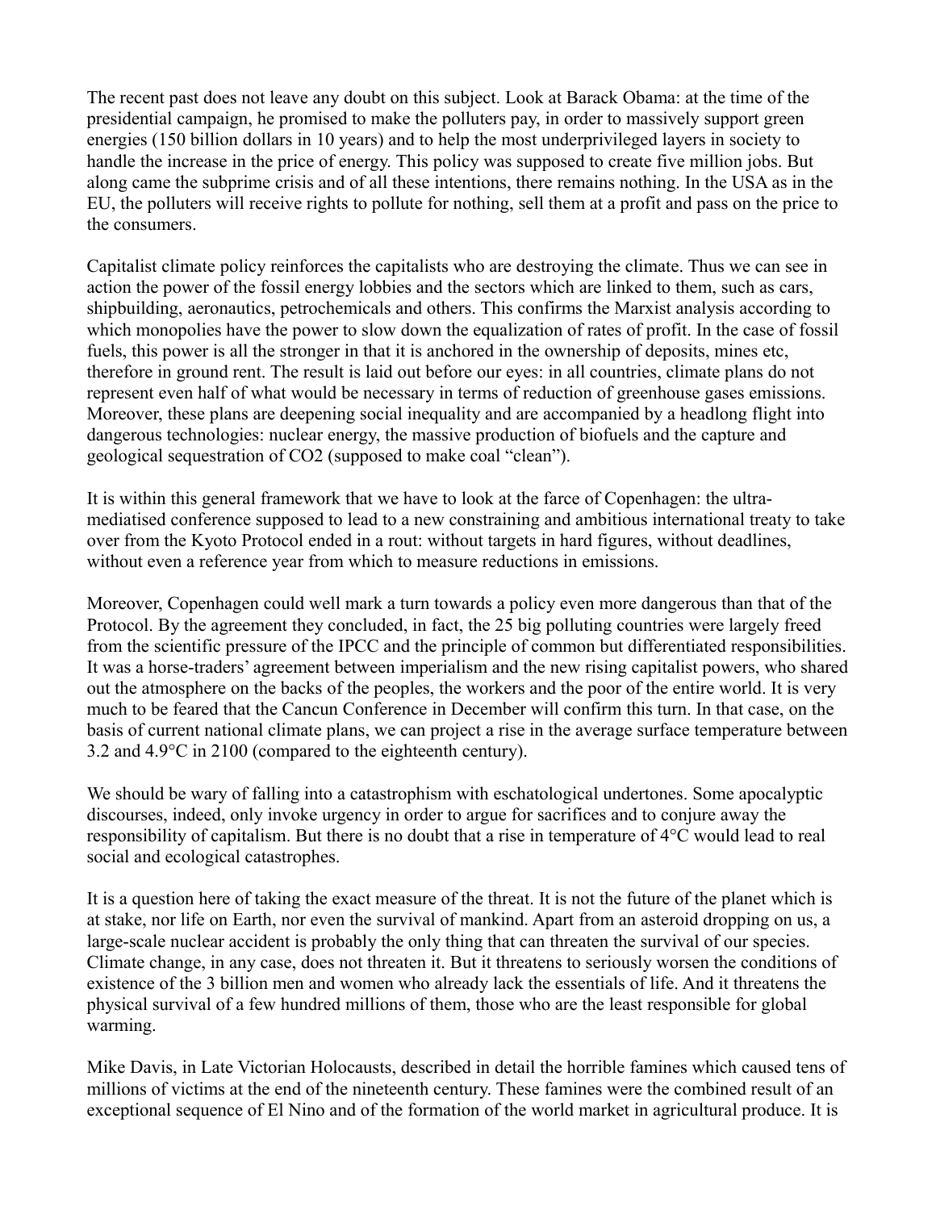The recent past does not leave any doubt on this subject. Look at Barack Obama: at the time of the presidential campaign, he promised to make the polluters pay, in order to massively support green energies (150 billion dollars in 10 years) and to help the most underprivileged layers in society to handle the increase in the price of energy. This policy was supposed to create five million jobs. But along came the subprime crisis and of all these intentions, there remains nothing. In the USA as in the EU, the polluters will receive rights to pollute for nothing, sell them at a profit and pass on the price to the consumers.

Capitalist climate policy reinforces the capitalists who are destroying the climate. Thus we can see in action the power of the fossil energy lobbies and the sectors which are linked to them, such as cars, shipbuilding, aeronautics, petrochemicals and others. This confirms the Marxist analysis according to which monopolies have the power to slow down the equalization of rates of profit. In the case of fossil fuels, this power is all the stronger in that it is anchored in the ownership of deposits, mines etc, therefore in ground rent. The result is laid out before our eyes: in all countries, climate plans do not represent even half of what would be necessary in terms of reduction of greenhouse gases emissions. Moreover, these plans are deepening social inequality and are accompanied by a headlong flight into dangerous technologies: nuclear energy, the massive production of biofuels and the capture and geological sequestration of $CO_2$ (supposed to make coal "clean").

It is within this general framework that we have to look at the farce of Copenhagen: the ultra-mediatised conference supposed to lead to a new constraining and ambitious international treaty to take over from the Kyoto Protocol ended in a rout: without targets in hard figures, without deadlines, without even a reference year from which to measure reductions in emissions.

Moreover, Copenhagen could well mark a turn towards a policy even more dangerous than that of the Protocol. By the agreement they concluded, in fact, the 25 big polluting countries were largely freed from the scientific pressure of the IPCC and the principle of common but differentiated responsibilities. It was a horse-traders' agreement between imperialism and the new rising capitalist powers, who shared out the atmosphere on the backs of the peoples, the workers and the poor of the entire world. It is very much to be feared that the Cancun Conference in December will confirm this turn. In that case, on the basis of current national climate plans, we can project a rise in the average surface temperature between 3.2 and 4.9°C in 2100 (compared to the eighteenth century).

We should be wary of falling into a catastrophism with eschatological undertones. Some apocalyptic discourses, indeed, only invoke urgency in order to argue for sacrifices and to conjure away the responsibility of capitalism. But there is no doubt that a rise in temperature of 4°C would lead to real social and ecological catastrophes.

It is a question here of taking the exact measure of the threat. It is not the future of the planet which is at stake, nor life on Earth, nor even the survival of mankind. Apart from an asteroid dropping on us, a large-scale nuclear accident is probably the only thing that can threaten the survival of our species. Climate change, in any case, does not threaten it. But it threatens to seriously worsen the conditions of existence of the 3 billion men and women who already lack the essentials of life. And it threatens the physical survival of a few hundred millions of them, those who are the least responsible for global warming.

Mike Davis, in Late Victorian Holocausts, described in detail the horrible famines which caused tens of millions of victims at the end of the nineteenth century. These famines were the combined result of an exceptional sequence of El Nino and of the formation of the world market in agricultural produce. It is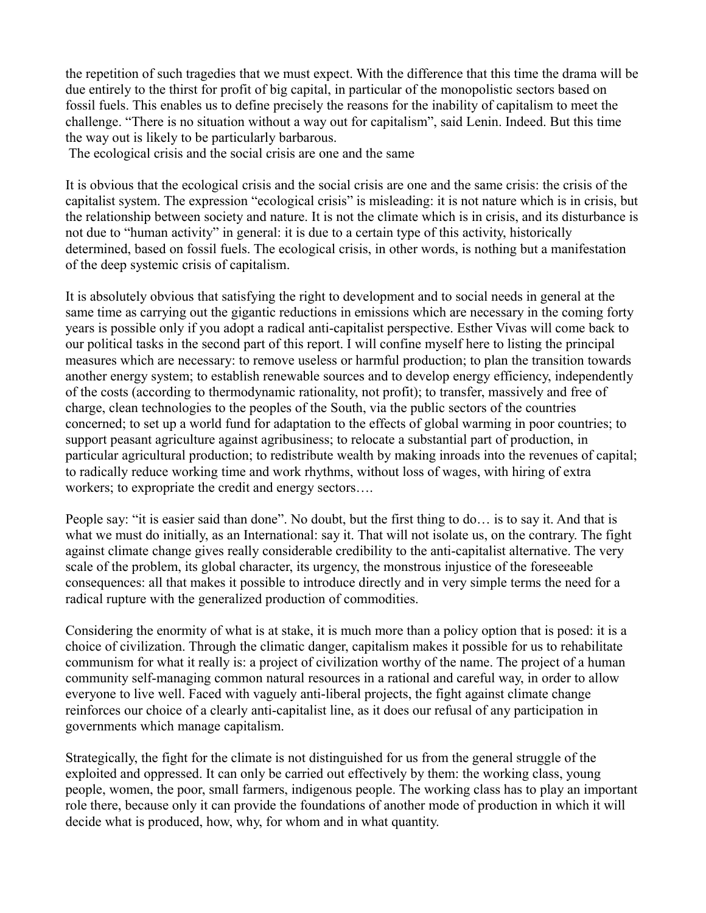the repetition of such tragedies that we must expect. With the difference that this time the drama will be due entirely to the thirst for profit of big capital, in particular of the monopolistic sectors based on fossil fuels. This enables us to define precisely the reasons for the inability of capitalism to meet the challenge. "There is no situation without a way out for capitalism", said Lenin. Indeed. But this time the way out is likely to be particularly barbarous.

## The ecological crisis and the social crisis are one and the same

It is obvious that the ecological crisis and the social crisis are one and the same crisis: the crisis of the capitalist system. The expression "ecological crisis" is misleading: it is not nature which is in crisis, but the relationship between society and nature. It is not the climate which is in crisis, and its disturbance is not due to "human activity" in general: it is due to a certain type of this activity, historically determined, based on fossil fuels. The ecological crisis, in other words, is nothing but a manifestation of the deep systemic crisis of capitalism.

It is absolutely obvious that satisfying the right to development and to social needs in general at the same time as carrying out the gigantic reductions in emissions which are necessary in the coming forty years is possible only if you adopt a radical anti-capitalist perspective. Esther Vivas will come back to our political tasks in the second part of this report. I will confine myself here to listing the principal measures which are necessary: to remove useless or harmful production; to plan the transition towards another energy system; to establish renewable sources and to develop energy efficiency, independently of the costs (according to thermodynamic rationality, not profit); to transfer, massively and free of charge, clean technologies to the peoples of the South, via the public sectors of the countries concerned; to set up a world fund for adaptation to the effects of global warming in poor countries; to support peasant agriculture against agribusiness; to relocate a substantial part of production, in particular agricultural production; to redistribute wealth by making inroads into the revenues of capital; to radically reduce working time and work rhythms, without loss of wages, with hiring of extra workers; to expropriate the credit and energy sectors….

People say: "it is easier said than done". No doubt, but the first thing to do… is to say it. And that is what we must do initially, as an International: say it. That will not isolate us, on the contrary. The fight against climate change gives really considerable credibility to the anti-capitalist alternative. The very scale of the problem, its global character, its urgency, the monstrous injustice of the foreseeable consequences: all that makes it possible to introduce directly and in very simple terms the need for a radical rupture with the generalized production of commodities.

Considering the enormity of what is at stake, it is much more than a policy option that is posed: it is a choice of civilization. Through the climatic danger, capitalism makes it possible for us to rehabilitate communism for what it really is: a project of civilization worthy of the name. The project of a human community self-managing common natural resources in a rational and careful way, in order to allow everyone to live well. Faced with vaguely anti-liberal projects, the fight against climate change reinforces our choice of a clearly anti-capitalist line, as it does our refusal of any participation in governments which manage capitalism.

Strategically, the fight for the climate is not distinguished for us from the general struggle of the exploited and oppressed. It can only be carried out effectively by them: the working class, young people, women, the poor, small farmers, indigenous people. The working class has to play an important role there, because only it can provide the foundations of another mode of production in which it will decide what is produced, how, why, for whom and in what quantity.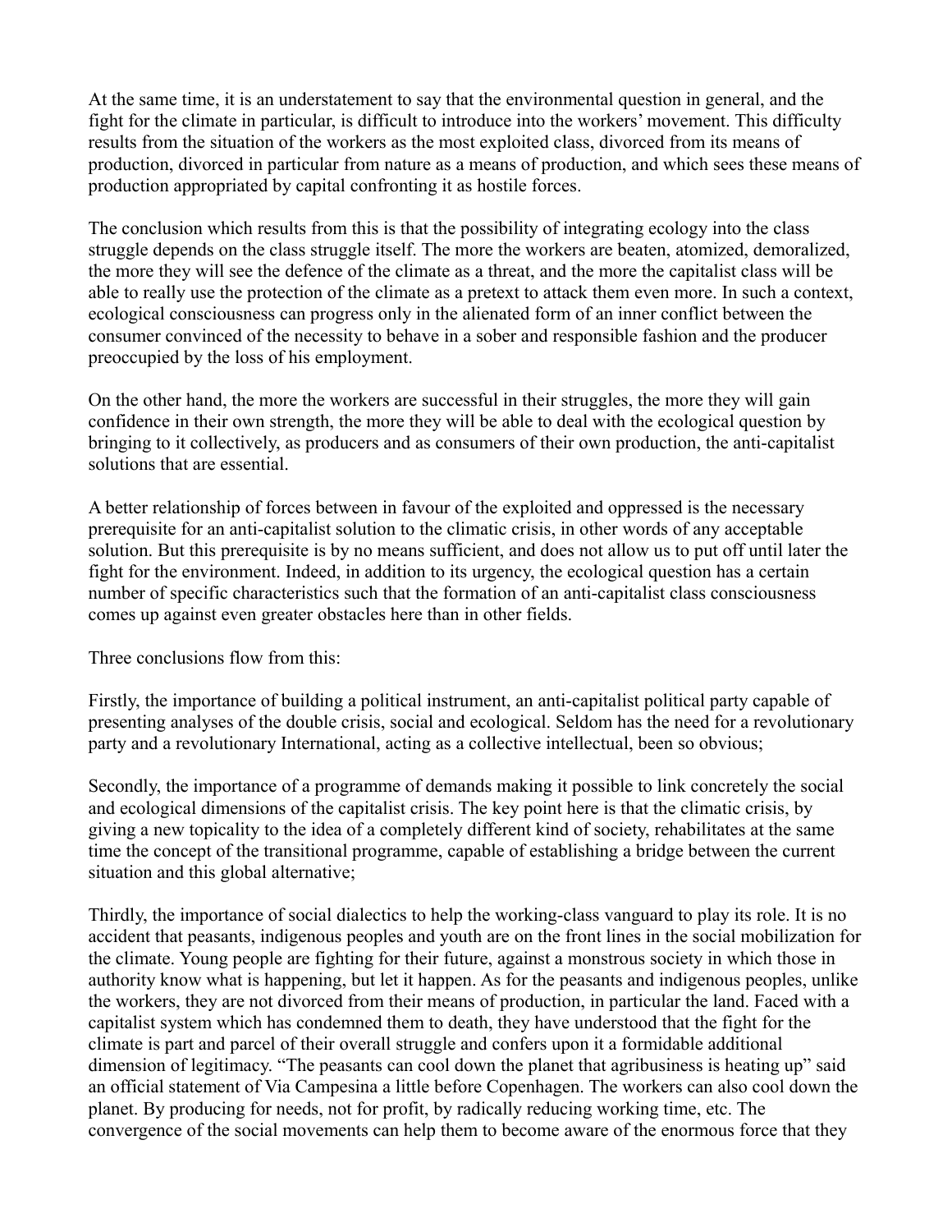At the same time, it is an understatement to say that the environmental question in general, and the fight for the climate in particular, is difficult to introduce into the workers' movement. This difficulty results from the situation of the workers as the most exploited class, divorced from its means of production, divorced in particular from nature as a means of production, and which sees these means of production appropriated by capital confronting it as hostile forces.

The conclusion which results from this is that the possibility of integrating ecology into the class struggle depends on the class struggle itself. The more the workers are beaten, atomized, demoralized, the more they will see the defence of the climate as a threat, and the more the capitalist class will be able to really use the protection of the climate as a pretext to attack them even more. In such a context, ecological consciousness can progress only in the alienated form of an inner conflict between the consumer convinced of the necessity to behave in a sober and responsible fashion and the producer preoccupied by the loss of his employment.

On the other hand, the more the workers are successful in their struggles, the more they will gain confidence in their own strength, the more they will be able to deal with the ecological question by bringing to it collectively, as producers and as consumers of their own production, the anti-capitalist solutions that are essential.

A better relationship of forces between in favour of the exploited and oppressed is the necessary prerequisite for an anti-capitalist solution to the climatic crisis, in other words of any acceptable solution. But this prerequisite is by no means sufficient, and does not allow us to put off until later the fight for the environment. Indeed, in addition to its urgency, the ecological question has a certain number of specific characteristics such that the formation of an anti-capitalist class consciousness comes up against even greater obstacles here than in other fields.

Three conclusions flow from this:

Firstly, the importance of building a political instrument, an anti-capitalist political party capable of presenting analyses of the double crisis, social and ecological. Seldom has the need for a revolutionary party and a revolutionary International, acting as a collective intellectual, been so obvious;

Secondly, the importance of a programme of demands making it possible to link concretely the social and ecological dimensions of the capitalist crisis. The key point here is that the climatic crisis, by giving a new topicality to the idea of a completely different kind of society, rehabilitates at the same time the concept of the transitional programme, capable of establishing a bridge between the current situation and this global alternative;

Thirdly, the importance of social dialectics to help the working-class vanguard to play its role. It is no accident that peasants, indigenous peoples and youth are on the front lines in the social mobilization for the climate. Young people are fighting for their future, against a monstrous society in which those in authority know what is happening, but let it happen. As for the peasants and indigenous peoples, unlike the workers, they are not divorced from their means of production, in particular the land. Faced with a capitalist system which has condemned them to death, they have understood that the fight for the climate is part and parcel of their overall struggle and confers upon it a formidable additional dimension of legitimacy. "The peasants can cool down the planet that agribusiness is heating up" said an official statement of Via Campesina a little before Copenhagen. The workers can also cool down the planet. By producing for needs, not for profit, by radically reducing working time, etc. The convergence of the social movements can help them to become aware of the enormous force that they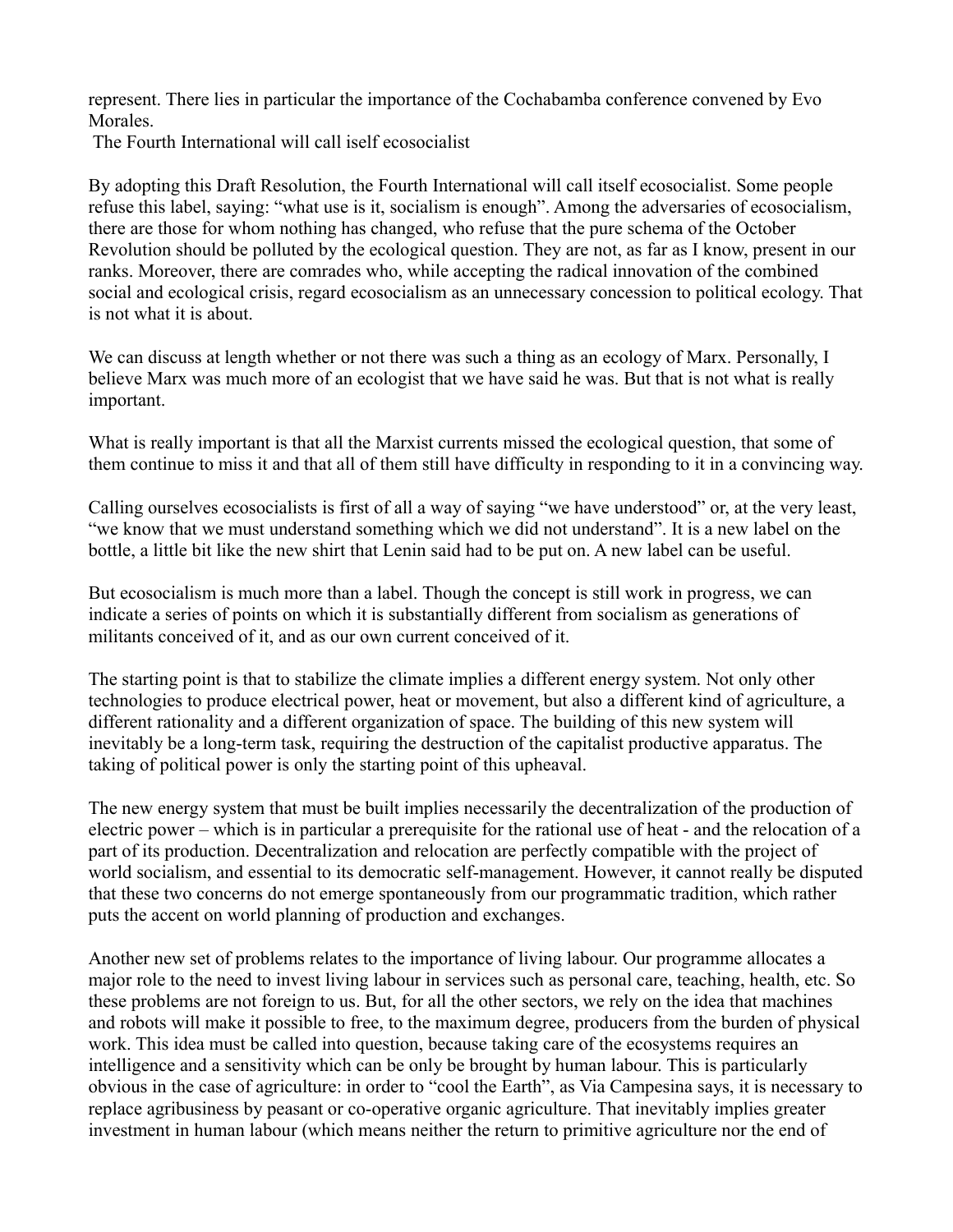represent. There lies in particular the importance of the Cochabamba conference convened by Evo Morales.

## The Fourth International will call iself ecosocialist

By adopting this Draft Resolution, the Fourth International will call itself ecosocialist. Some people refuse this label, saying: "what use is it, socialism is enough". Among the adversaries of ecosocialism, there are those for whom nothing has changed, who refuse that the pure schema of the October Revolution should be polluted by the ecological question. They are not, as far as I know, present in our ranks. Moreover, there are comrades who, while accepting the radical innovation of the combined social and ecological crisis, regard ecosocialism as an unnecessary concession to political ecology. That is not what it is about.

We can discuss at length whether or not there was such a thing as an ecology of Marx. Personally, I believe Marx was much more of an ecologist that we have said he was. But that is not what is really important.

What is really important is that all the Marxist currents missed the ecological question, that some of them continue to miss it and that all of them still have difficulty in responding to it in a convincing way.

Calling ourselves ecosocialists is first of all a way of saying "we have understood" or, at the very least, "we know that we must understand something which we did not understand". It is a new label on the bottle, a little bit like the new shirt that Lenin said had to be put on. A new label can be useful.

But ecosocialism is much more than a label. Though the concept is still work in progress, we can indicate a series of points on which it is substantially different from socialism as generations of militants conceived of it, and as our own current conceived of it.

The starting point is that to stabilize the climate implies a different energy system. Not only other technologies to produce electrical power, heat or movement, but also a different kind of agriculture, a different rationality and a different organization of space. The building of this new system will inevitably be a long-term task, requiring the destruction of the capitalist productive apparatus. The taking of political power is only the starting point of this upheaval.

The new energy system that must be built implies necessarily the decentralization of the production of electric power – which is in particular a prerequisite for the rational use of heat - and the relocation of a part of its production. Decentralization and relocation are perfectly compatible with the project of world socialism, and essential to its democratic self-management. However, it cannot really be disputed that these two concerns do not emerge spontaneously from our programmatic tradition, which rather puts the accent on world planning of production and exchanges.

Another new set of problems relates to the importance of living labour. Our programme allocates a major role to the need to invest living labour in services such as personal care, teaching, health, etc. So these problems are not foreign to us. But, for all the other sectors, we rely on the idea that machines and robots will make it possible to free, to the maximum degree, producers from the burden of physical work. This idea must be called into question, because taking care of the ecosystems requires an intelligence and a sensitivity which can be only be brought by human labour. This is particularly obvious in the case of agriculture: in order to "cool the Earth", as Via Campesina says, it is necessary to replace agribusiness by peasant or co-operative organic agriculture. That inevitably implies greater investment in human labour (which means neither the return to primitive agriculture nor the end of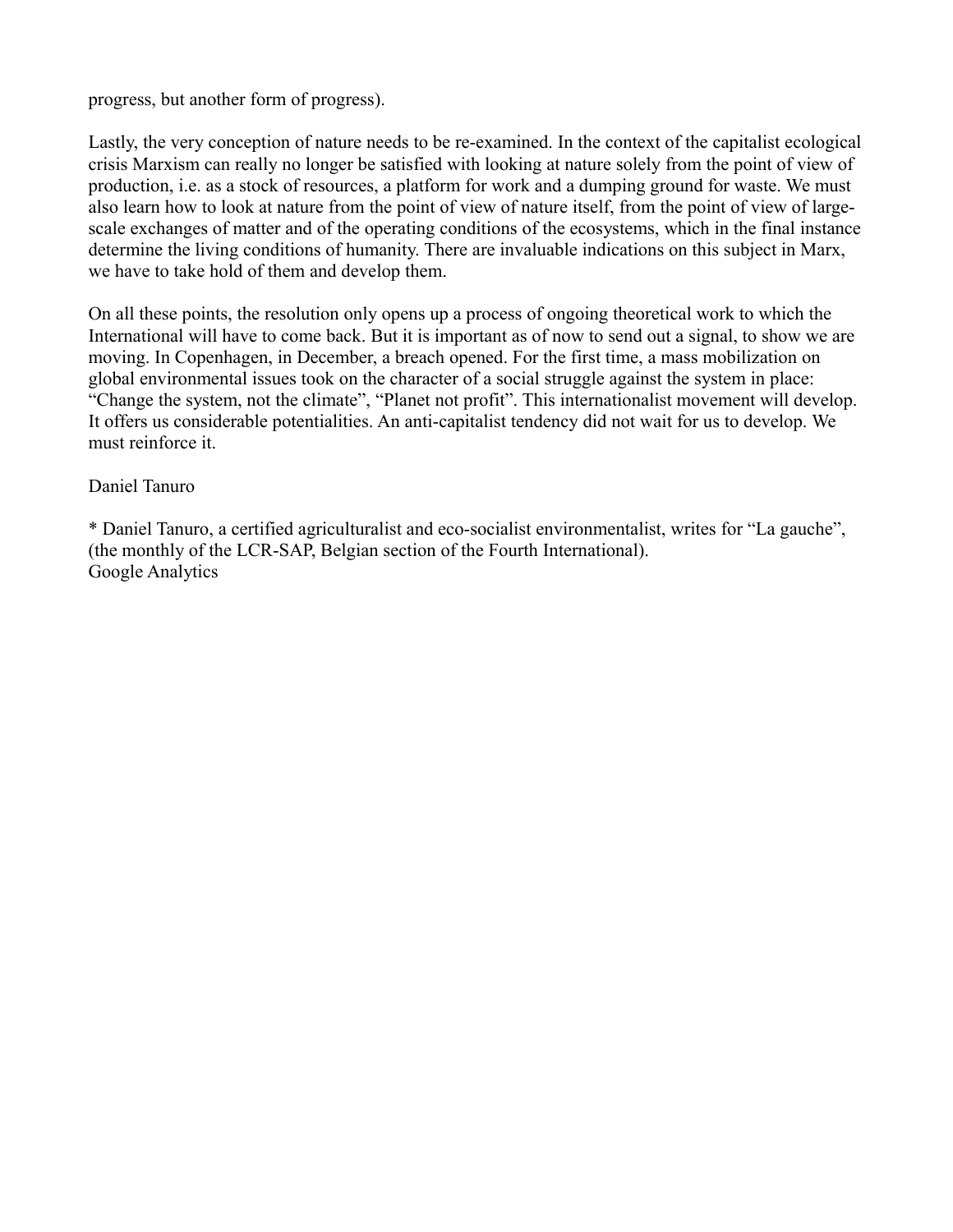progress, but another form of progress).

Lastly, the very conception of nature needs to be re-examined. In the context of the capitalist ecological crisis Marxism can really no longer be satisfied with looking at nature solely from the point of view of production, i.e. as a stock of resources, a platform for work and a dumping ground for waste. We must also learn how to look at nature from the point of view of nature itself, from the point of view of large-scale exchanges of matter and of the operating conditions of the ecosystems, which in the final instance determine the living conditions of humanity. There are invaluable indications on this subject in Marx, we have to take hold of them and develop them.

On all these points, the resolution only opens up a process of ongoing theoretical work to which the International will have to come back. But it is important as of now to send out a signal, to show we are moving. In Copenhagen, in December, a breach opened. For the first time, a mass mobilization on global environmental issues took on the character of a social struggle against the system in place: "Change the system, not the climate", "Planet not profit". This internationalist movement will develop. It offers us considerable potentialities. An anti-capitalist tendency did not wait for us to develop. We must reinforce it.

Daniel Tanuro

* Daniel Tanuro, a certified agriculturalist and eco-socialist environmentalist, writes for "La gauche", (the monthly of the LCR-SAP, Belgian section of the Fourth International).
Google Analytics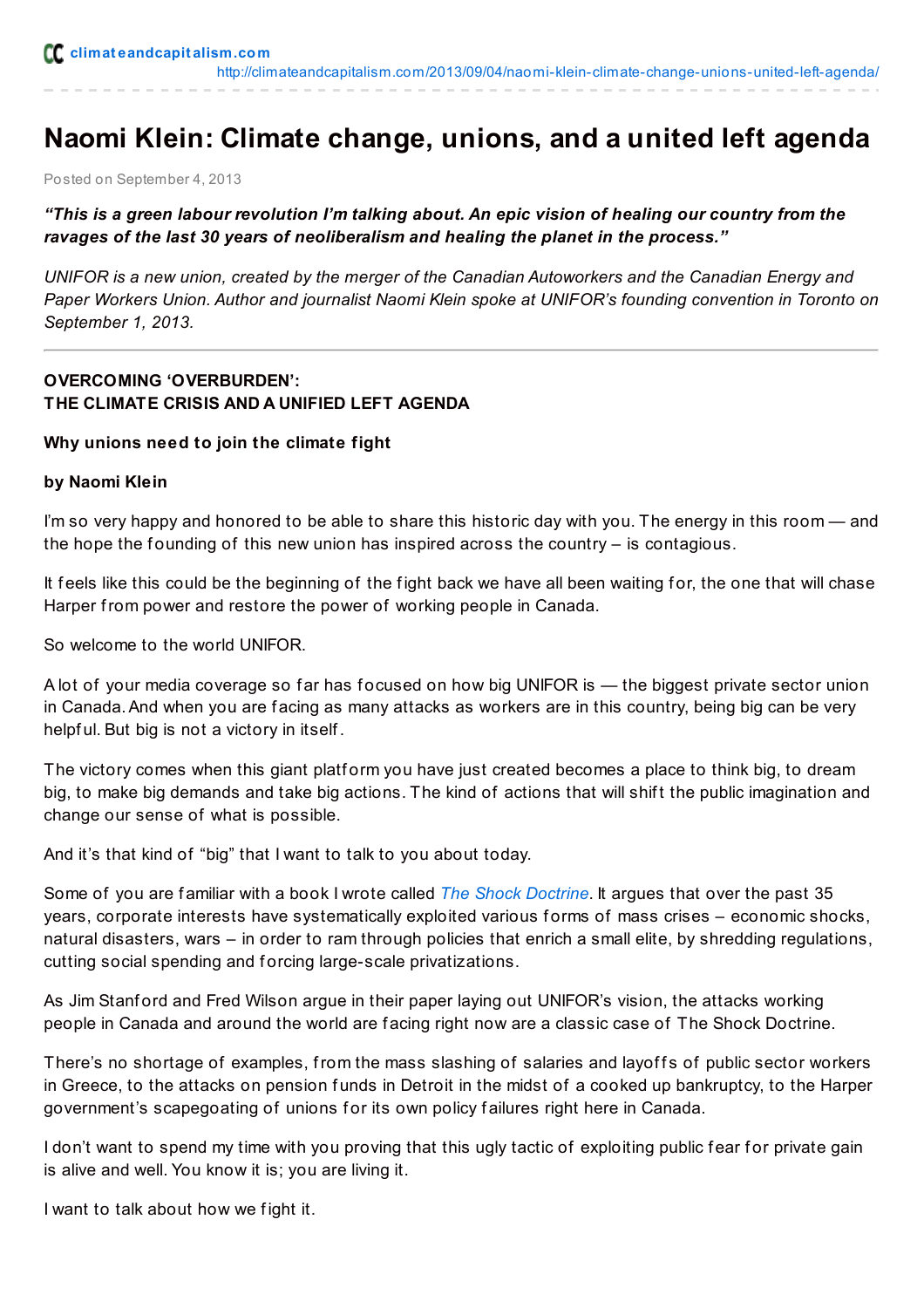climateandcapitalism.com
http://climateandcapitalism.com/2013/09/04/naomi-klein-climate-change-unions-united-left-agenda/

# Naomi Klein: Climate change, unions, and a united left agenda

Posted on September 4, 2013

***"This is a green labour revolution I'm talking about. An epic vision of healing our country from the ravages of the last 30 years of neoliberalism and healing the planet in the process."***

*UNIFOR is a new union, created by the merger of the Canadian Autoworkers and the Canadian Energy and Paper Workers Union. Author and journalist Naomi Klein spoke at UNIFOR's founding convention in Toronto on September 1, 2013.*

---

**OVERCOMING 'OVERBURDEN':**
**THE CLIMATE CRISIS AND A UNIFIED LEFT AGENDA**

**Why unions need to join the climate fight**

**by Naomi Klein**

I'm so very happy and honored to be able to share this historic day with you. The energy in this room — and the hope the founding of this new union has inspired across the country – is contagious.

It feels like this could be the beginning of the fight back we have all been waiting for, the one that will chase Harper from power and restore the power of working people in Canada.

So welcome to the world UNIFOR.

A lot of your media coverage so far has focused on how big UNIFOR is — the biggest private sector union in Canada. And when you are facing as many attacks as workers are in this country, being big can be very helpful. But big is not a victory in itself.

The victory comes when this giant platform you have just created becomes a place to think big, to dream big, to make big demands and take big actions. The kind of actions that will shift the public imagination and change our sense of what is possible.

And it's that kind of "big" that I want to talk to you about today.

Some of you are familiar with a book I wrote called *The Shock Doctrine*. It argues that over the past 35 years, corporate interests have systematically exploited various forms of mass crises – economic shocks, natural disasters, wars – in order to ram through policies that enrich a small elite, by shredding regulations, cutting social spending and forcing large-scale privatizations.

As Jim Stanford and Fred Wilson argue in their paper laying out UNIFOR's vision, the attacks working people in Canada and around the world are facing right now are a classic case of The Shock Doctrine.

There's no shortage of examples, from the mass slashing of salaries and layoffs of public sector workers in Greece, to the attacks on pension funds in Detroit in the midst of a cooked up bankruptcy, to the Harper government's scapegoating of unions for its own policy failures right here in Canada.

I don't want to spend my time with you proving that this ugly tactic of exploiting public fear for private gain is alive and well. You know it is; you are living it.

I want to talk about how we fight it.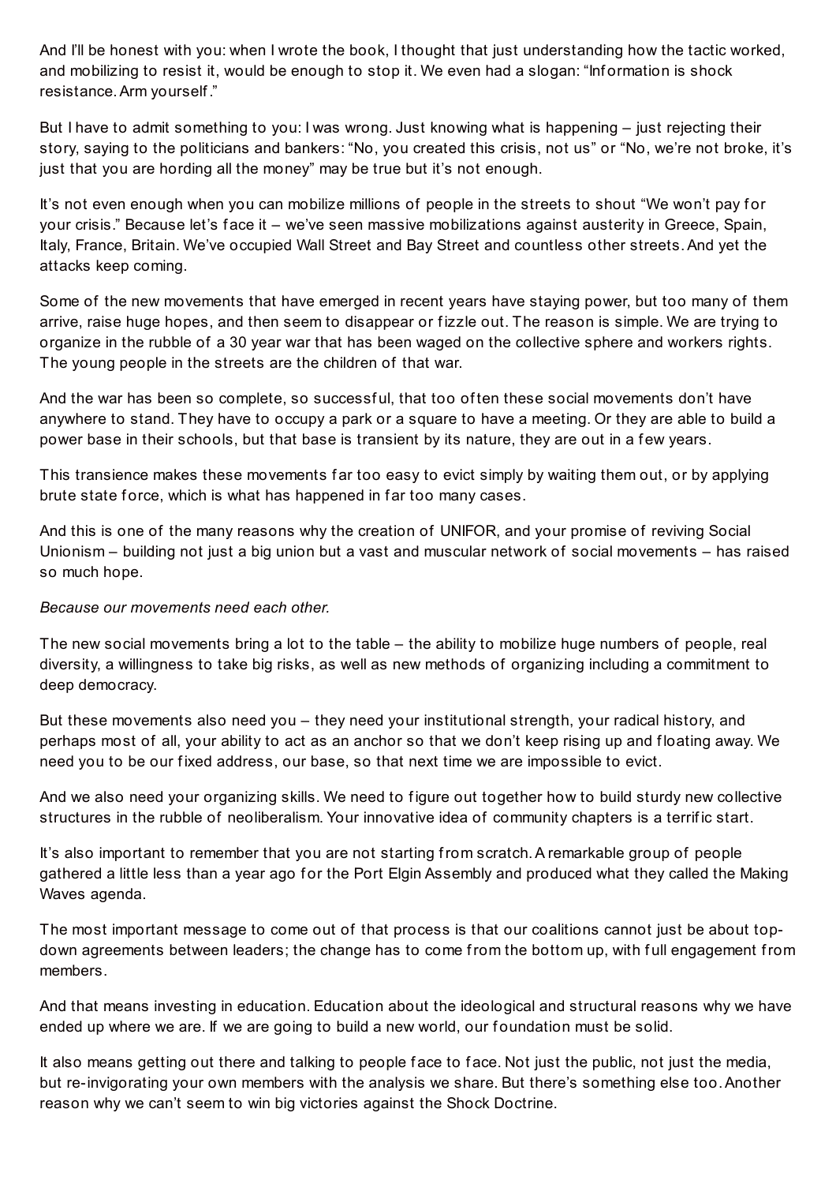And I'll be honest with you: when I wrote the book, I thought that just understanding how the tactic worked, and mobilizing to resist it, would be enough to stop it. We even had a slogan: "Information is shock resistance. Arm yourself."

But I have to admit something to you: I was wrong. Just knowing what is happening – just rejecting their story, saying to the politicians and bankers: "No, you created this crisis, not us" or "No, we're not broke, it's just that you are hording all the money" may be true but it's not enough.

It's not even enough when you can mobilize millions of people in the streets to shout "We won't pay for your crisis." Because let's face it – we've seen massive mobilizations against austerity in Greece, Spain, Italy, France, Britain. We've occupied Wall Street and Bay Street and countless other streets. And yet the attacks keep coming.

Some of the new movements that have emerged in recent years have staying power, but too many of them arrive, raise huge hopes, and then seem to disappear or fizzle out. The reason is simple. We are trying to organize in the rubble of a 30 year war that has been waged on the collective sphere and workers rights. The young people in the streets are the children of that war.

And the war has been so complete, so successful, that too often these social movements don't have anywhere to stand. They have to occupy a park or a square to have a meeting. Or they are able to build a power base in their schools, but that base is transient by its nature, they are out in a few years.

This transience makes these movements far too easy to evict simply by waiting them out, or by applying brute state force, which is what has happened in far too many cases.

And this is one of the many reasons why the creation of UNIFOR, and your promise of reviving Social Unionism – building not just a big union but a vast and muscular network of social movements – has raised so much hope.

*Because our movements need each other.*

The new social movements bring a lot to the table – the ability to mobilize huge numbers of people, real diversity, a willingness to take big risks, as well as new methods of organizing including a commitment to deep democracy.

But these movements also need you – they need your institutional strength, your radical history, and perhaps most of all, your ability to act as an anchor so that we don't keep rising up and floating away. We need you to be our fixed address, our base, so that next time we are impossible to evict.

And we also need your organizing skills. We need to figure out together how to build sturdy new collective structures in the rubble of neoliberalism. Your innovative idea of community chapters is a terrific start.

It's also important to remember that you are not starting from scratch. A remarkable group of people gathered a little less than a year ago for the Port Elgin Assembly and produced what they called the Making Waves agenda.

The most important message to come out of that process is that our coalitions cannot just be about top-down agreements between leaders; the change has to come from the bottom up, with full engagement from members.

And that means investing in education. Education about the ideological and structural reasons why we have ended up where we are. If we are going to build a new world, our foundation must be solid.

It also means getting out there and talking to people face to face. Not just the public, not just the media, but re-invigorating your own members with the analysis we share. But there's something else too. Another reason why we can't seem to win big victories against the Shock Doctrine.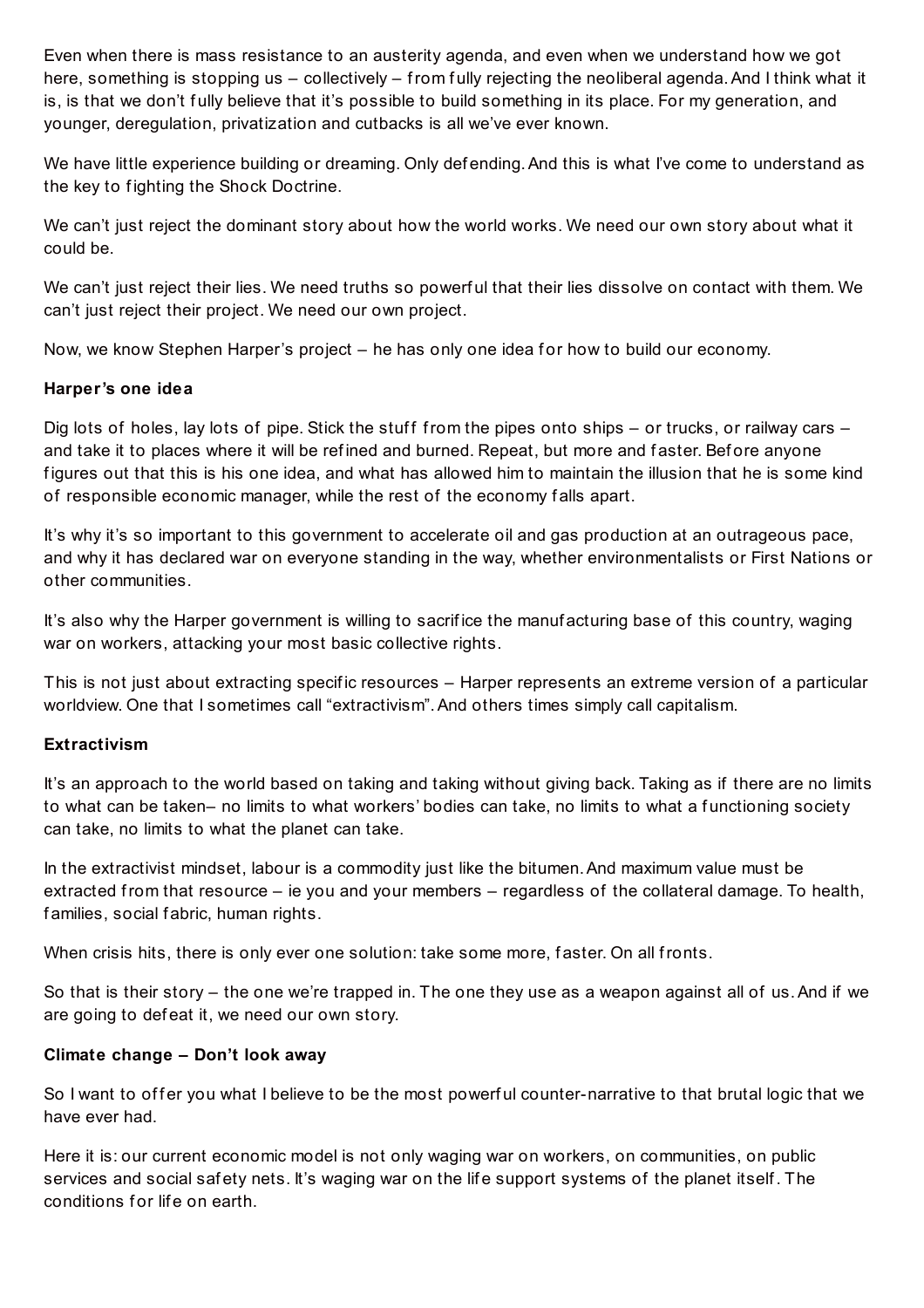Even when there is mass resistance to an austerity agenda, and even when we understand how we got here, something is stopping us – collectively – from fully rejecting the neoliberal agenda. And I think what it is, is that we don't fully believe that it's possible to build something in its place. For my generation, and younger, deregulation, privatization and cutbacks is all we've ever known.

We have little experience building or dreaming. Only defending. And this is what I've come to understand as the key to fighting the Shock Doctrine.

We can't just reject the dominant story about how the world works. We need our own story about what it could be.

We can't just reject their lies. We need truths so powerful that their lies dissolve on contact with them. We can't just reject their project. We need our own project.

Now, we know Stephen Harper's project – he has only one idea for how to build our economy.

**Harper's one idea**

Dig lots of holes, lay lots of pipe. Stick the stuff from the pipes onto ships – or trucks, or railway cars – and take it to places where it will be refined and burned. Repeat, but more and faster. Before anyone figures out that this is his one idea, and what has allowed him to maintain the illusion that he is some kind of responsible economic manager, while the rest of the economy falls apart.

It's why it's so important to this government to accelerate oil and gas production at an outrageous pace, and why it has declared war on everyone standing in the way, whether environmentalists or First Nations or other communities.

It's also why the Harper government is willing to sacrifice the manufacturing base of this country, waging war on workers, attacking your most basic collective rights.

This is not just about extracting specific resources – Harper represents an extreme version of a particular worldview. One that I sometimes call "extractivism". And others times simply call capitalism.

**Extractivism**

It's an approach to the world based on taking and taking without giving back. Taking as if there are no limits to what can be taken– no limits to what workers' bodies can take, no limits to what a functioning society can take, no limits to what the planet can take.

In the extractivist mindset, labour is a commodity just like the bitumen. And maximum value must be extracted from that resource – ie you and your members – regardless of the collateral damage. To health, families, social fabric, human rights.

When crisis hits, there is only ever one solution: take some more, faster. On all fronts.

So that is their story – the one we're trapped in. The one they use as a weapon against all of us. And if we are going to defeat it, we need our own story.

**Climate change – Don't look away**

So I want to offer you what I believe to be the most powerful counter-narrative to that brutal logic that we have ever had.

Here it is: our current economic model is not only waging war on workers, on communities, on public services and social safety nets. It's waging war on the life support systems of the planet itself. The conditions for life on earth.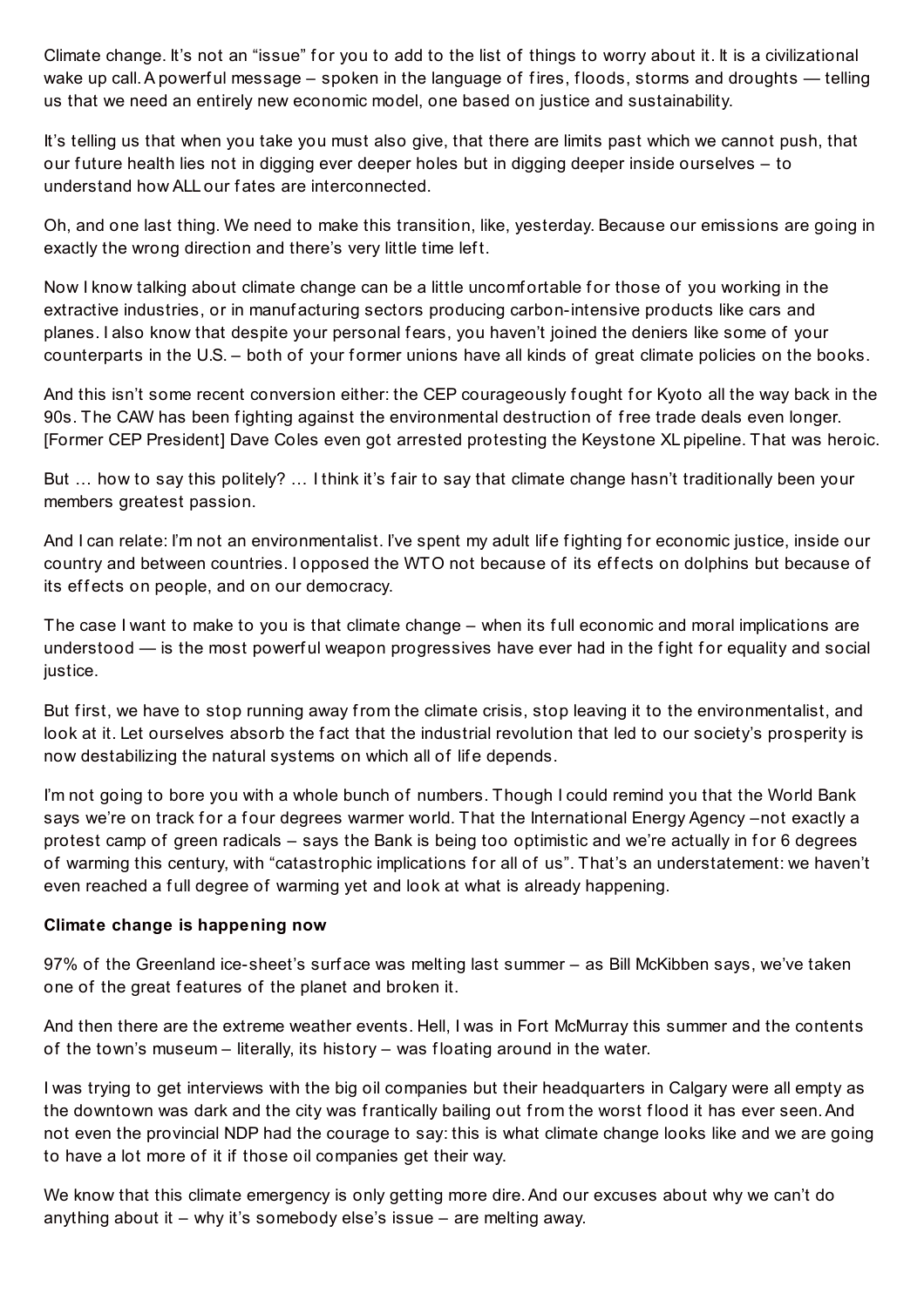Climate change. It's not an "issue" for you to add to the list of things to worry about it. It is a civilizational wake up call. A powerful message – spoken in the language of fires, floods, storms and droughts — telling us that we need an entirely new economic model, one based on justice and sustainability.

It's telling us that when you take you must also give, that there are limits past which we cannot push, that our future health lies not in digging ever deeper holes but in digging deeper inside ourselves – to understand how ALL our fates are interconnected.

Oh, and one last thing. We need to make this transition, like, yesterday. Because our emissions are going in exactly the wrong direction and there's very little time left.

Now I know talking about climate change can be a little uncomfortable for those of you working in the extractive industries, or in manufacturing sectors producing carbon-intensive products like cars and planes. I also know that despite your personal fears, you haven't joined the deniers like some of your counterparts in the U.S. – both of your former unions have all kinds of great climate policies on the books.

And this isn't some recent conversion either: the CEP courageously fought for Kyoto all the way back in the 90s. The CAW has been fighting against the environmental destruction of free trade deals even longer. [Former CEP President] Dave Coles even got arrested protesting the Keystone XL pipeline. That was heroic.

But … how to say this politely? … I think it's fair to say that climate change hasn't traditionally been your members greatest passion.

And I can relate: I'm not an environmentalist. I've spent my adult life fighting for economic justice, inside our country and between countries. I opposed the WTO not because of its effects on dolphins but because of its effects on people, and on our democracy.

The case I want to make to you is that climate change – when its full economic and moral implications are understood — is the most powerful weapon progressives have ever had in the fight for equality and social justice.

But first, we have to stop running away from the climate crisis, stop leaving it to the environmentalist, and look at it. Let ourselves absorb the fact that the industrial revolution that led to our society's prosperity is now destabilizing the natural systems on which all of life depends.

I'm not going to bore you with a whole bunch of numbers. Though I could remind you that the World Bank says we're on track for a four degrees warmer world. That the International Energy Agency –not exactly a protest camp of green radicals – says the Bank is being too optimistic and we're actually in for 6 degrees of warming this century, with "catastrophic implications for all of us". That's an understatement: we haven't even reached a full degree of warming yet and look at what is already happening.

**Climate change is happening now**

97% of the Greenland ice-sheet's surface was melting last summer – as Bill McKibben says, we've taken one of the great features of the planet and broken it.

And then there are the extreme weather events. Hell, I was in Fort McMurray this summer and the contents of the town's museum – literally, its history – was floating around in the water.

I was trying to get interviews with the big oil companies but their headquarters in Calgary were all empty as the downtown was dark and the city was frantically bailing out from the worst flood it has ever seen. And not even the provincial NDP had the courage to say: this is what climate change looks like and we are going to have a lot more of it if those oil companies get their way.

We know that this climate emergency is only getting more dire. And our excuses about why we can't do anything about it – why it's somebody else's issue – are melting away.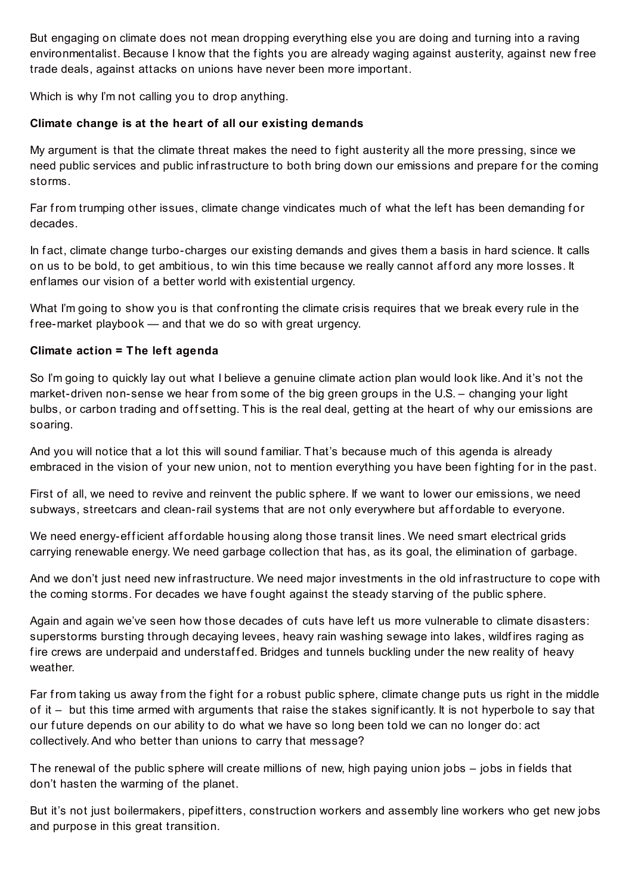But engaging on climate does not mean dropping everything else you are doing and turning into a raving environmentalist. Because I know that the fights you are already waging against austerity, against new free trade deals, against attacks on unions have never been more important.

Which is why I'm not calling you to drop anything.

**Climate change is at the heart of all our existing demands**

My argument is that the climate threat makes the need to fight austerity all the more pressing, since we need public services and public infrastructure to both bring down our emissions and prepare for the coming storms.

Far from trumping other issues, climate change vindicates much of what the left has been demanding for decades.

In fact, climate change turbo-charges our existing demands and gives them a basis in hard science. It calls on us to be bold, to get ambitious, to win this time because we really cannot afford any more losses. It enflames our vision of a better world with existential urgency.

What I'm going to show you is that confronting the climate crisis requires that we break every rule in the free-market playbook — and that we do so with great urgency.

**Climate action = The left agenda**

So I'm going to quickly lay out what I believe a genuine climate action plan would look like. And it's not the market-driven non-sense we hear from some of the big green groups in the U.S. – changing your light bulbs, or carbon trading and offsetting. This is the real deal, getting at the heart of why our emissions are soaring.

And you will notice that a lot this will sound familiar. That's because much of this agenda is already embraced in the vision of your new union, not to mention everything you have been fighting for in the past.

First of all, we need to revive and reinvent the public sphere. If we want to lower our emissions, we need subways, streetcars and clean-rail systems that are not only everywhere but affordable to everyone.

We need energy-efficient affordable housing along those transit lines. We need smart electrical grids carrying renewable energy. We need garbage collection that has, as its goal, the elimination of garbage.

And we don't just need new infrastructure. We need major investments in the old infrastructure to cope with the coming storms. For decades we have fought against the steady starving of the public sphere.

Again and again we've seen how those decades of cuts have left us more vulnerable to climate disasters: superstorms bursting through decaying levees, heavy rain washing sewage into lakes, wildfires raging as fire crews are underpaid and understaffed. Bridges and tunnels buckling under the new reality of heavy weather.

Far from taking us away from the fight for a robust public sphere, climate change puts us right in the middle of it – but this time armed with arguments that raise the stakes significantly. It is not hyperbole to say that our future depends on our ability to do what we have so long been told we can no longer do: act collectively. And who better than unions to carry that message?

The renewal of the public sphere will create millions of new, high paying union jobs – jobs in fields that don't hasten the warming of the planet.

But it's not just boilermakers, pipefitters, construction workers and assembly line workers who get new jobs and purpose in this great transition.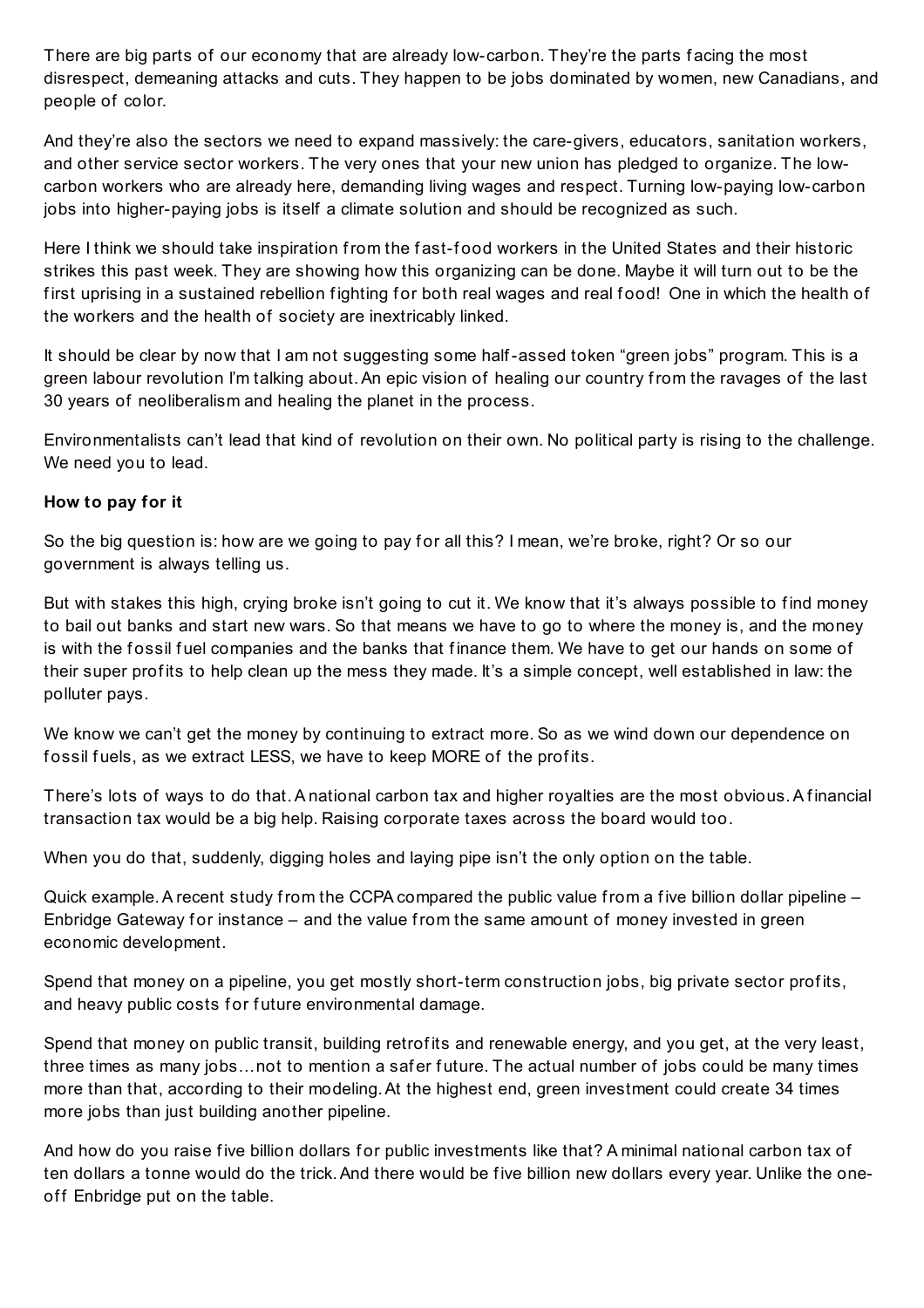There are big parts of our economy that are already low-carbon. They're the parts facing the most disrespect, demeaning attacks and cuts. They happen to be jobs dominated by women, new Canadians, and people of color.

And they're also the sectors we need to expand massively: the care-givers, educators, sanitation workers, and other service sector workers. The very ones that your new union has pledged to organize. The low-carbon workers who are already here, demanding living wages and respect. Turning low-paying low-carbon jobs into higher-paying jobs is itself a climate solution and should be recognized as such.

Here I think we should take inspiration from the fast-food workers in the United States and their historic strikes this past week. They are showing how this organizing can be done. Maybe it will turn out to be the first uprising in a sustained rebellion fighting for both real wages and real food! One in which the health of the workers and the health of society are inextricably linked.

It should be clear by now that I am not suggesting some half-assed token "green jobs" program. This is a green labour revolution I'm talking about. An epic vision of healing our country from the ravages of the last 30 years of neoliberalism and healing the planet in the process.

Environmentalists can't lead that kind of revolution on their own. No political party is rising to the challenge. We need you to lead.

**How to pay for it**

So the big question is: how are we going to pay for all this? I mean, we're broke, right? Or so our government is always telling us.

But with stakes this high, crying broke isn't going to cut it. We know that it's always possible to find money to bail out banks and start new wars. So that means we have to go to where the money is, and the money is with the fossil fuel companies and the banks that finance them. We have to get our hands on some of their super profits to help clean up the mess they made. It's a simple concept, well established in law: the polluter pays.

We know we can't get the money by continuing to extract more. So as we wind down our dependence on fossil fuels, as we extract LESS, we have to keep MORE of the profits.

There's lots of ways to do that. A national carbon tax and higher royalties are the most obvious. A financial transaction tax would be a big help. Raising corporate taxes across the board would too.

When you do that, suddenly, digging holes and laying pipe isn't the only option on the table.

Quick example. A recent study from the CCPA compared the public value from a five billion dollar pipeline – Enbridge Gateway for instance – and the value from the same amount of money invested in green economic development.

Spend that money on a pipeline, you get mostly short-term construction jobs, big private sector profits, and heavy public costs for future environmental damage.

Spend that money on public transit, building retrofits and renewable energy, and you get, at the very least, three times as many jobs…not to mention a safer future. The actual number of jobs could be many times more than that, according to their modeling. At the highest end, green investment could create 34 times more jobs than just building another pipeline.

And how do you raise five billion dollars for public investments like that? A minimal national carbon tax of ten dollars a tonne would do the trick. And there would be five billion new dollars every year. Unlike the one-off Enbridge put on the table.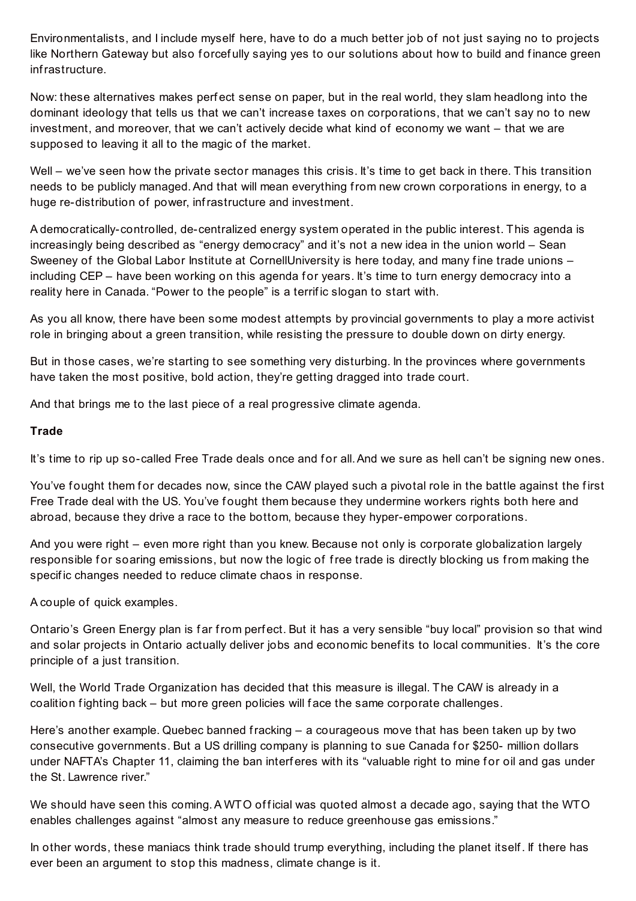Environmentalists, and I include myself here, have to do a much better job of not just saying no to projects like Northern Gateway but also forcefully saying yes to our solutions about how to build and finance green infrastructure.

Now: these alternatives makes perfect sense on paper, but in the real world, they slam headlong into the dominant ideology that tells us that we can't increase taxes on corporations, that we can't say no to new investment, and moreover, that we can't actively decide what kind of economy we want – that we are supposed to leaving it all to the magic of the market.

Well – we've seen how the private sector manages this crisis. It's time to get back in there. This transition needs to be publicly managed. And that will mean everything from new crown corporations in energy, to a huge re-distribution of power, infrastructure and investment.

A democratically-controlled, de-centralized energy system operated in the public interest. This agenda is increasingly being described as "energy democracy" and it's not a new idea in the union world – Sean Sweeney of the Global Labor Institute at CornellUniversity is here today, and many fine trade unions – including CEP – have been working on this agenda for years. It's time to turn energy democracy into a reality here in Canada. "Power to the people" is a terrific slogan to start with.

As you all know, there have been some modest attempts by provincial governments to play a more activist role in bringing about a green transition, while resisting the pressure to double down on dirty energy.

But in those cases, we're starting to see something very disturbing. In the provinces where governments have taken the most positive, bold action, they're getting dragged into trade court.

And that brings me to the last piece of a real progressive climate agenda.

**Trade**

It's time to rip up so-called Free Trade deals once and for all. And we sure as hell can't be signing new ones.

You've fought them for decades now, since the CAW played such a pivotal role in the battle against the first Free Trade deal with the US. You've fought them because they undermine workers rights both here and abroad, because they drive a race to the bottom, because they hyper-empower corporations.

And you were right – even more right than you knew. Because not only is corporate globalization largely responsible for soaring emissions, but now the logic of free trade is directly blocking us from making the specific changes needed to reduce climate chaos in response.

A couple of quick examples.

Ontario's Green Energy plan is far from perfect. But it has a very sensible "buy local" provision so that wind and solar projects in Ontario actually deliver jobs and economic benefits to local communities. It's the core principle of a just transition.

Well, the World Trade Organization has decided that this measure is illegal. The CAW is already in a coalition fighting back – but more green policies will face the same corporate challenges.

Here's another example. Quebec banned fracking – a courageous move that has been taken up by two consecutive governments. But a US drilling company is planning to sue Canada for $250- million dollars under NAFTA's Chapter 11, claiming the ban interferes with its "valuable right to mine for oil and gas under the St. Lawrence river."

We should have seen this coming. A WTO official was quoted almost a decade ago, saying that the WTO enables challenges against "almost any measure to reduce greenhouse gas emissions."

In other words, these maniacs think trade should trump everything, including the planet itself. If there has ever been an argument to stop this madness, climate change is it.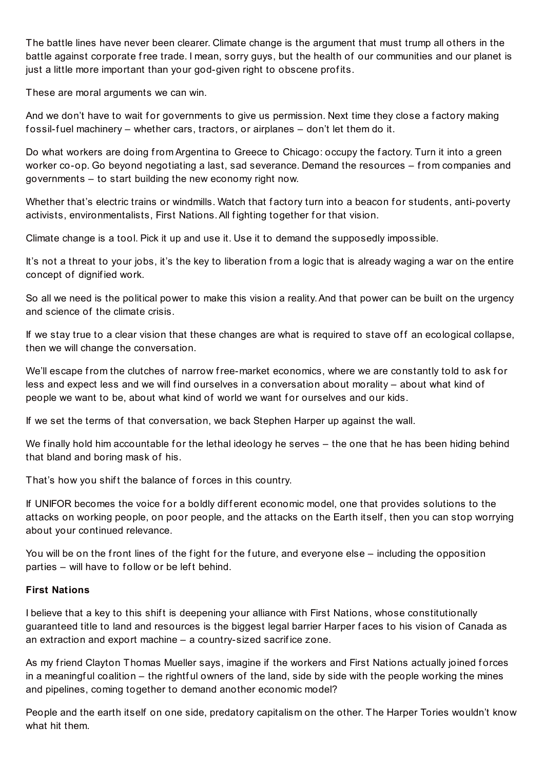The battle lines have never been clearer. Climate change is the argument that must trump all others in the battle against corporate free trade. I mean, sorry guys, but the health of our communities and our planet is just a little more important than your god-given right to obscene profits.

These are moral arguments we can win.

And we don't have to wait for governments to give us permission. Next time they close a factory making fossil-fuel machinery – whether cars, tractors, or airplanes – don't let them do it.

Do what workers are doing from Argentina to Greece to Chicago: occupy the factory. Turn it into a green worker co-op. Go beyond negotiating a last, sad severance. Demand the resources – from companies and governments – to start building the new economy right now.

Whether that's electric trains or windmills. Watch that factory turn into a beacon for students, anti-poverty activists, environmentalists, First Nations. All fighting together for that vision.

Climate change is a tool. Pick it up and use it. Use it to demand the supposedly impossible.

It's not a threat to your jobs, it's the key to liberation from a logic that is already waging a war on the entire concept of dignified work.

So all we need is the political power to make this vision a reality. And that power can be built on the urgency and science of the climate crisis.

If we stay true to a clear vision that these changes are what is required to stave off an ecological collapse, then we will change the conversation.

We'll escape from the clutches of narrow free-market economics, where we are constantly told to ask for less and expect less and we will find ourselves in a conversation about morality – about what kind of people we want to be, about what kind of world we want for ourselves and our kids.

If we set the terms of that conversation, we back Stephen Harper up against the wall.

We finally hold him accountable for the lethal ideology he serves – the one that he has been hiding behind that bland and boring mask of his.

That's how you shift the balance of forces in this country.

If UNIFOR becomes the voice for a boldly different economic model, one that provides solutions to the attacks on working people, on poor people, and the attacks on the Earth itself, then you can stop worrying about your continued relevance.

You will be on the front lines of the fight for the future, and everyone else – including the opposition parties – will have to follow or be left behind.

**First Nations**

I believe that a key to this shift is deepening your alliance with First Nations, whose constitutionally guaranteed title to land and resources is the biggest legal barrier Harper faces to his vision of Canada as an extraction and export machine – a country-sized sacrifice zone.

As my friend Clayton Thomas Mueller says, imagine if the workers and First Nations actually joined forces in a meaningful coalition – the rightful owners of the land, side by side with the people working the mines and pipelines, coming together to demand another economic model?

People and the earth itself on one side, predatory capitalism on the other. The Harper Tories wouldn't know what hit them.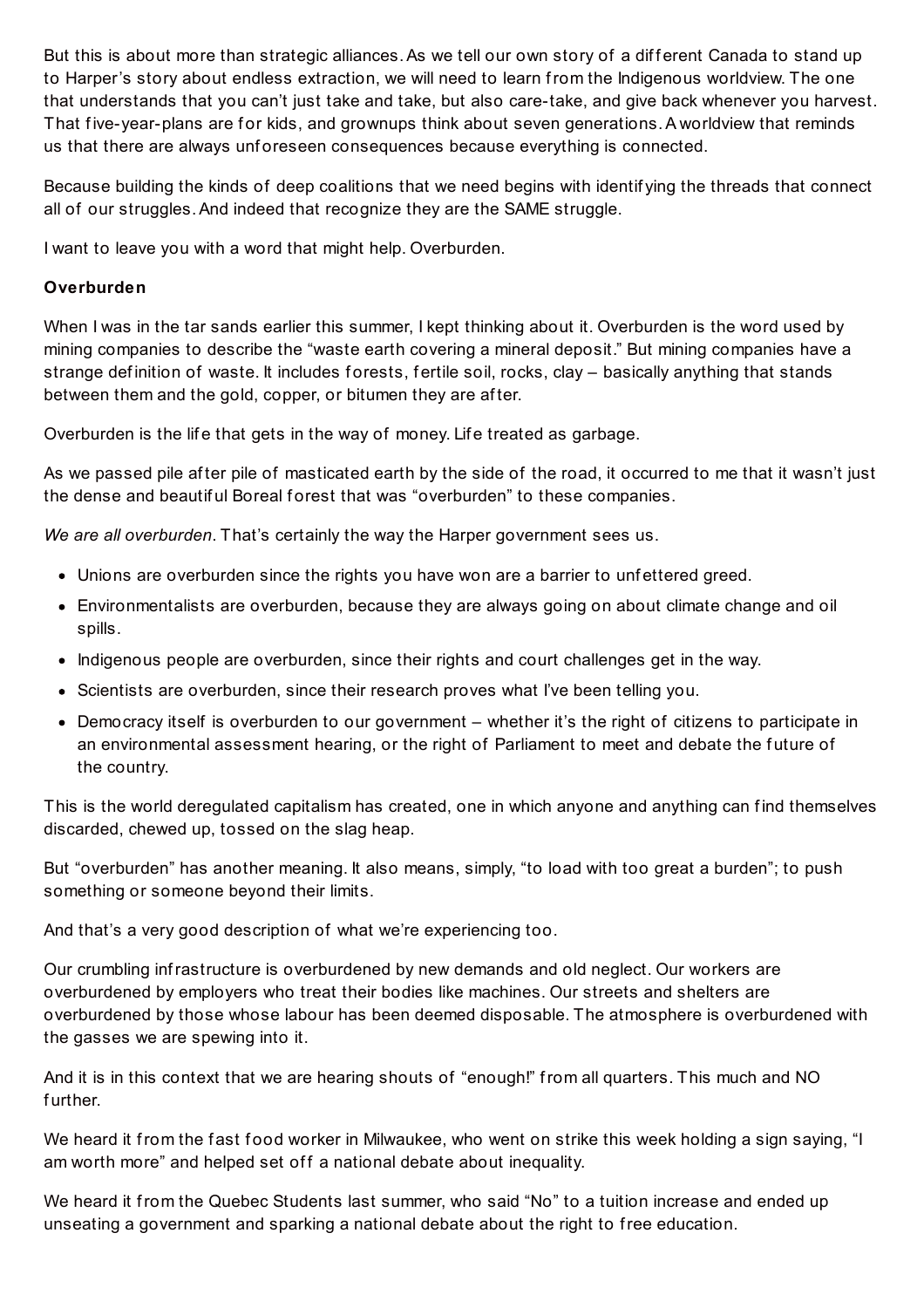But this is about more than strategic alliances. As we tell our own story of a different Canada to stand up to Harper's story about endless extraction, we will need to learn from the Indigenous worldview. The one that understands that you can't just take and take, but also care-take, and give back whenever you harvest. That five-year-plans are for kids, and grownups think about seven generations. A worldview that reminds us that there are always unforeseen consequences because everything is connected.

Because building the kinds of deep coalitions that we need begins with identifying the threads that connect all of our struggles. And indeed that recognize they are the SAME struggle.

I want to leave you with a word that might help. Overburden.

**Overburden**

When I was in the tar sands earlier this summer, I kept thinking about it. Overburden is the word used by mining companies to describe the "waste earth covering a mineral deposit." But mining companies have a strange definition of waste. It includes forests, fertile soil, rocks, clay – basically anything that stands between them and the gold, copper, or bitumen they are after.

Overburden is the life that gets in the way of money. Life treated as garbage.

As we passed pile after pile of masticated earth by the side of the road, it occurred to me that it wasn't just the dense and beautiful Boreal forest that was "overburden" to these companies.

*We are all overburden*. That's certainly the way the Harper government sees us.

- Unions are overburden since the rights you have won are a barrier to unfettered greed.
- Environmentalists are overburden, because they are always going on about climate change and oil spills.
- Indigenous people are overburden, since their rights and court challenges get in the way.
- Scientists are overburden, since their research proves what I've been telling you.
- Democracy itself is overburden to our government – whether it's the right of citizens to participate in an environmental assessment hearing, or the right of Parliament to meet and debate the future of the country.

This is the world deregulated capitalism has created, one in which anyone and anything can find themselves discarded, chewed up, tossed on the slag heap.

But "overburden" has another meaning. It also means, simply, "to load with too great a burden"; to push something or someone beyond their limits.

And that's a very good description of what we're experiencing too.

Our crumbling infrastructure is overburdened by new demands and old neglect. Our workers are overburdened by employers who treat their bodies like machines. Our streets and shelters are overburdened by those whose labour has been deemed disposable. The atmosphere is overburdened with the gasses we are spewing into it.

And it is in this context that we are hearing shouts of "enough!" from all quarters. This much and NO further.

We heard it from the fast food worker in Milwaukee, who went on strike this week holding a sign saying, "I am worth more" and helped set off a national debate about inequality.

We heard it from the Quebec Students last summer, who said "No" to a tuition increase and ended up unseating a government and sparking a national debate about the right to free education.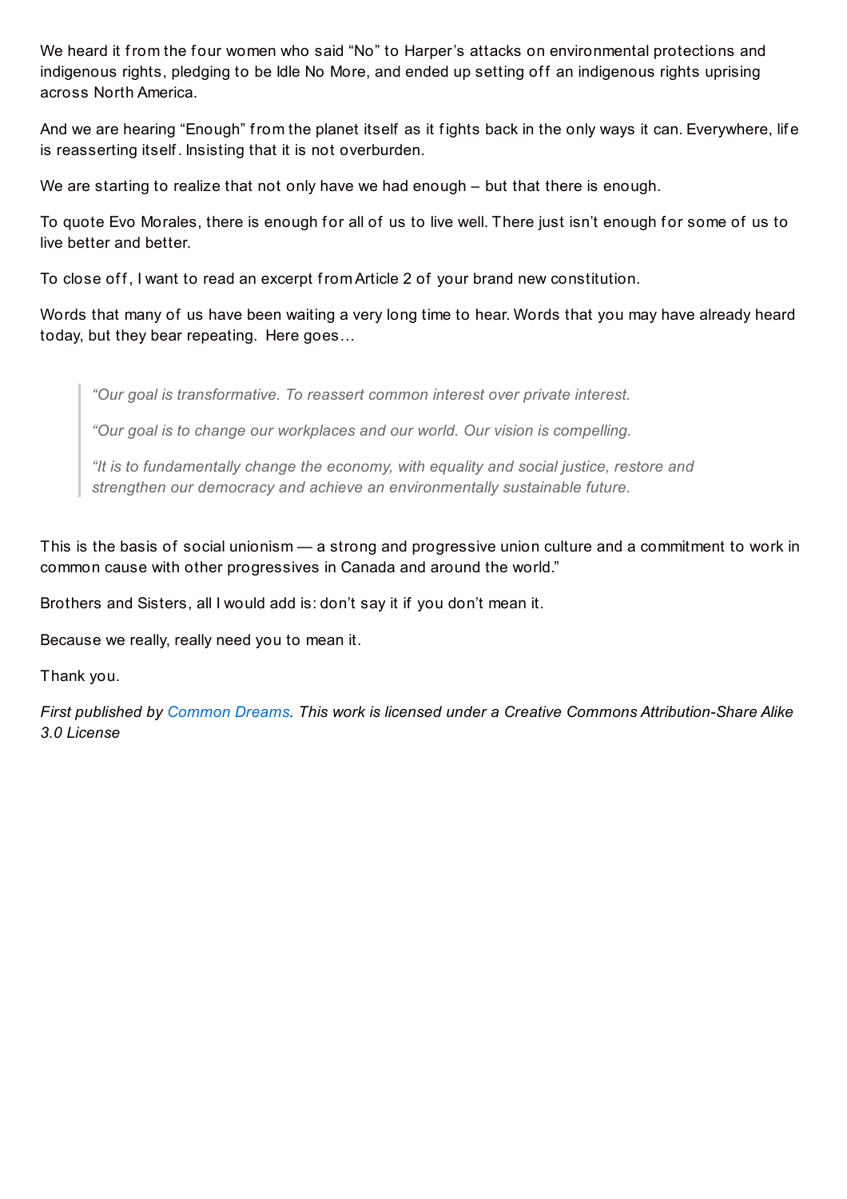We heard it from the four women who said “No” to Harper’s attacks on environmental protections and indigenous rights, pledging to be Idle No More, and ended up setting off an indigenous rights uprising across North America.

And we are hearing “Enough” from the planet itself as it fights back in the only ways it can. Everywhere, life is reasserting itself. Insisting that it is not overburden.

We are starting to realize that not only have we had enough – but that there is enough.

To quote Evo Morales, there is enough for all of us to live well. There just isn’t enough for some of us to live better and better.

To close off, I want to read an excerpt from Article 2 of your brand new constitution.

Words that many of us have been waiting a very long time to hear. Words that you may have already heard today, but they bear repeating.  Here goes…

> *“Our goal is transformative. To reassert common interest over private interest.*
>
> *“Our goal is to change our workplaces and our world. Our vision is compelling.*
>
> *“It is to fundamentally change the economy, with equality and social justice, restore and strengthen our democracy and achieve an environmentally sustainable future.*

This is the basis of social unionism — a strong and progressive union culture and a commitment to work in common cause with other progressives in Canada and around the world.”

Brothers and Sisters, all I would add is: don’t say it if you don’t mean it.

Because we really, really need you to mean it.

Thank you.

*First published by Common Dreams. This work is licensed under a Creative Commons Attribution-Share Alike 3.0 License*